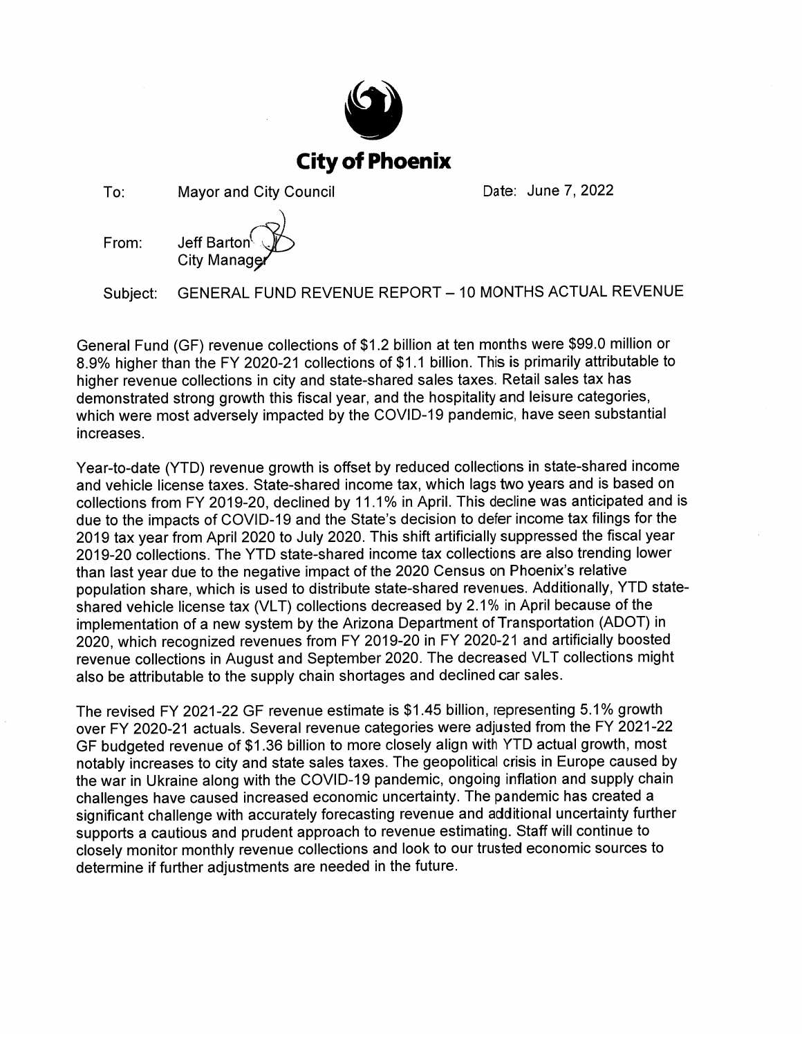# City of Phoenix

To: Mayor and City Council

Date: June 7, 2022

From: Jeff Barton
City Manager

Subject: GENERAL FUND REVENUE REPORT – 10 MONTHS ACTUAL REVENUE

General Fund (GF) revenue collections of $1.2 billion at ten months were $99.0 million or 8.9% higher than the FY 2020-21 collections of $1.1 billion. This is primarily attributable to higher revenue collections in city and state-shared sales taxes. Retail sales tax has demonstrated strong growth this fiscal year, and the hospitality and leisure categories, which were most adversely impacted by the COVID-19 pandemic, have seen substantial increases.

Year-to-date (YTD) revenue growth is offset by reduced collections in state-shared income and vehicle license taxes. State-shared income tax, which lags two years and is based on collections from FY 2019-20, declined by 11.1% in April. This decline was anticipated and is due to the impacts of COVID-19 and the State's decision to defer income tax filings for the 2019 tax year from April 2020 to July 2020. This shift artificially suppressed the fiscal year 2019-20 collections. The YTD state-shared income tax collections are also trending lower than last year due to the negative impact of the 2020 Census on Phoenix's relative population share, which is used to distribute state-shared revenues. Additionally, YTD state-shared vehicle license tax (VLT) collections decreased by 2.1% in April because of the implementation of a new system by the Arizona Department of Transportation (ADOT) in 2020, which recognized revenues from FY 2019-20 in FY 2020-21 and artificially boosted revenue collections in August and September 2020. The decreased VLT collections might also be attributable to the supply chain shortages and declined car sales.

The revised FY 2021-22 GF revenue estimate is $1.45 billion, representing 5.1% growth over FY 2020-21 actuals. Several revenue categories were adjusted from the FY 2021-22 GF budgeted revenue of $1.36 billion to more closely align with YTD actual growth, most notably increases to city and state sales taxes. The geopolitical crisis in Europe caused by the war in Ukraine along with the COVID-19 pandemic, ongoing inflation and supply chain challenges have caused increased economic uncertainty. The pandemic has created a significant challenge with accurately forecasting revenue and additional uncertainty further supports a cautious and prudent approach to revenue estimating. Staff will continue to closely monitor monthly revenue collections and look to our trusted economic sources to determine if further adjustments are needed in the future.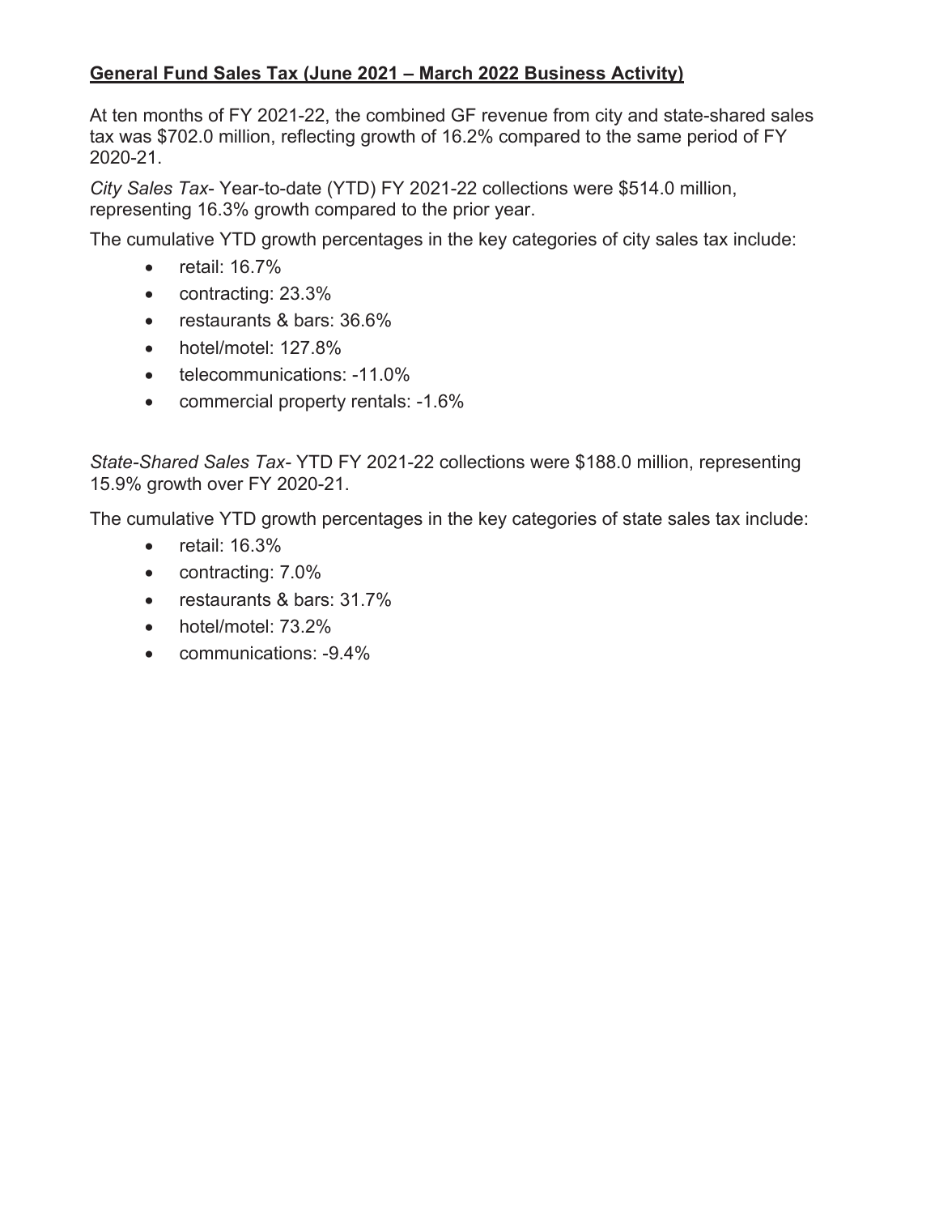## **General Fund Sales Tax (June 2021 – March 2022 Business Activity)**

At ten months of FY 2021-22, the combined GF revenue from city and state-shared sales tax was $702.0 million, reflecting growth of 16.2% compared to the same period of FY 2020-21.

*City Sales Tax*- Year-to-date (YTD) FY 2021-22 collections were $514.0 million, representing 16.3% growth compared to the prior year.

The cumulative YTD growth percentages in the key categories of city sales tax include:

- retail: 16.7%
- contracting: 23.3%
- restaurants & bars: 36.6%
- hotel/motel: 127.8%
- telecommunications: -11.0%
- commercial property rentals: -1.6%

*State-Shared Sales Tax*- YTD FY 2021-22 collections were $188.0 million, representing 15.9% growth over FY 2020-21.

The cumulative YTD growth percentages in the key categories of state sales tax include:

- retail: 16.3%
- contracting: 7.0%
- restaurants & bars: 31.7%
- hotel/motel: 73.2%
- communications: -9.4%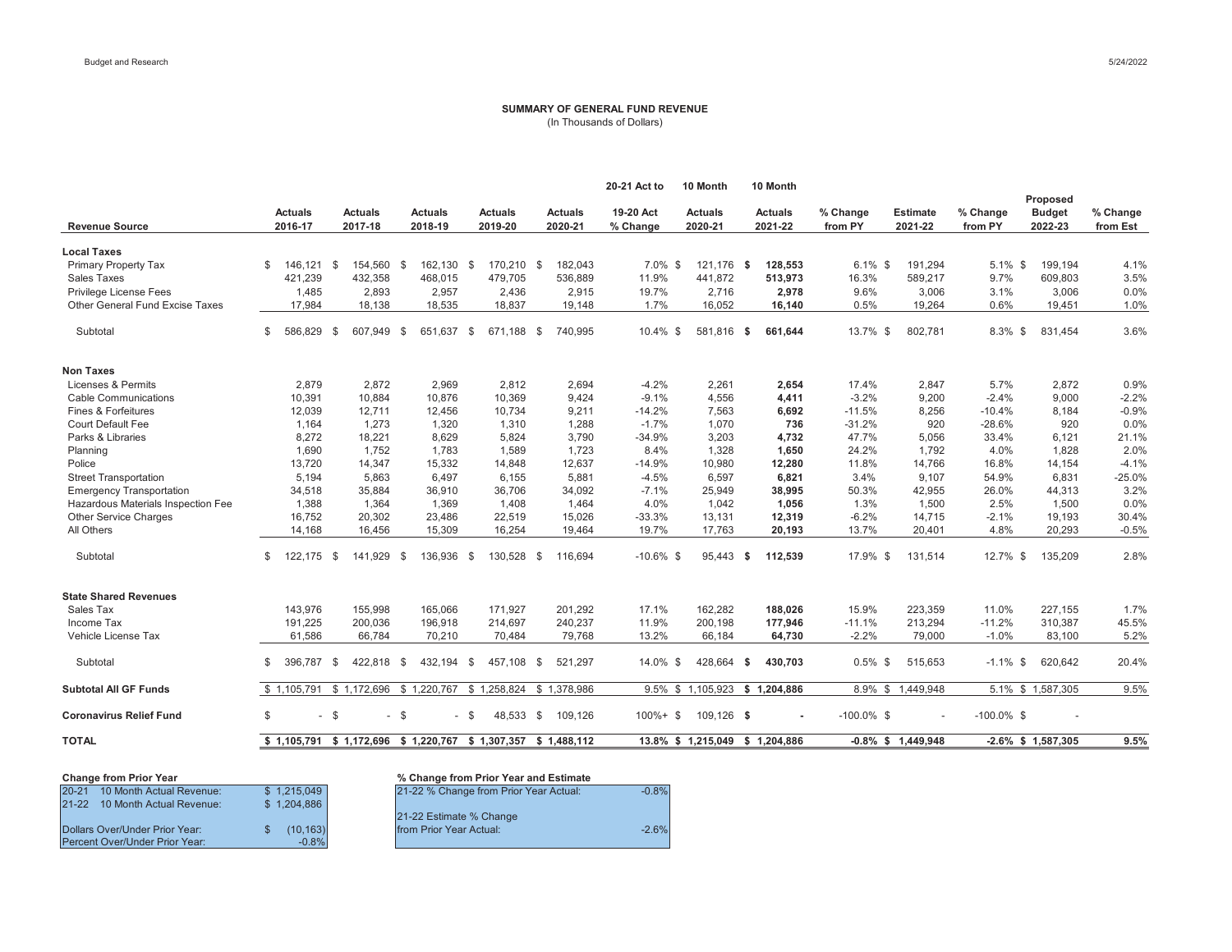## SUMMARY OF GENERAL FUND REVENUE

(In Thousands of Dollars)

| Revenue Source | Actuals 2016-17 | Actuals 2017-18 | Actuals 2018-19 | Actuals 2019-20 | Actuals 2020-21 | 20-21 Act to 19-20 Act % Change | 10 Month Actuals 2020-21 | 10 Month Actuals 2021-22 | % Change from PY | Estimate 2021-22 | % Change from PY | Proposed Budget 2022-23 | % Change from Est |
|---|---|---|---|---|---|---|---|---|---|---|---|---|---|
| **Local Taxes** | | | | | | | | | | | | | |
| Primary Property Tax | $ 146,121 | $ 154,560 | $ 162,130 | $ 170,210 | $ 182,043 | 7.0% | $ 121,176 | **$ 128,553** | 6.1% | $ 191,294 | 5.1% | $ 199,194 | 4.1% |
| Sales Taxes | 421,239 | 432,358 | 468,015 | 479,705 | 536,889 | 11.9% | 441,872 | **513,973** | 16.3% | 589,217 | 9.7% | 609,803 | 3.5% |
| Privilege License Fees | 1,485 | 2,893 | 2,957 | 2,436 | 2,915 | 19.7% | 2,716 | **2,978** | 9.6% | 3,006 | 3.1% | 3,006 | 0.0% |
| Other General Fund Excise Taxes | 17,984 | 18,138 | 18,535 | 18,837 | 19,148 | 1.7% | 16,052 | **16,140** | 0.5% | 19,264 | 0.6% | 19,451 | 1.0% |
| Subtotal | $ 586,829 | $ 607,949 | $ 651,637 | $ 671,188 | $ 740,995 | 10.4% | $ 581,816 | **$ 661,644** | 13.7% | $ 802,781 | 8.3% | $ 831,454 | 3.6% |
| **Non Taxes** | | | | | | | | | | | | | |
| Licenses & Permits | 2,879 | 2,872 | 2,969 | 2,812 | 2,694 | -4.2% | 2,261 | **2,654** | 17.4% | 2,847 | 5.7% | 2,872 | 0.9% |
| Cable Communications | 10,391 | 10,884 | 10,876 | 10,369 | 9,424 | -9.1% | 4,556 | **4,411** | -3.2% | 9,200 | -2.4% | 9,000 | -2.2% |
| Fines & Forfeitures | 12,039 | 12,711 | 12,456 | 10,734 | 9,211 | -14.2% | 7,563 | **6,692** | -11.5% | 8,256 | -10.4% | 8,184 | -0.9% |
| Court Default Fee | 1,164 | 1,273 | 1,320 | 1,310 | 1,288 | -1.7% | 1,070 | **736** | -31.2% | 920 | -28.6% | 920 | 0.0% |
| Parks & Libraries | 8,272 | 18,221 | 8,629 | 5,824 | 3,790 | -34.9% | 3,203 | **4,732** | 47.7% | 5,056 | 33.4% | 6,121 | 21.1% |
| Planning | 1,690 | 1,752 | 1,783 | 1,589 | 1,723 | 8.4% | 1,328 | **1,650** | 24.2% | 1,792 | 4.0% | 1,828 | 2.0% |
| Police | 13,720 | 14,347 | 15,332 | 14,848 | 12,637 | -14.9% | 10,980 | **12,280** | 11.8% | 14,766 | 16.8% | 14,154 | -4.1% |
| Street Transportation | 5,194 | 5,863 | 6,497 | 6,155 | 5,881 | -4.5% | 6,597 | **6,821** | 3.4% | 9,107 | 54.9% | 6,831 | -25.0% |
| Emergency Transportation | 34,518 | 35,884 | 36,910 | 36,706 | 34,092 | -7.1% | 25,949 | **38,995** | 50.3% | 42,955 | 26.0% | 44,313 | 3.2% |
| Hazardous Materials Inspection Fee | 1,388 | 1,364 | 1,369 | 1,408 | 1,464 | 4.0% | 1,042 | **1,056** | 1.3% | 1,500 | 2.5% | 1,500 | 0.0% |
| Other Service Charges | 16,752 | 20,302 | 23,486 | 22,519 | 15,026 | -33.3% | 13,131 | **12,319** | -6.2% | 14,715 | -2.1% | 19,193 | 30.4% |
| All Others | 14,168 | 16,456 | 15,309 | 16,254 | 19,464 | 19.7% | 17,763 | **20,193** | 13.7% | 20,401 | 4.8% | 20,293 | -0.5% |
| Subtotal | $ 122,175 | $ 141,929 | $ 136,936 | $ 130,528 | $ 116,694 | -10.6% | $ 95,443 | **$ 112,539** | 17.9% | $ 131,514 | 12.7% | $ 135,209 | 2.8% |
| **State Shared Revenues** | | | | | | | | | | | | | |
| Sales Tax | 143,976 | 155,998 | 165,066 | 171,927 | 201,292 | 17.1% | 162,282 | **188,026** | 15.9% | 223,359 | 11.0% | 227,155 | 1.7% |
| Income Tax | 191,225 | 200,036 | 196,918 | 214,697 | 240,237 | 11.9% | 200,198 | **177,946** | -11.1% | 213,294 | -11.2% | 310,387 | 45.5% |
| Vehicle License Tax | 61,586 | 66,784 | 70,210 | 70,484 | 79,768 | 13.2% | 66,184 | **64,730** | -2.2% | 79,000 | -1.0% | 83,100 | 5.2% |
| Subtotal | $ 396,787 | $ 422,818 | $ 432,194 | $ 457,108 | $ 521,297 | 14.0% | $ 428,664 | **$ 430,703** | 0.5% | $ 515,653 | -1.1% | $ 620,642 | 20.4% |
| **Subtotal All GF Funds** | $ 1,105,791 | $ 1,172,696 | $ 1,220,767 | $ 1,258,824 | $ 1,378,986 | 9.5% | $ 1,105,923 | **$ 1,204,886** | 8.9% | $ 1,449,948 | 5.1% | $ 1,587,305 | 9.5% |
| **Coronavirus Relief Fund** | $ - | $ - | $ - | $ 48,533 | $ 109,126 | 100%+ | $ 109,126 | **$ -** | -100.0% | - | -100.0% | $ - | |
| **TOTAL** | **$ 1,105,791** | **$ 1,172,696** | **$ 1,220,767** | **$ 1,307,357** | **$ 1,488,112** | **13.8%** | **$ 1,215,049** | **$ 1,204,886** | **-0.8%** | **$ 1,449,948** | **-2.6%** | **$ 1,587,305** | **9.5%** |

**Change from Prior Year**

| | |
|---|---|
| 20-21 10 Month Actual Revenue: | $ 1,215,049 |
| 21-22 10 Month Actual Revenue: | $ 1,204,886 |
| Dollars Over/Under Prior Year: | $ (10,163) |
| Percent Over/Under Prior Year: | -0.8% |

**% Change from Prior Year and Estimate**

| | |
|---|---|
| 21-22 % Change from Prior Year Actual: | -0.8% |
| 21-22 Estimate % Change from Prior Year Actual: | -2.6% |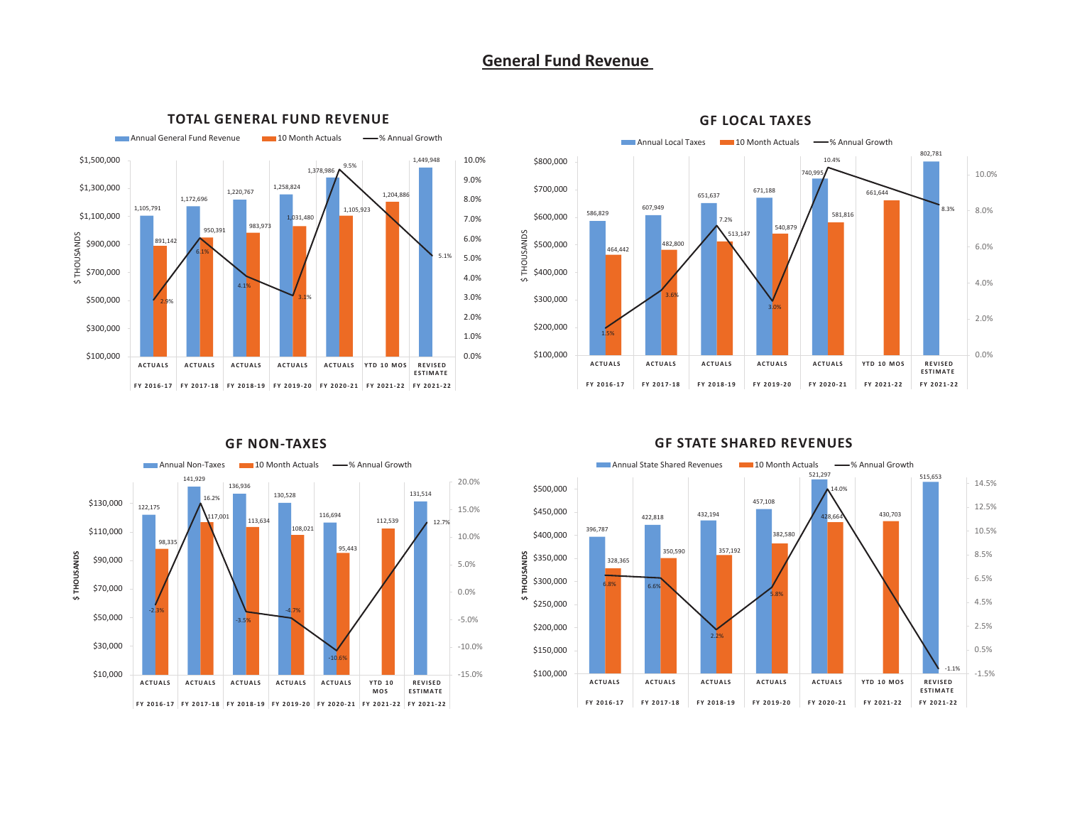# General Fund Revenue

## TOTAL GENERAL FUND REVENUE

| ($ THOUSANDS) | Annual General Fund Revenue | 10 Month Actuals | % Annual Growth |
|---|---|---|---|
| ACTUALS FY 2016-17 | 1,105,791 | 891,142 | 2.9% |
| ACTUALS FY 2017-18 | 1,172,696 | 950,391 | 6.1% |
| ACTUALS FY 2018-19 | 1,220,767 | 983,973 | 4.1% |
| ACTUALS FY 2019-20 | 1,258,824 | 1,031,480 | 3.1% |
| ACTUALS FY 2020-21 | 1,378,986 | 1,105,923 | 9.5% |
| YTD 10 MOS FY 2021-22 | | 1,204,886 | |
| REVISED ESTIMATE FY 2021-22 | 1,449,948 | | 5.1% |

## GF LOCAL TAXES

| ($ THOUSANDS) | Annual Local Taxes | 10 Month Actuals | % Annual Growth |
|---|---|---|---|
| ACTUALS FY 2016-17 | 586,829 | 464,442 | 1.5% |
| ACTUALS FY 2017-18 | 607,949 | 482,800 | 3.6% |
| ACTUALS FY 2018-19 | 651,637 | 513,147 | 7.2% |
| ACTUALS FY 2019-20 | 671,188 | 540,879 | 3.0% |
| ACTUALS FY 2020-21 | 740,995 | 581,816 | 10.4% |
| YTD 10 MOS FY 2021-22 | | 661,644 | |
| REVISED ESTIMATE FY 2021-22 | 802,781 | | 8.3% |

## GF NON-TAXES

| ($ THOUSANDS) | Annual Non-Taxes | 10 Month Actuals | % Annual Growth |
|---|---|---|---|
| ACTUALS FY 2016-17 | 122,175 | 98,335 | -2.3% |
| ACTUALS FY 2017-18 | 141,929 | 117,001 | 16.2% |
| ACTUALS FY 2018-19 | 136,936 | 113,634 | -3.5% |
| ACTUALS FY 2019-20 | 130,528 | 108,021 | -4.7% |
| ACTUALS FY 2020-21 | 116,694 | 95,443 | -10.6% |
| YTD 10 MOS FY 2021-22 | | 112,539 | |
| REVISED ESTIMATE FY 2021-22 | 131,514 | | 12.7% |

## GF STATE SHARED REVENUES

| ($ THOUSANDS) | Annual State Shared Revenues | 10 Month Actuals | % Annual Growth |
|---|---|---|---|
| ACTUALS FY 2016-17 | 396,787 | 328,365 | 6.8% |
| ACTUALS FY 2017-18 | 422,818 | 350,590 | 6.6% |
| ACTUALS FY 2018-19 | 432,194 | 357,192 | 2.2% |
| ACTUALS FY 2019-20 | 457,108 | 382,580 | 5.8% |
| ACTUALS FY 2020-21 | 521,297 | 428,664 | 14.0% |
| YTD 10 MOS FY 2021-22 | | 430,703 | |
| REVISED ESTIMATE FY 2021-22 | 515,653 | | -1.1% |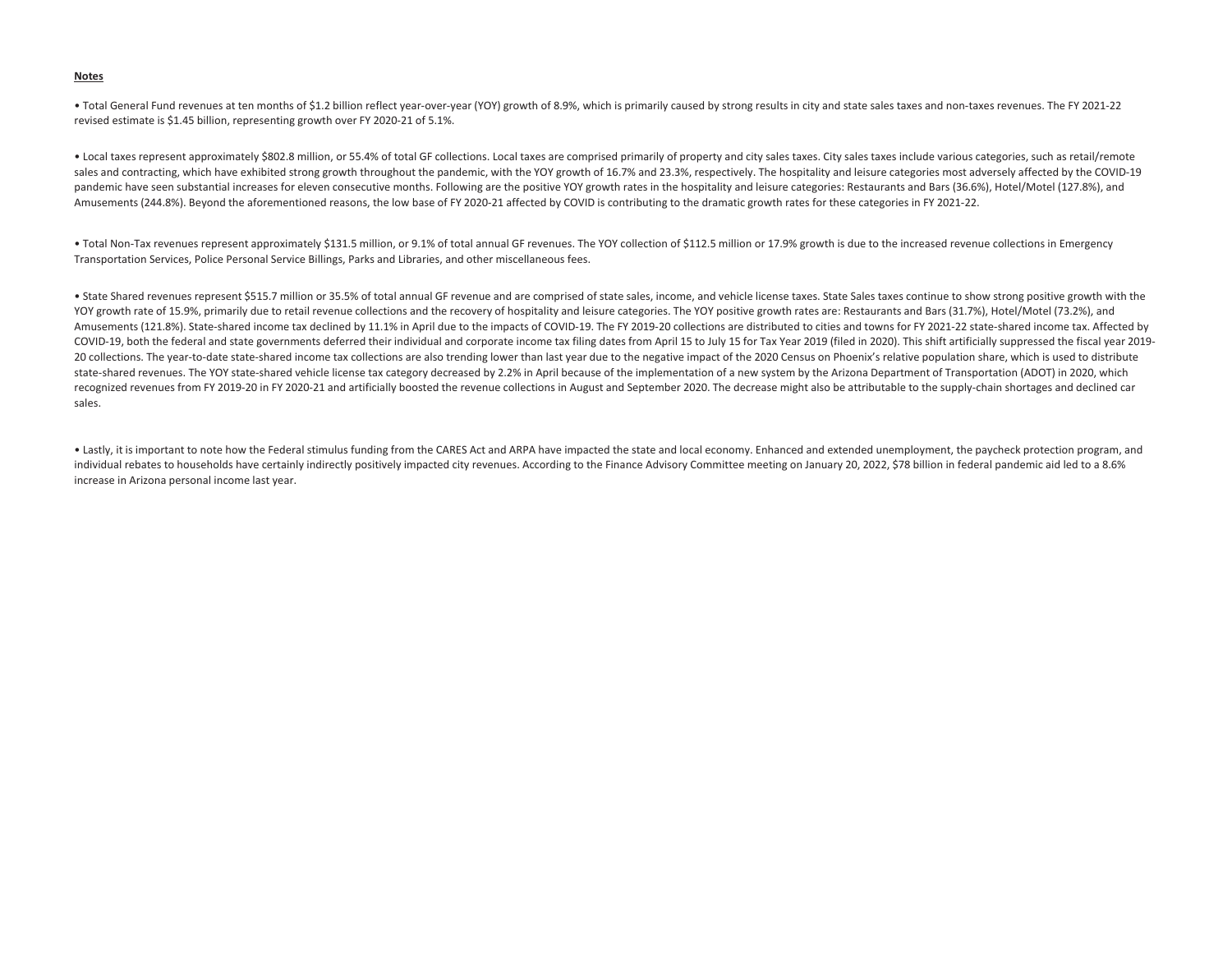**Notes**

• Total General Fund revenues at ten months of $1.2 billion reflect year-over-year (YOY) growth of 8.9%, which is primarily caused by strong results in city and state sales taxes and non-taxes revenues. The FY 2021-22 revised estimate is $1.45 billion, representing growth over FY 2020-21 of 5.1%.

• Local taxes represent approximately $802.8 million, or 55.4% of total GF collections. Local taxes are comprised primarily of property and city sales taxes. City sales taxes include various categories, such as retail/remote sales and contracting, which have exhibited strong growth throughout the pandemic, with the YOY growth of 16.7% and 23.3%, respectively. The hospitality and leisure categories most adversely affected by the COVID-19 pandemic have seen substantial increases for eleven consecutive months. Following are the positive YOY growth rates in the hospitality and leisure categories: Restaurants and Bars (36.6%), Hotel/Motel (127.8%), and Amusements (244.8%). Beyond the aforementioned reasons, the low base of FY 2020-21 affected by COVID is contributing to the dramatic growth rates for these categories in FY 2021-22.

• Total Non-Tax revenues represent approximately $131.5 million, or 9.1% of total annual GF revenues. The YOY collection of $112.5 million or 17.9% growth is due to the increased revenue collections in Emergency Transportation Services, Police Personal Service Billings, Parks and Libraries, and other miscellaneous fees.

• State Shared revenues represent $515.7 million or 35.5% of total annual GF revenue and are comprised of state sales, income, and vehicle license taxes. State Sales taxes continue to show strong positive growth with the YOY growth rate of 15.9%, primarily due to retail revenue collections and the recovery of hospitality and leisure categories. The YOY positive growth rates are: Restaurants and Bars (31.7%), Hotel/Motel (73.2%), and Amusements (121.8%). State-shared income tax declined by 11.1% in April due to the impacts of COVID-19. The FY 2019-20 collections are distributed to cities and towns for FY 2021-22 state-shared income tax. Affected by COVID-19, both the federal and state governments deferred their individual and corporate income tax filing dates from April 15 to July 15 for Tax Year 2019 (filed in 2020). This shift artificially suppressed the fiscal year 2019-20 collections. The year-to-date state-shared income tax collections are also trending lower than last year due to the negative impact of the 2020 Census on Phoenix's relative population share, which is used to distribute state-shared revenues. The YOY state-shared vehicle license tax category decreased by 2.2% in April because of the implementation of a new system by the Arizona Department of Transportation (ADOT) in 2020, which recognized revenues from FY 2019-20 in FY 2020-21 and artificially boosted the revenue collections in August and September 2020. The decrease might also be attributable to the supply-chain shortages and declined car sales.

• Lastly, it is important to note how the Federal stimulus funding from the CARES Act and ARPA have impacted the state and local economy. Enhanced and extended unemployment, the paycheck protection program, and individual rebates to households have certainly indirectly positively impacted city revenues. According to the Finance Advisory Committee meeting on January 20, 2022, $78 billion in federal pandemic aid led to a 8.6% increase in Arizona personal income last year.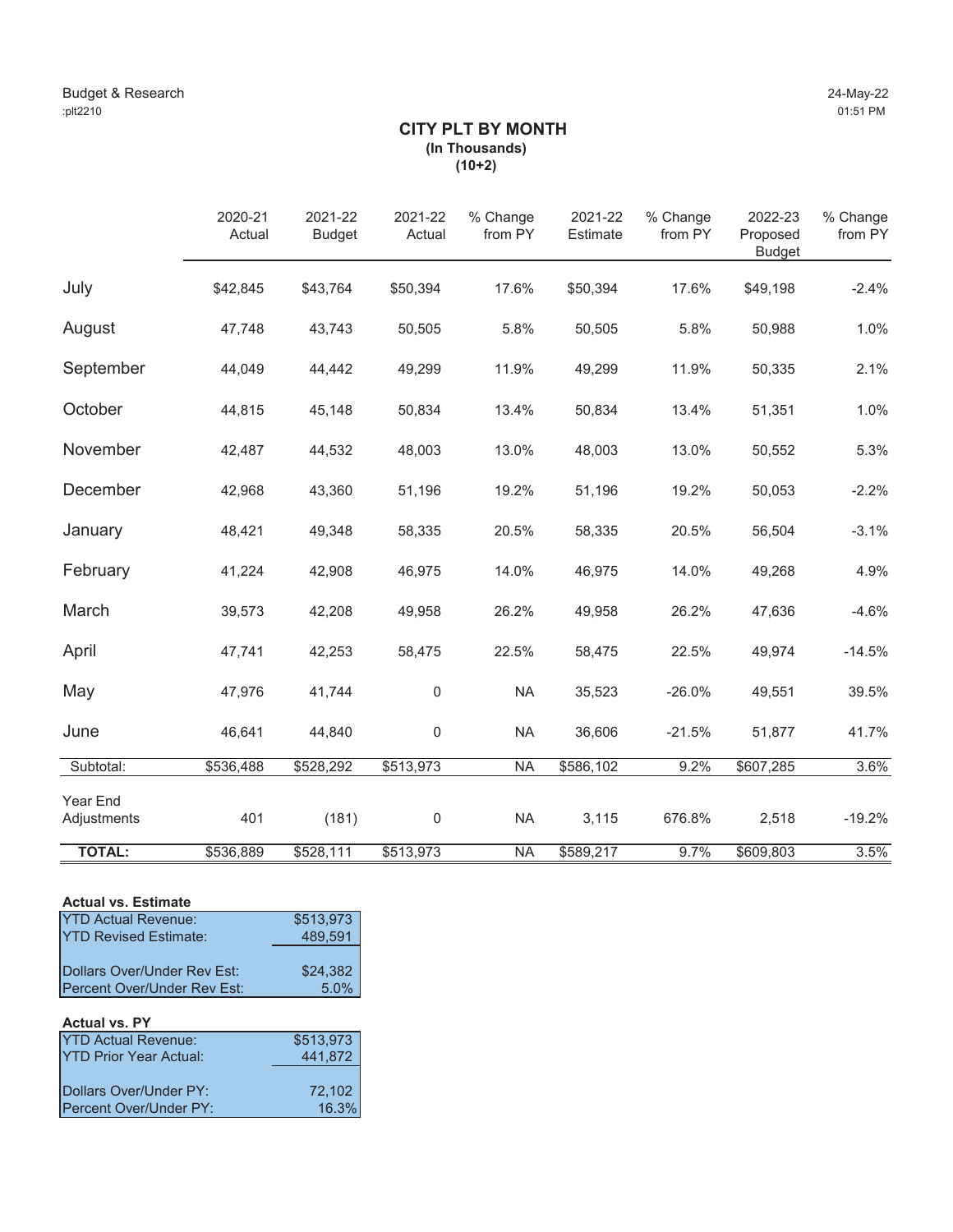Budget & Research
:plt2210

24-May-22
01:51 PM

## CITY PLT BY MONTH

**(In Thousands)**
**(10+2)**

| | 2020-21 Actual | 2021-22 Budget | 2021-22 Actual | % Change from PY | 2021-22 Estimate | % Change from PY | 2022-23 Proposed Budget | % Change from PY |
|---|---|---|---|---|---|---|---|---|
| July | $42,845 | $43,764 | $50,394 | 17.6% | $50,394 | 17.6% | $49,198 | -2.4% |
| August | 47,748 | 43,743 | 50,505 | 5.8% | 50,505 | 5.8% | 50,988 | 1.0% |
| September | 44,049 | 44,442 | 49,299 | 11.9% | 49,299 | 11.9% | 50,335 | 2.1% |
| October | 44,815 | 45,148 | 50,834 | 13.4% | 50,834 | 13.4% | 51,351 | 1.0% |
| November | 42,487 | 44,532 | 48,003 | 13.0% | 48,003 | 13.0% | 50,552 | 5.3% |
| December | 42,968 | 43,360 | 51,196 | 19.2% | 51,196 | 19.2% | 50,053 | -2.2% |
| January | 48,421 | 49,348 | 58,335 | 20.5% | 58,335 | 20.5% | 56,504 | -3.1% |
| February | 41,224 | 42,908 | 46,975 | 14.0% | 46,975 | 14.0% | 49,268 | 4.9% |
| March | 39,573 | 42,208 | 49,958 | 26.2% | 49,958 | 26.2% | 47,636 | -4.6% |
| April | 47,741 | 42,253 | 58,475 | 22.5% | 58,475 | 22.5% | 49,974 | -14.5% |
| May | 47,976 | 41,744 | 0 | NA | 35,523 | -26.0% | 49,551 | 39.5% |
| June | 46,641 | 44,840 | 0 | NA | 36,606 | -21.5% | 51,877 | 41.7% |
| Subtotal: | $536,488 | $528,292 | $513,973 | NA | $586,102 | 9.2% | $607,285 | 3.6% |
| Year End Adjustments | 401 | (181) | 0 | NA | 3,115 | 676.8% | 2,518 | -19.2% |
| **TOTAL:** | $536,889 | $528,111 | $513,973 | NA | $589,217 | 9.7% | $609,803 | 3.5% |

**Actual vs. Estimate**

| | |
|---|---|
| YTD Actual Revenue: | $513,973 |
| YTD Revised Estimate: | 489,591 |
| Dollars Over/Under Rev Est: | $24,382 |
| Percent Over/Under Rev Est: | 5.0% |

**Actual vs. PY**

| | |
|---|---|
| YTD Actual Revenue: | $513,973 |
| YTD Prior Year Actual: | 441,872 |
| Dollars Over/Under PY: | 72,102 |
| Percent Over/Under PY: | 16.3% |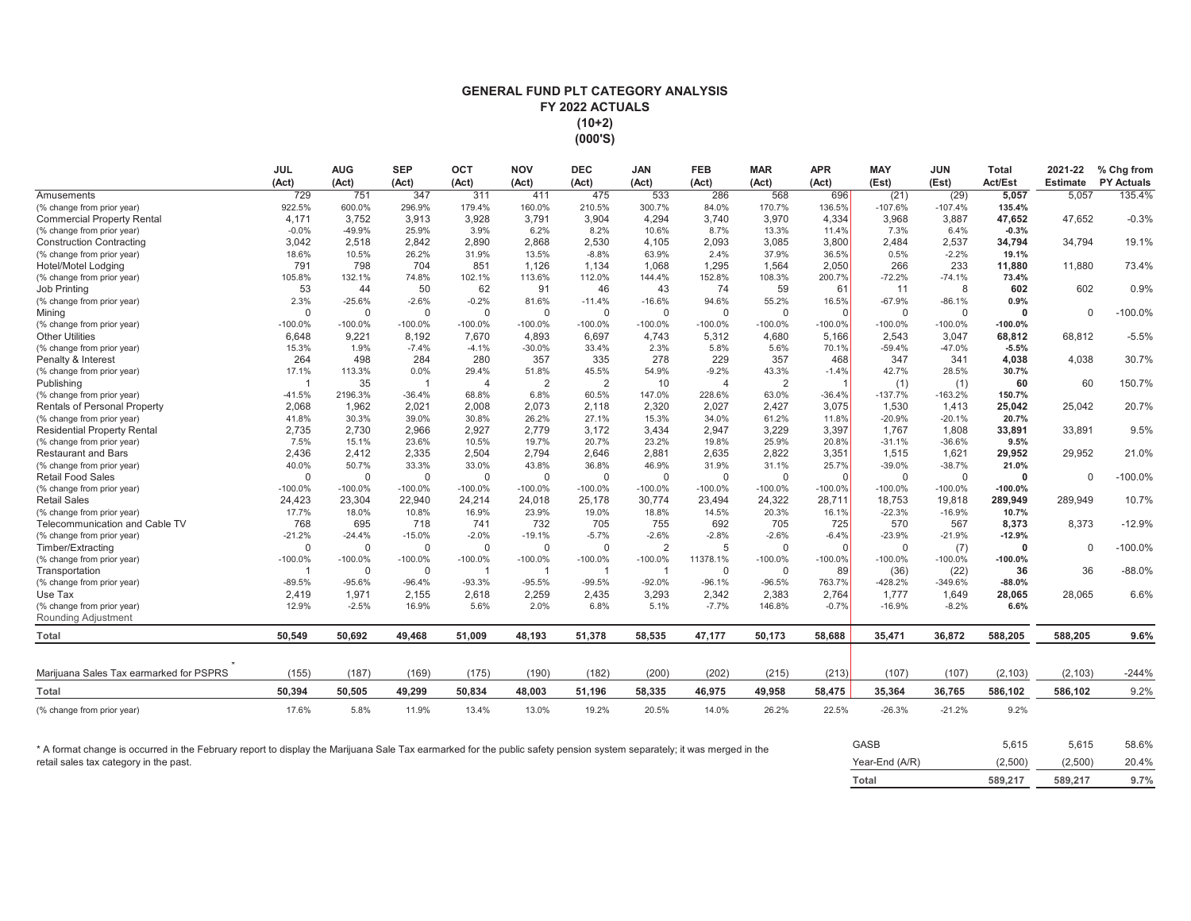# GENERAL FUND PLT CATEGORY ANALYSIS
## FY 2022 ACTUALS
## (10+2)
## (000'S)

| | JUL (Act) | AUG (Act) | SEP (Act) | OCT (Act) | NOV (Act) | DEC (Act) | JAN (Act) | FEB (Act) | MAR (Act) | APR (Act) | MAY (Est) | JUN (Est) | Total Act/Est | 2021-22 Estimate | % Chg from PY Actuals |
|---|---|---|---|---|---|---|---|---|---|---|---|---|---|---|---|
| Amusements | 729 | 751 | 347 | 311 | 411 | 475 | 533 | 286 | 568 | 696 | (21) | (29) | **5,057** | 5,057 | 135.4% |
| (% change from prior year) | 922.5% | 600.0% | 296.9% | 179.4% | 160.0% | 210.5% | 300.7% | 84.0% | 170.7% | 136.5% | -107.6% | -107.4% | **135.4%** | | |
| Commercial Property Rental | 4,171 | 3,752 | 3,913 | 3,928 | 3,791 | 3,904 | 4,294 | 3,740 | 3,970 | 4,334 | 3,968 | 3,887 | **47,652** | 47,652 | -0.3% |
| (% change from prior year) | -0.0% | -49.9% | 25.9% | 3.9% | 6.2% | 8.2% | 10.6% | 8.7% | 13.3% | 11.4% | 7.3% | 6.4% | **-0.3%** | | |
| Construction Contracting | 3,042 | 2,518 | 2,842 | 2,890 | 2,868 | 2,530 | 4,105 | 2,093 | 3,085 | 3,800 | 2,484 | 2,537 | **34,794** | 34,794 | 19.1% |
| (% change from prior year) | 18.6% | 10.5% | 26.2% | 31.9% | 13.5% | -8.8% | 63.9% | 2.4% | 37.9% | 36.5% | 0.5% | -2.2% | **19.1%** | | |
| Hotel/Motel Lodging | 791 | 798 | 704 | 851 | 1,126 | 1,134 | 1,068 | 1,295 | 1,564 | 2,050 | 266 | 233 | **11,880** | 11,880 | 73.4% |
| (% change from prior year) | 105.8% | 132.1% | 74.8% | 102.1% | 113.6% | 112.0% | 144.4% | 152.8% | 108.3% | 200.7% | -72.2% | -74.1% | **73.4%** | | |
| Job Printing | 53 | 44 | 50 | 62 | 91 | 46 | 43 | 74 | 59 | 61 | 11 | 8 | **602** | 602 | 0.9% |
| (% change from prior year) | 2.3% | -25.6% | -2.6% | -0.2% | 81.6% | -11.4% | -16.6% | 94.6% | 55.2% | 16.5% | -67.9% | -86.1% | **0.9%** | | |
| Mining | 0 | 0 | 0 | 0 | 0 | 0 | 0 | 0 | 0 | 0 | 0 | 0 | **0** | 0 | -100.0% |
| (% change from prior year) | -100.0% | -100.0% | -100.0% | -100.0% | -100.0% | -100.0% | -100.0% | -100.0% | -100.0% | -100.0% | -100.0% | -100.0% | **-100.0%** | | |
| Other Utilities | 6,648 | 9,221 | 8,192 | 7,670 | 4,893 | 6,697 | 4,743 | 5,312 | 4,680 | 5,166 | 2,543 | 3,047 | **68,812** | 68,812 | -5.5% |
| (% change from prior year) | 15.3% | 1.9% | -7.4% | -4.1% | -30.0% | 33.4% | 2.3% | 5.8% | 5.6% | 70.1% | -59.4% | -47.0% | **-5.5%** | | |
| Penalty & Interest | 264 | 498 | 284 | 280 | 357 | 335 | 278 | 229 | 357 | 468 | 347 | 341 | **4,038** | 4,038 | 30.7% |
| (% change from prior year) | 17.1% | 113.3% | 0.0% | 29.4% | 51.8% | 45.5% | 54.9% | -9.2% | 43.3% | -1.4% | 42.7% | 28.5% | **30.7%** | | |
| Publishing | 1 | 35 | 1 | 4 | 2 | 2 | 10 | 4 | 2 | 1 | (1) | (1) | **60** | 60 | 150.7% |
| (% change from prior year) | -41.5% | 2196.3% | -36.4% | 68.8% | 6.8% | 60.5% | 147.0% | 228.6% | 63.0% | -36.4% | -137.7% | -163.2% | **150.7%** | | |
| Rentals of Personal Property | 2,068 | 1,962 | 2,021 | 2,008 | 2,073 | 2,118 | 2,320 | 2,027 | 2,427 | 3,075 | 1,530 | 1,413 | **25,042** | 25,042 | 20.7% |
| (% change from prior year) | 41.8% | 30.3% | 39.0% | 30.8% | 26.2% | 27.1% | 15.3% | 34.0% | 61.2% | 11.8% | -20.9% | -20.1% | **20.7%** | | |
| Residential Property Rental | 2,735 | 2,730 | 2,966 | 2,927 | 2,779 | 3,172 | 3,434 | 2,947 | 3,229 | 3,397 | 1,767 | 1,808 | **33,891** | 33,891 | 9.5% |
| (% change from prior year) | 7.5% | 15.1% | 23.6% | 10.5% | 19.7% | 20.7% | 23.2% | 19.8% | 25.9% | 20.8% | -31.1% | -36.6% | **9.5%** | | |
| Restaurant and Bars | 2,436 | 2,412 | 2,335 | 2,504 | 2,794 | 2,646 | 2,881 | 2,635 | 2,822 | 3,351 | 1,515 | 1,621 | **29,952** | 29,952 | 21.0% |
| (% change from prior year) | 40.0% | 50.7% | 33.3% | 33.0% | 43.8% | 36.8% | 46.9% | 31.9% | 31.1% | 25.7% | -39.0% | -38.7% | **21.0%** | | |
| Retail Food Sales | 0 | 0 | 0 | 0 | 0 | 0 | 0 | 0 | 0 | 0 | 0 | 0 | **0** | 0 | -100.0% |
| (% change from prior year) | -100.0% | -100.0% | -100.0% | -100.0% | -100.0% | -100.0% | -100.0% | -100.0% | -100.0% | -100.0% | -100.0% | -100.0% | **-100.0%** | | |
| Retail Sales | 24,423 | 23,304 | 22,940 | 24,214 | 24,018 | 25,178 | 30,774 | 23,494 | 24,322 | 28,711 | 18,753 | 19,818 | **289,949** | 289,949 | 10.7% |
| (% change from prior year) | 17.7% | 18.0% | 10.8% | 16.9% | 23.9% | 19.0% | 18.8% | 14.5% | 20.3% | 16.1% | -22.3% | -16.9% | **10.7%** | | |
| Telecommunication and Cable TV | 768 | 695 | 718 | 741 | 732 | 705 | 755 | 692 | 705 | 725 | 570 | 567 | **8,373** | 8,373 | -12.9% |
| (% change from prior year) | -21.2% | -24.4% | -15.0% | -2.0% | -19.1% | -5.7% | -2.6% | -2.8% | -2.6% | -6.4% | -23.9% | -21.9% | **-12.9%** | | |
| Timber/Extracting | 0 | 0 | 0 | 0 | 0 | 0 | 2 | 5 | 0 | 0 | 0 | (7) | **0** | 0 | -100.0% |
| (% change from prior year) | -100.0% | -100.0% | -100.0% | -100.0% | -100.0% | -100.0% | -100.0% | 11378.1% | -100.0% | -100.0% | -100.0% | -100.0% | **-100.0%** | | |
| Transportation | 1 | 0 | 0 | 1 | 1 | 1 | 1 | 0 | 0 | 89 | (36) | (22) | **36** | 36 | -88.0% |
| (% change from prior year) | -89.5% | -95.6% | -96.4% | -93.3% | -95.5% | -99.5% | -92.0% | -96.1% | -96.5% | 763.7% | -428.2% | -349.6% | **-88.0%** | | |
| Use Tax | 2,419 | 1,971 | 2,155 | 2,618 | 2,259 | 2,435 | 3,293 | 2,342 | 2,383 | 2,764 | 1,777 | 1,649 | **28,065** | 28,065 | 6.6% |
| (% change from prior year) | 12.9% | -2.5% | 16.9% | 5.6% | 2.0% | 6.8% | 5.1% | -7.7% | 146.8% | -0.7% | -16.9% | -8.2% | **6.6%** | | |
| Rounding Adjustment | | | | | | | | | | | | | | | |
| **Total** | **50,549** | **50,692** | **49,468** | **51,009** | **48,193** | **51,378** | **58,535** | **47,177** | **50,173** | **58,688** | **35,471** | **36,872** | **588,205** | **588,205** | **9.6%** |
| Marijuana Sales Tax earmarked for PSPRS * | (155) | (187) | (169) | (175) | (190) | (182) | (200) | (202) | (215) | (213) | (107) | (107) | (2,103) | (2,103) | -244% |
| **Total** | **50,394** | **50,505** | **49,299** | **50,834** | **48,003** | **51,196** | **58,335** | **46,975** | **49,958** | **58,475** | **35,364** | **36,765** | **586,102** | **586,102** | **9.2%** |
| (% change from prior year) | 17.6% | 5.8% | 11.9% | 13.4% | 13.0% | 19.2% | 20.5% | 14.0% | 26.2% | 22.5% | -26.3% | -21.2% | 9.2% | | |

| | Total Act/Est | 2021-22 Estimate | % Chg from PY Actuals |
|---|---|---|---|
| GASB | 5,615 | 5,615 | 58.6% |
| Year-End (A/R) | (2,500) | (2,500) | 20.4% |
| **Total** | **589,217** | **589,217** | **9.7%** |

* A format change is occurred in the February report to display the Marijuana Sale Tax earmarked for the public safety pension system separately; it was merged in the retail sales tax category in the past.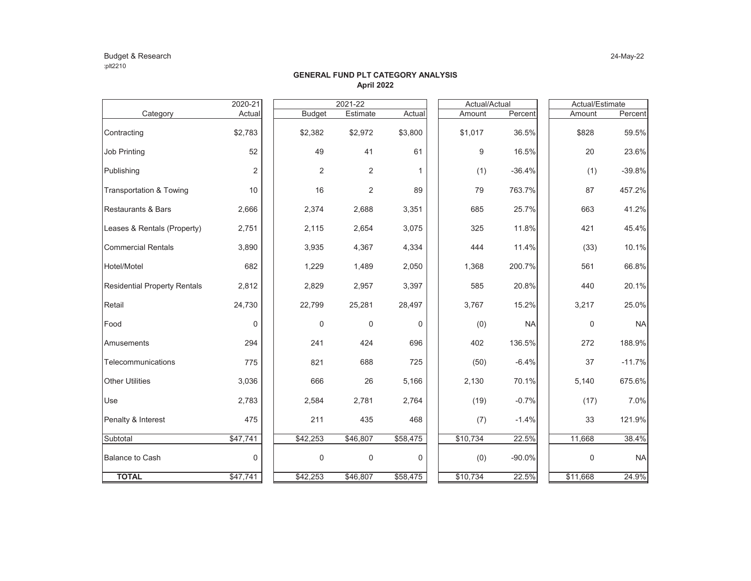Budget & Research
:plt2210

24-May-22

**GENERAL FUND PLT CATEGORY ANALYSIS**
**April 2022**

| Category | 2020-21 Actual | 2021-22 Budget | 2021-22 Estimate | 2021-22 Actual | Actual/Actual Amount | Actual/Actual Percent | Actual/Estimate Amount | Actual/Estimate Percent |
|---|---|---|---|---|---|---|---|---|
| Contracting | $2,783 | $2,382 | $2,972 | $3,800 | $1,017 | 36.5% | $828 | 59.5% |
| Job Printing | 52 | 49 | 41 | 61 | 9 | 16.5% | 20 | 23.6% |
| Publishing | 2 | 2 | 2 | 1 | (1) | -36.4% | (1) | -39.8% |
| Transportation & Towing | 10 | 16 | 2 | 89 | 79 | 763.7% | 87 | 457.2% |
| Restaurants & Bars | 2,666 | 2,374 | 2,688 | 3,351 | 685 | 25.7% | 663 | 41.2% |
| Leases & Rentals (Property) | 2,751 | 2,115 | 2,654 | 3,075 | 325 | 11.8% | 421 | 45.4% |
| Commercial Rentals | 3,890 | 3,935 | 4,367 | 4,334 | 444 | 11.4% | (33) | 10.1% |
| Hotel/Motel | 682 | 1,229 | 1,489 | 2,050 | 1,368 | 200.7% | 561 | 66.8% |
| Residential Property Rentals | 2,812 | 2,829 | 2,957 | 3,397 | 585 | 20.8% | 440 | 20.1% |
| Retail | 24,730 | 22,799 | 25,281 | 28,497 | 3,767 | 15.2% | 3,217 | 25.0% |
| Food | 0 | 0 | 0 | 0 | (0) | NA | 0 | NA |
| Amusements | 294 | 241 | 424 | 696 | 402 | 136.5% | 272 | 188.9% |
| Telecommunications | 775 | 821 | 688 | 725 | (50) | -6.4% | 37 | -11.7% |
| Other Utilities | 3,036 | 666 | 26 | 5,166 | 2,130 | 70.1% | 5,140 | 675.6% |
| Use | 2,783 | 2,584 | 2,781 | 2,764 | (19) | -0.7% | (17) | 7.0% |
| Penalty & Interest | 475 | 211 | 435 | 468 | (7) | -1.4% | 33 | 121.9% |
| Subtotal | $47,741 | $42,253 | $46,807 | $58,475 | $10,734 | 22.5% | 11,668 | 38.4% |
| Balance to Cash | 0 | 0 | 0 | 0 | (0) | -90.0% | 0 | NA |
| **TOTAL** | $47,741 | $42,253 | $46,807 | $58,475 | $10,734 | 22.5% | $11,668 | 24.9% |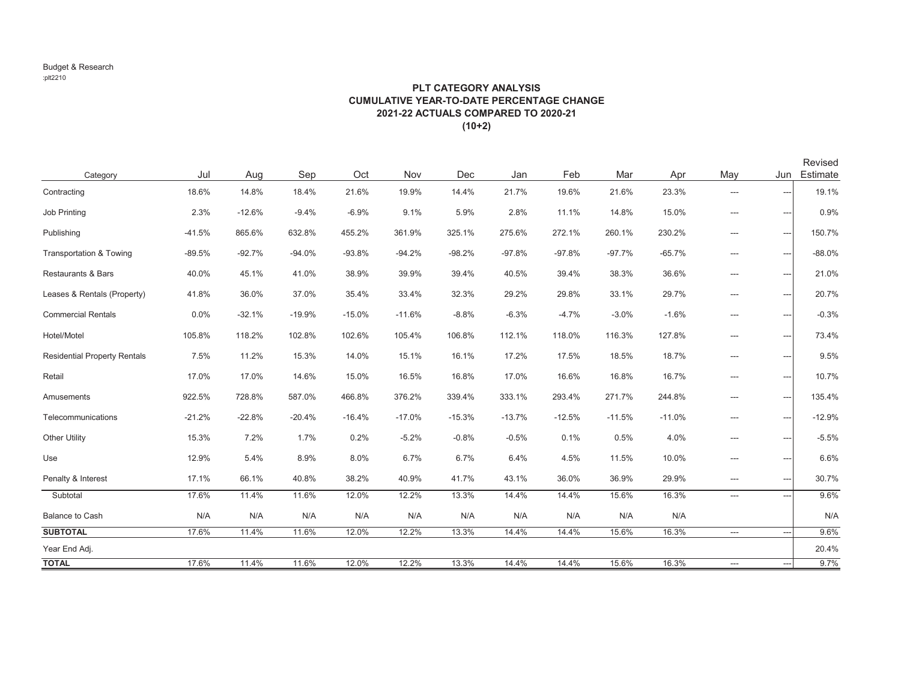Budget & Research
:plt2210

**PLT CATEGORY ANALYSIS**
**CUMULATIVE YEAR-TO-DATE PERCENTAGE CHANGE**
**2021-22 ACTUALS COMPARED TO 2020-21**
**(10+2)**

| Category | Jul | Aug | Sep | Oct | Nov | Dec | Jan | Feb | Mar | Apr | May | Jun | Revised Estimate |
|---|---|---|---|---|---|---|---|---|---|---|---|---|---|
| Contracting | 18.6% | 14.8% | 18.4% | 21.6% | 19.9% | 14.4% | 21.7% | 19.6% | 21.6% | 23.3% | --- | --- | 19.1% |
| Job Printing | 2.3% | -12.6% | -9.4% | -6.9% | 9.1% | 5.9% | 2.8% | 11.1% | 14.8% | 15.0% | --- | --- | 0.9% |
| Publishing | -41.5% | 865.6% | 632.8% | 455.2% | 361.9% | 325.1% | 275.6% | 272.1% | 260.1% | 230.2% | --- | --- | 150.7% |
| Transportation & Towing | -89.5% | -92.7% | -94.0% | -93.8% | -94.2% | -98.2% | -97.8% | -97.8% | -97.7% | -65.7% | --- | --- | -88.0% |
| Restaurants & Bars | 40.0% | 45.1% | 41.0% | 38.9% | 39.9% | 39.4% | 40.5% | 39.4% | 38.3% | 36.6% | --- | --- | 21.0% |
| Leases & Rentals (Property) | 41.8% | 36.0% | 37.0% | 35.4% | 33.4% | 32.3% | 29.2% | 29.8% | 33.1% | 29.7% | --- | --- | 20.7% |
| Commercial Rentals | 0.0% | -32.1% | -19.9% | -15.0% | -11.6% | -8.8% | -6.3% | -4.7% | -3.0% | -1.6% | --- | --- | -0.3% |
| Hotel/Motel | 105.8% | 118.2% | 102.8% | 102.6% | 105.4% | 106.8% | 112.1% | 118.0% | 116.3% | 127.8% | --- | --- | 73.4% |
| Residential Property Rentals | 7.5% | 11.2% | 15.3% | 14.0% | 15.1% | 16.1% | 17.2% | 17.5% | 18.5% | 18.7% | --- | --- | 9.5% |
| Retail | 17.0% | 17.0% | 14.6% | 15.0% | 16.5% | 16.8% | 17.0% | 16.6% | 16.8% | 16.7% | --- | --- | 10.7% |
| Amusements | 922.5% | 728.8% | 587.0% | 466.8% | 376.2% | 339.4% | 333.1% | 293.4% | 271.7% | 244.8% | --- | --- | 135.4% |
| Telecommunications | -21.2% | -22.8% | -20.4% | -16.4% | -17.0% | -15.3% | -13.7% | -12.5% | -11.5% | -11.0% | --- | --- | -12.9% |
| Other Utility | 15.3% | 7.2% | 1.7% | 0.2% | -5.2% | -0.8% | -0.5% | 0.1% | 0.5% | 4.0% | --- | --- | -5.5% |
| Use | 12.9% | 5.4% | 8.9% | 8.0% | 6.7% | 6.7% | 6.4% | 4.5% | 11.5% | 10.0% | --- | --- | 6.6% |
| Penalty & Interest | 17.1% | 66.1% | 40.8% | 38.2% | 40.9% | 41.7% | 43.1% | 36.0% | 36.9% | 29.9% | --- | --- | 30.7% |
| Subtotal | 17.6% | 11.4% | 11.6% | 12.0% | 12.2% | 13.3% | 14.4% | 14.4% | 15.6% | 16.3% | --- | --- | 9.6% |
| Balance to Cash | N/A | N/A | N/A | N/A | N/A | N/A | N/A | N/A | N/A | N/A | | | N/A |
| **SUBTOTAL** | 17.6% | 11.4% | 11.6% | 12.0% | 12.2% | 13.3% | 14.4% | 14.4% | 15.6% | 16.3% | --- | --- | 9.6% |
| Year End Adj. | | | | | | | | | | | | | 20.4% |
| **TOTAL** | 17.6% | 11.4% | 11.6% | 12.0% | 12.2% | 13.3% | 14.4% | 14.4% | 15.6% | 16.3% | --- | --- | 9.7% |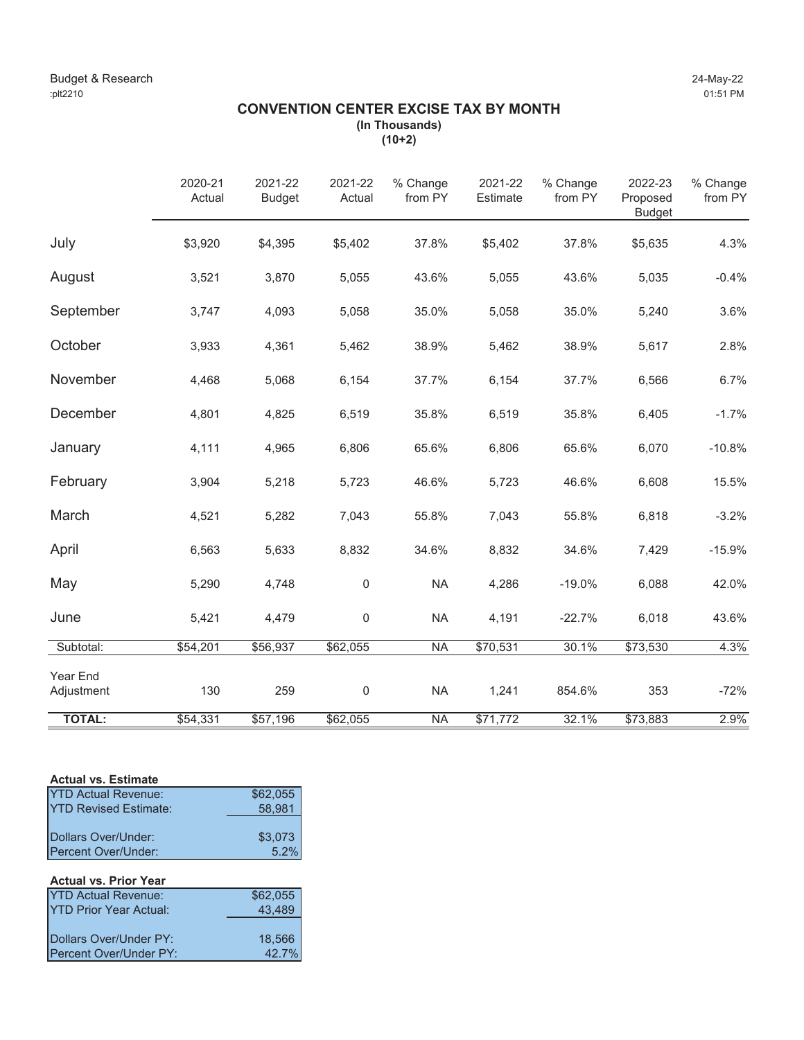Budget & Research
:plt2210

24-May-22
01:51 PM

# CONVENTION CENTER EXCISE TAX BY MONTH

**(In Thousands)**
**(10+2)**

| | 2020-21 Actual | 2021-22 Budget | 2021-22 Actual | % Change from PY | 2021-22 Estimate | % Change from PY | 2022-23 Proposed Budget | % Change from PY |
|---|---|---|---|---|---|---|---|---|
| July | $3,920 | $4,395 | $5,402 | 37.8% | $5,402 | 37.8% | $5,635 | 4.3% |
| August | 3,521 | 3,870 | 5,055 | 43.6% | 5,055 | 43.6% | 5,035 | -0.4% |
| September | 3,747 | 4,093 | 5,058 | 35.0% | 5,058 | 35.0% | 5,240 | 3.6% |
| October | 3,933 | 4,361 | 5,462 | 38.9% | 5,462 | 38.9% | 5,617 | 2.8% |
| November | 4,468 | 5,068 | 6,154 | 37.7% | 6,154 | 37.7% | 6,566 | 6.7% |
| December | 4,801 | 4,825 | 6,519 | 35.8% | 6,519 | 35.8% | 6,405 | -1.7% |
| January | 4,111 | 4,965 | 6,806 | 65.6% | 6,806 | 65.6% | 6,070 | -10.8% |
| February | 3,904 | 5,218 | 5,723 | 46.6% | 5,723 | 46.6% | 6,608 | 15.5% |
| March | 4,521 | 5,282 | 7,043 | 55.8% | 7,043 | 55.8% | 6,818 | -3.2% |
| April | 6,563 | 5,633 | 8,832 | 34.6% | 8,832 | 34.6% | 7,429 | -15.9% |
| May | 5,290 | 4,748 | 0 | NA | 4,286 | -19.0% | 6,088 | 42.0% |
| June | 5,421 | 4,479 | 0 | NA | 4,191 | -22.7% | 6,018 | 43.6% |
| Subtotal: | $54,201 | $56,937 | $62,055 | NA | $70,531 | 30.1% | $73,530 | 4.3% |
| Year End Adjustment | 130 | 259 | 0 | NA | 1,241 | 854.6% | 353 | -72% |
| **TOTAL:** | $54,331 | $57,196 | $62,055 | NA | $71,772 | 32.1% | $73,883 | 2.9% |

**Actual vs. Estimate**

| | |
|---|---|
| YTD Actual Revenue: | $62,055 |
| YTD Revised Estimate: | 58,981 |
| Dollars Over/Under: | $3,073 |
| Percent Over/Under: | 5.2% |

**Actual vs. Prior Year**

| | |
|---|---|
| YTD Actual Revenue: | $62,055 |
| YTD Prior Year Actual: | 43,489 |
| Dollars Over/Under PY: | 18,566 |
| Percent Over/Under PY: | 42.7% |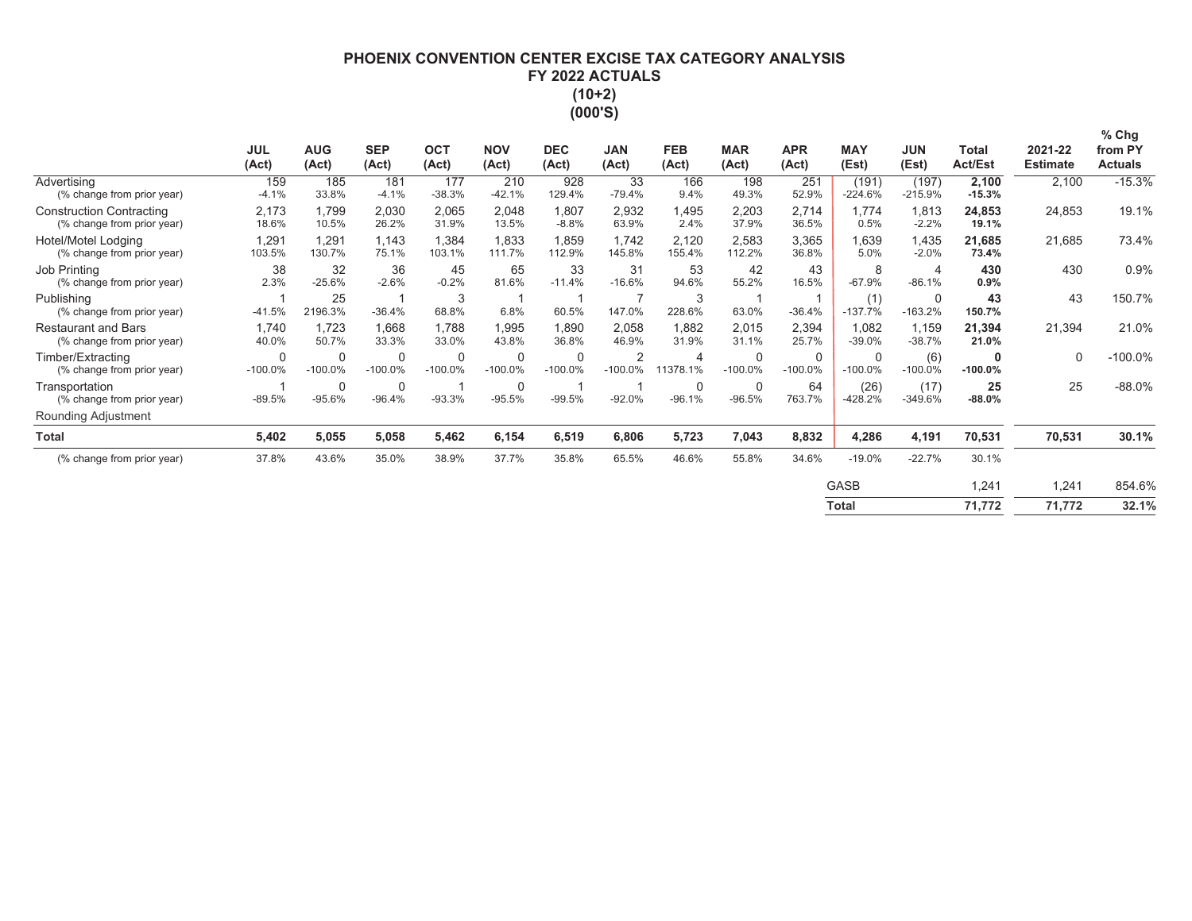# PHOENIX CONVENTION CENTER EXCISE TAX CATEGORY ANALYSIS
## FY 2022 ACTUALS
## (10+2)
## (000'S)

| | JUL (Act) | AUG (Act) | SEP (Act) | OCT (Act) | NOV (Act) | DEC (Act) | JAN (Act) | FEB (Act) | MAR (Act) | APR (Act) | MAY (Est) | JUN (Est) | Total Act/Est | 2021-22 Estimate | % Chg from PY Actuals |
|---|---|---|---|---|---|---|---|---|---|---|---|---|---|---|---|
| Advertising | 159 | 185 | 181 | 177 | 210 | 928 | 33 | 166 | 198 | 251 | (191) | (197) | **2,100** | 2,100 | -15.3% |
| (% change from prior year) | -4.1% | 33.8% | -4.1% | -38.3% | -42.1% | 129.4% | -79.4% | 9.4% | 49.3% | 52.9% | -224.6% | -215.9% | **-15.3%** | | |
| Construction Contracting | 2,173 | 1,799 | 2,030 | 2,065 | 2,048 | 1,807 | 2,932 | 1,495 | 2,203 | 2,714 | 1,774 | 1,813 | **24,853** | 24,853 | 19.1% |
| (% change from prior year) | 18.6% | 10.5% | 26.2% | 31.9% | 13.5% | -8.8% | 63.9% | 2.4% | 37.9% | 36.5% | 0.5% | -2.2% | **19.1%** | | |
| Hotel/Motel Lodging | 1,291 | 1,291 | 1,143 | 1,384 | 1,833 | 1,859 | 1,742 | 2,120 | 2,583 | 3,365 | 1,639 | 1,435 | **21,685** | 21,685 | 73.4% |
| (% change from prior year) | 103.5% | 130.7% | 75.1% | 103.1% | 111.7% | 112.9% | 145.8% | 155.4% | 112.2% | 36.8% | 5.0% | -2.0% | **73.4%** | | |
| Job Printing | 38 | 32 | 36 | 45 | 65 | 33 | 31 | 53 | 42 | 43 | 8 | 4 | **430** | 430 | 0.9% |
| (% change from prior year) | 2.3% | -25.6% | -2.6% | -0.2% | 81.6% | -11.4% | -16.6% | 94.6% | 55.2% | 16.5% | -67.9% | -86.1% | **0.9%** | | |
| Publishing | 1 | 25 | 1 | 3 | 1 | 1 | 7 | 3 | 1 | 1 | (1) | 0 | **43** | 43 | 150.7% |
| (% change from prior year) | -41.5% | 2196.3% | -36.4% | 68.8% | 6.8% | 60.5% | 147.0% | 228.6% | 63.0% | -36.4% | -137.7% | -163.2% | **150.7%** | | |
| Restaurant and Bars | 1,740 | 1,723 | 1,668 | 1,788 | 1,995 | 1,890 | 2,058 | 1,882 | 2,015 | 2,394 | 1,082 | 1,159 | **21,394** | 21,394 | 21.0% |
| (% change from prior year) | 40.0% | 50.7% | 33.3% | 33.0% | 43.8% | 36.8% | 46.9% | 31.9% | 31.1% | 25.7% | -39.0% | -38.7% | **21.0%** | | |
| Timber/Extracting | 0 | 0 | 0 | 0 | 0 | 0 | 2 | 4 | 0 | 0 | 0 | (6) | **0** | 0 | -100.0% |
| (% change from prior year) | -100.0% | -100.0% | -100.0% | -100.0% | -100.0% | -100.0% | -100.0% | 11378.1% | -100.0% | -100.0% | -100.0% | -100.0% | **-100.0%** | | |
| Transportation | 1 | 0 | 0 | 1 | 0 | 1 | 1 | 0 | 0 | 64 | (26) | (17) | **25** | 25 | -88.0% |
| (% change from prior year) | -89.5% | -95.6% | -96.4% | -93.3% | -95.5% | -99.5% | -92.0% | -96.1% | -96.5% | 763.7% | -428.2% | -349.6% | **-88.0%** | | |
| Rounding Adjustment | | | | | | | | | | | | | | | |
| **Total** | **5,402** | **5,055** | **5,058** | **5,462** | **6,154** | **6,519** | **6,806** | **5,723** | **7,043** | **8,832** | **4,286** | **4,191** | **70,531** | **70,531** | **30.1%** |
| (% change from prior year) | 37.8% | 43.6% | 35.0% | 38.9% | 37.7% | 35.8% | 65.5% | 46.6% | 55.8% | 34.6% | -19.0% | -22.7% | 30.1% | | |
| | | | | | | | | | | | GASB | | 1,241 | 1,241 | 854.6% |
| | | | | | | | | | | | **Total** | | **71,772** | **71,772** | **32.1%** |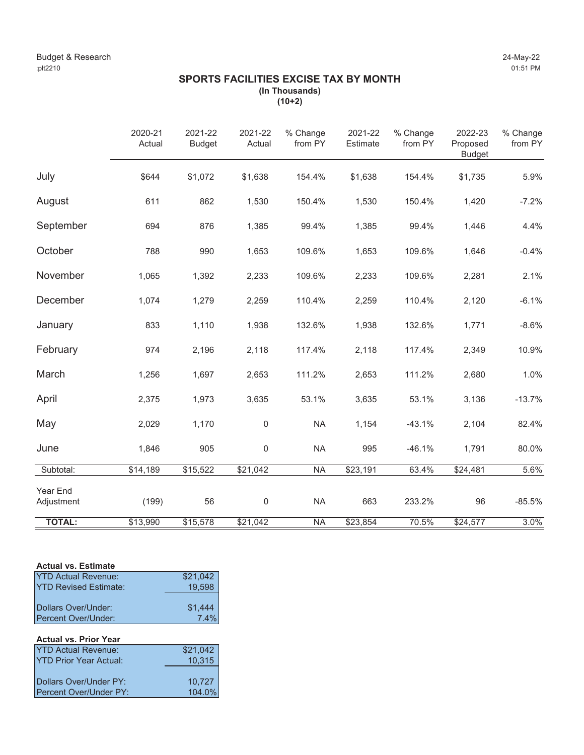Budget & Research
:plt2210

24-May-22
01:51 PM

## SPORTS FACILITIES EXCISE TAX BY MONTH

**(In Thousands)**
**(10+2)**

| | 2020-21 Actual | 2021-22 Budget | 2021-22 Actual | % Change from PY | 2021-22 Estimate | % Change from PY | 2022-23 Proposed Budget | % Change from PY |
|---|---|---|---|---|---|---|---|---|
| July | $644 | $1,072 | $1,638 | 154.4% | $1,638 | 154.4% | $1,735 | 5.9% |
| August | 611 | 862 | 1,530 | 150.4% | 1,530 | 150.4% | 1,420 | -7.2% |
| September | 694 | 876 | 1,385 | 99.4% | 1,385 | 99.4% | 1,446 | 4.4% |
| October | 788 | 990 | 1,653 | 109.6% | 1,653 | 109.6% | 1,646 | -0.4% |
| November | 1,065 | 1,392 | 2,233 | 109.6% | 2,233 | 109.6% | 2,281 | 2.1% |
| December | 1,074 | 1,279 | 2,259 | 110.4% | 2,259 | 110.4% | 2,120 | -6.1% |
| January | 833 | 1,110 | 1,938 | 132.6% | 1,938 | 132.6% | 1,771 | -8.6% |
| February | 974 | 2,196 | 2,118 | 117.4% | 2,118 | 117.4% | 2,349 | 10.9% |
| March | 1,256 | 1,697 | 2,653 | 111.2% | 2,653 | 111.2% | 2,680 | 1.0% |
| April | 2,375 | 1,973 | 3,635 | 53.1% | 3,635 | 53.1% | 3,136 | -13.7% |
| May | 2,029 | 1,170 | 0 | NA | 1,154 | -43.1% | 2,104 | 82.4% |
| June | 1,846 | 905 | 0 | NA | 995 | -46.1% | 1,791 | 80.0% |
| Subtotal: | $14,189 | $15,522 | $21,042 | NA | $23,191 | 63.4% | $24,481 | 5.6% |
| Year End Adjustment | (199) | 56 | 0 | NA | 663 | 233.2% | 96 | -85.5% |
| **TOTAL:** | $13,990 | $15,578 | $21,042 | NA | $23,854 | 70.5% | $24,577 | 3.0% |

**Actual vs. Estimate**

| | |
|---|---|
| YTD Actual Revenue: | $21,042 |
| YTD Revised Estimate: | 19,598 |
| Dollars Over/Under: | $1,444 |
| Percent Over/Under: | 7.4% |

**Actual vs. Prior Year**

| | |
|---|---|
| YTD Actual Revenue: | $21,042 |
| YTD Prior Year Actual: | 10,315 |
| Dollars Over/Under PY: | 10,727 |
| Percent Over/Under PY: | 104.0% |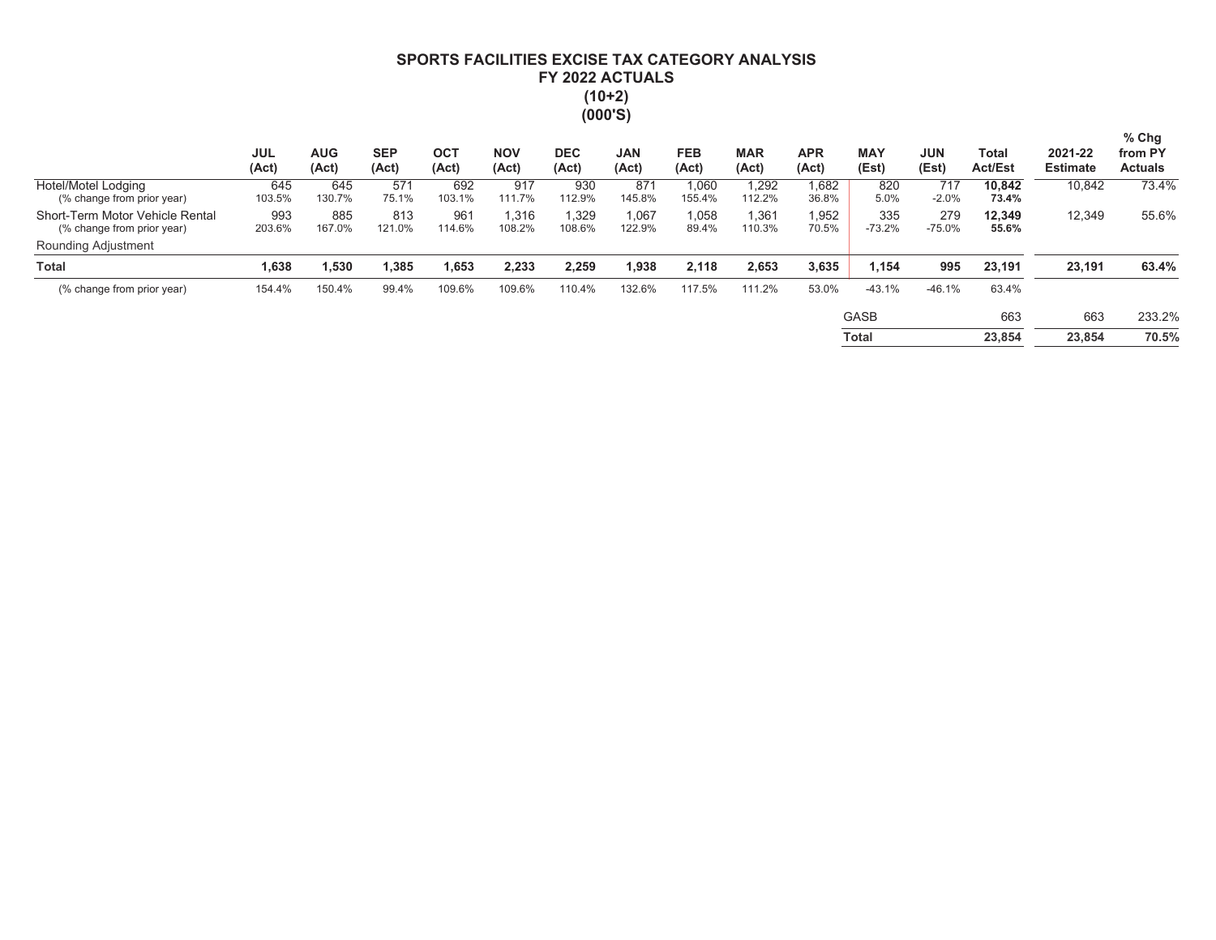# SPORTS FACILITIES EXCISE TAX CATEGORY ANALYSIS
## FY 2022 ACTUALS
## (10+2)
## (000'S)

| | JUL (Act) | AUG (Act) | SEP (Act) | OCT (Act) | NOV (Act) | DEC (Act) | JAN (Act) | FEB (Act) | MAR (Act) | APR (Act) | MAY (Est) | JUN (Est) | Total Act/Est | 2021-22 Estimate | % Chg from PY Actuals |
|---|---|---|---|---|---|---|---|---|---|---|---|---|---|---|---|
| Hotel/Motel Lodging | 645 | 645 | 571 | 692 | 917 | 930 | 871 | 1,060 | 1,292 | 1,682 | 820 | 717 | **10,842** | 10,842 | 73.4% |
| (% change from prior year) | 103.5% | 130.7% | 75.1% | 103.1% | 111.7% | 112.9% | 145.8% | 155.4% | 112.2% | 36.8% | 5.0% | -2.0% | **73.4%** | | |
| Short-Term Motor Vehicle Rental | 993 | 885 | 813 | 961 | 1,316 | 1,329 | 1,067 | 1,058 | 1,361 | 1,952 | 335 | 279 | **12,349** | 12,349 | 55.6% |
| (% change from prior year) | 203.6% | 167.0% | 121.0% | 114.6% | 108.2% | 108.6% | 122.9% | 89.4% | 110.3% | 70.5% | -73.2% | -75.0% | **55.6%** | | |
| Rounding Adjustment | | | | | | | | | | | | | | | |
| **Total** | **1,638** | **1,530** | **1,385** | **1,653** | **2,233** | **2,259** | **1,938** | **2,118** | **2,653** | **3,635** | **1,154** | **995** | **23,191** | **23,191** | **63.4%** |
| (% change from prior year) | 154.4% | 150.4% | 99.4% | 109.6% | 109.6% | 110.4% | 132.6% | 117.5% | 111.2% | 53.0% | -43.1% | -46.1% | 63.4% | | |
| | | | | | | | | | | | GASB | | 663 | 663 | 233.2% |
| | | | | | | | | | | | **Total** | | **23,854** | **23,854** | **70.5%** |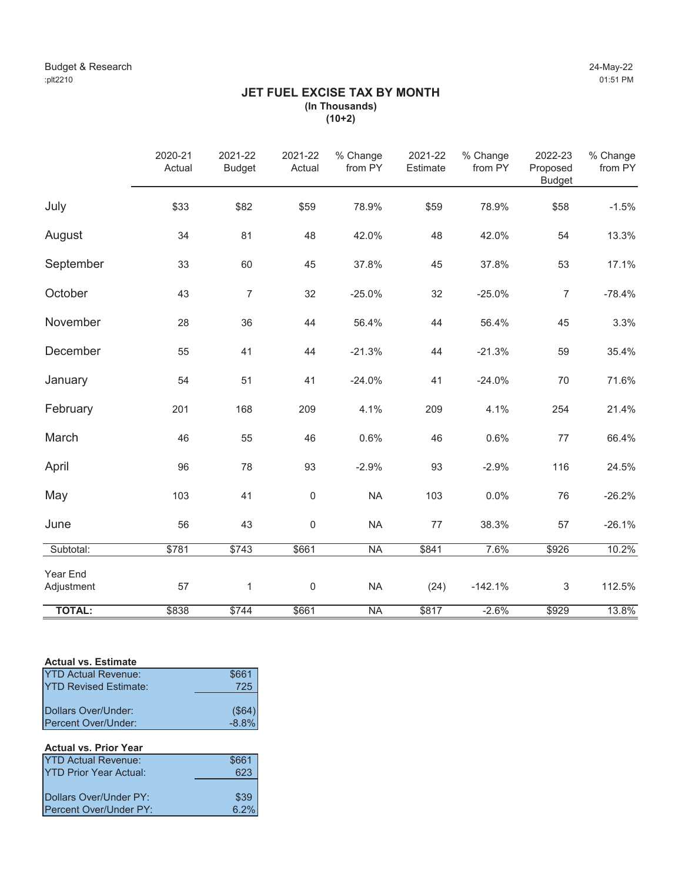Budget & Research
:plt2210

24-May-22
01:51 PM

## JET FUEL EXCISE TAX BY MONTH
**(In Thousands)**
**(10+2)**

| | 2020-21 Actual | 2021-22 Budget | 2021-22 Actual | % Change from PY | 2021-22 Estimate | % Change from PY | 2022-23 Proposed Budget | % Change from PY |
|---|---|---|---|---|---|---|---|---|
| July | $33 | $82 | $59 | 78.9% | $59 | 78.9% | $58 | -1.5% |
| August | 34 | 81 | 48 | 42.0% | 48 | 42.0% | 54 | 13.3% |
| September | 33 | 60 | 45 | 37.8% | 45 | 37.8% | 53 | 17.1% |
| October | 43 | 7 | 32 | -25.0% | 32 | -25.0% | 7 | -78.4% |
| November | 28 | 36 | 44 | 56.4% | 44 | 56.4% | 45 | 3.3% |
| December | 55 | 41 | 44 | -21.3% | 44 | -21.3% | 59 | 35.4% |
| January | 54 | 51 | 41 | -24.0% | 41 | -24.0% | 70 | 71.6% |
| February | 201 | 168 | 209 | 4.1% | 209 | 4.1% | 254 | 21.4% |
| March | 46 | 55 | 46 | 0.6% | 46 | 0.6% | 77 | 66.4% |
| April | 96 | 78 | 93 | -2.9% | 93 | -2.9% | 116 | 24.5% |
| May | 103 | 41 | 0 | NA | 103 | 0.0% | 76 | -26.2% |
| June | 56 | 43 | 0 | NA | 77 | 38.3% | 57 | -26.1% |
| Subtotal: | $781 | $743 | $661 | NA | $841 | 7.6% | $926 | 10.2% |
| Year End Adjustment | 57 | 1 | 0 | NA | (24) | -142.1% | 3 | 112.5% |
| **TOTAL:** | $838 | $744 | $661 | NA | $817 | -2.6% | $929 | 13.8% |

**Actual vs. Estimate**

| | |
|---|---|
| YTD Actual Revenue: | $661 |
| YTD Revised Estimate: | 725 |
| Dollars Over/Under: | ($64) |
| Percent Over/Under: | -8.8% |

**Actual vs. Prior Year**

| | |
|---|---|
| YTD Actual Revenue: | $661 |
| YTD Prior Year Actual: | 623 |
| Dollars Over/Under PY: | $39 |
| Percent Over/Under PY: | 6.2% |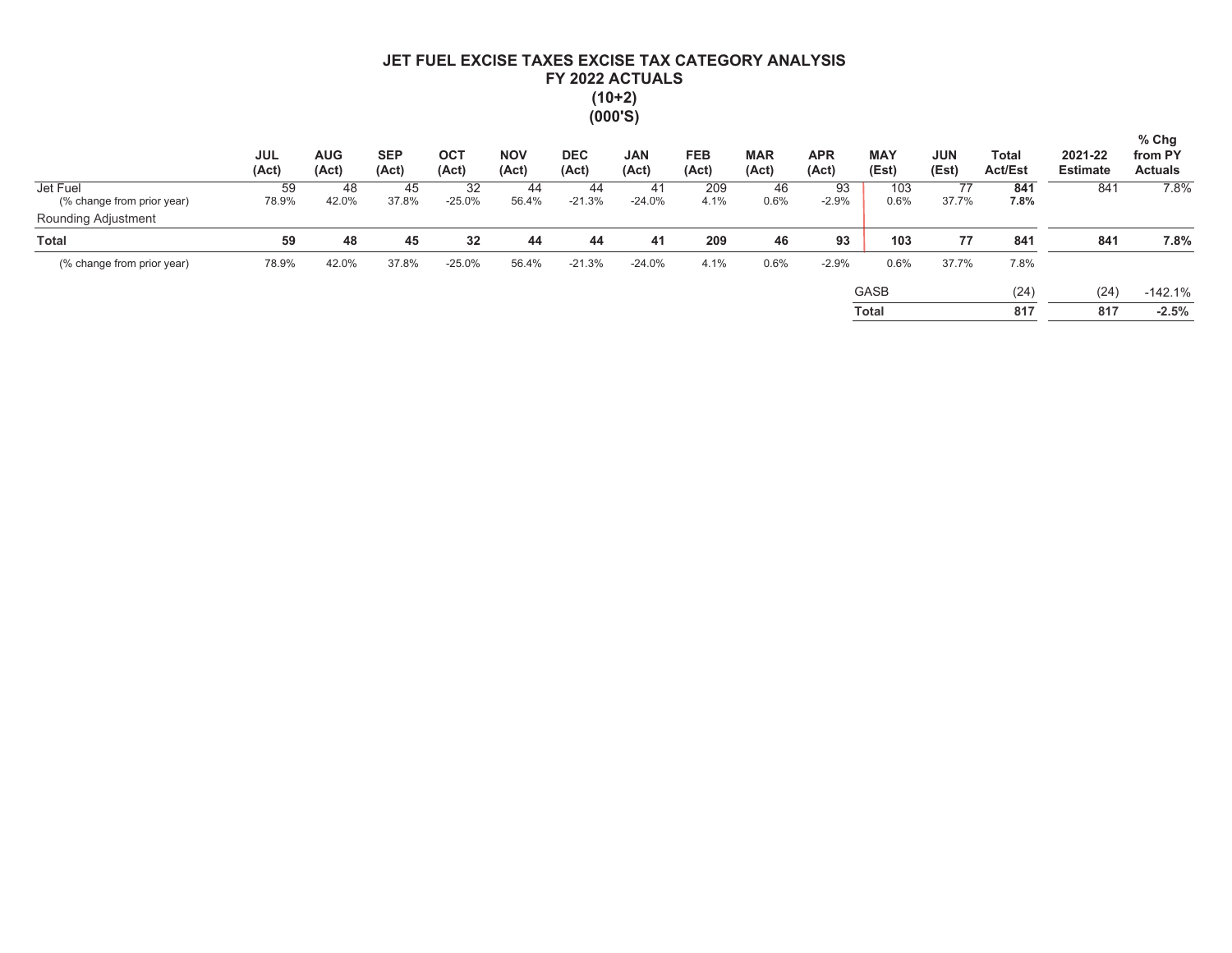# JET FUEL EXCISE TAXES EXCISE TAX CATEGORY ANALYSIS
## FY 2022 ACTUALS
## (10+2)
## (000'S)

| | JUL (Act) | AUG (Act) | SEP (Act) | OCT (Act) | NOV (Act) | DEC (Act) | JAN (Act) | FEB (Act) | MAR (Act) | APR (Act) | MAY (Est) | JUN (Est) | Total Act/Est | 2021-22 Estimate | % Chg from PY Actuals |
|---|---|---|---|---|---|---|---|---|---|---|---|---|---|---|---|
| Jet Fuel | 59 | 48 | 45 | 32 | 44 | 44 | 41 | 209 | 46 | 93 | 103 | 77 | **841** | 841 | 7.8% |
| (% change from prior year) | 78.9% | 42.0% | 37.8% | -25.0% | 56.4% | -21.3% | -24.0% | 4.1% | 0.6% | -2.9% | 0.6% | 37.7% | **7.8%** | | |
| Rounding Adjustment | | | | | | | | | | | | | | | |
| **Total** | **59** | **48** | **45** | **32** | **44** | **44** | **41** | **209** | **46** | **93** | **103** | **77** | **841** | **841** | **7.8%** |
| (% change from prior year) | 78.9% | 42.0% | 37.8% | -25.0% | 56.4% | -21.3% | -24.0% | 4.1% | 0.6% | -2.9% | 0.6% | 37.7% | 7.8% | | |
| | | | | | | | | | | | GASB | | (24) | (24) | -142.1% |
| | | | | | | | | | | | **Total** | | **817** | **817** | **-2.5%** |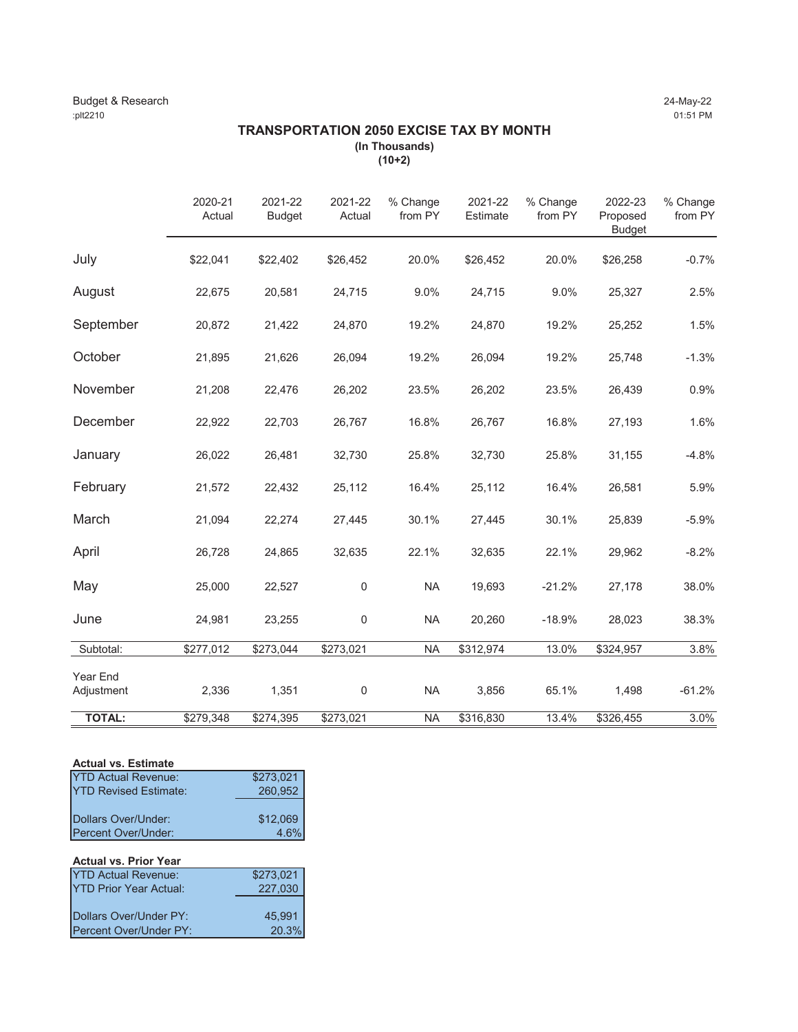Budget & Research
:plt2210

24-May-22
01:51 PM

## TRANSPORTATION 2050 EXCISE TAX BY MONTH

**(In Thousands)**
**(10+2)**

| | 2020-21 Actual | 2021-22 Budget | 2021-22 Actual | % Change from PY | 2021-22 Estimate | % Change from PY | 2022-23 Proposed Budget | % Change from PY |
|---|---|---|---|---|---|---|---|---|
| July | $22,041 | $22,402 | $26,452 | 20.0% | $26,452 | 20.0% | $26,258 | -0.7% |
| August | 22,675 | 20,581 | 24,715 | 9.0% | 24,715 | 9.0% | 25,327 | 2.5% |
| September | 20,872 | 21,422 | 24,870 | 19.2% | 24,870 | 19.2% | 25,252 | 1.5% |
| October | 21,895 | 21,626 | 26,094 | 19.2% | 26,094 | 19.2% | 25,748 | -1.3% |
| November | 21,208 | 22,476 | 26,202 | 23.5% | 26,202 | 23.5% | 26,439 | 0.9% |
| December | 22,922 | 22,703 | 26,767 | 16.8% | 26,767 | 16.8% | 27,193 | 1.6% |
| January | 26,022 | 26,481 | 32,730 | 25.8% | 32,730 | 25.8% | 31,155 | -4.8% |
| February | 21,572 | 22,432 | 25,112 | 16.4% | 25,112 | 16.4% | 26,581 | 5.9% |
| March | 21,094 | 22,274 | 27,445 | 30.1% | 27,445 | 30.1% | 25,839 | -5.9% |
| April | 26,728 | 24,865 | 32,635 | 22.1% | 32,635 | 22.1% | 29,962 | -8.2% |
| May | 25,000 | 22,527 | 0 | NA | 19,693 | -21.2% | 27,178 | 38.0% |
| June | 24,981 | 23,255 | 0 | NA | 20,260 | -18.9% | 28,023 | 38.3% |
| Subtotal: | $277,012 | $273,044 | $273,021 | NA | $312,974 | 13.0% | $324,957 | 3.8% |
| Year End Adjustment | 2,336 | 1,351 | 0 | NA | 3,856 | 65.1% | 1,498 | -61.2% |
| **TOTAL:** | $279,348 | $274,395 | $273,021 | NA | $316,830 | 13.4% | $326,455 | 3.0% |

**Actual vs. Estimate**

| | |
|---|---|
| YTD Actual Revenue: | $273,021 |
| YTD Revised Estimate: | 260,952 |
| Dollars Over/Under: | $12,069 |
| Percent Over/Under: | 4.6% |

**Actual vs. Prior Year**

| | |
|---|---|
| YTD Actual Revenue: | $273,021 |
| YTD Prior Year Actual: | 227,030 |
| Dollars Over/Under PY: | 45,991 |
| Percent Over/Under PY: | 20.3% |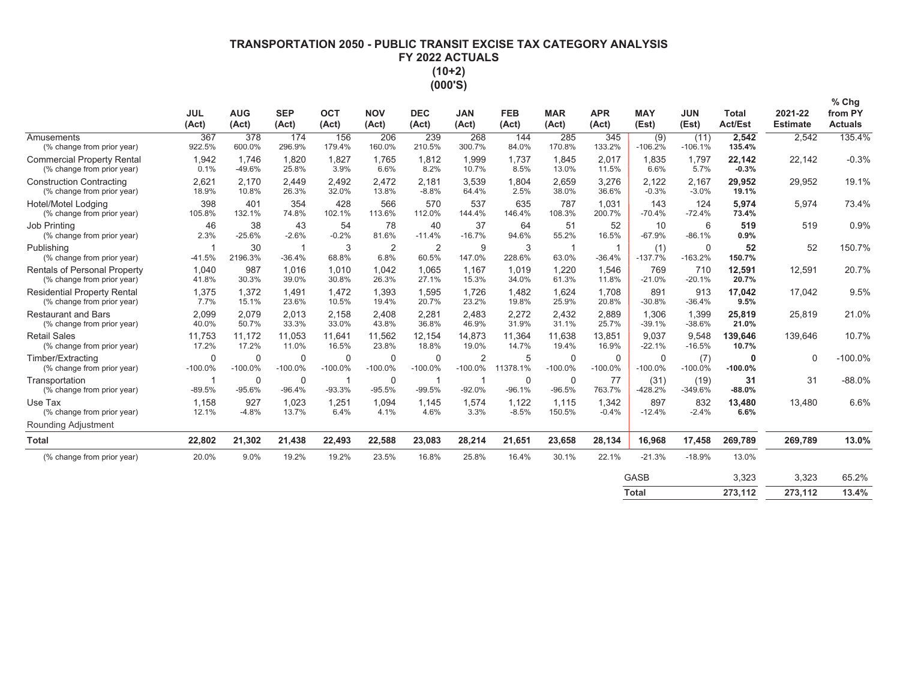# TRANSPORTATION 2050 - PUBLIC TRANSIT EXCISE TAX CATEGORY ANALYSIS
## FY 2022 ACTUALS
## (10+2)
## (000'S)

| | JUL (Act) | AUG (Act) | SEP (Act) | OCT (Act) | NOV (Act) | DEC (Act) | JAN (Act) | FEB (Act) | MAR (Act) | APR (Act) | MAY (Est) | JUN (Est) | Total Act/Est | 2021-22 Estimate | % Chg from PY Actuals |
|---|---|---|---|---|---|---|---|---|---|---|---|---|---|---|---|
| Amusements | 367 | 378 | 174 | 156 | 206 | 239 | 268 | 144 | 285 | 345 | (9) | (11) | **2,542** | 2,542 | 135.4% |
| (% change from prior year) | 922.5% | 600.0% | 296.9% | 179.4% | 160.0% | 210.5% | 300.7% | 84.0% | 170.8% | 133.2% | -106.2% | -106.1% | **135.4%** | | |
| Commercial Property Rental | 1,942 | 1,746 | 1,820 | 1,827 | 1,765 | 1,812 | 1,999 | 1,737 | 1,845 | 2,017 | 1,835 | 1,797 | **22,142** | 22,142 | -0.3% |
| (% change from prior year) | 0.1% | -49.6% | 25.8% | 3.9% | 6.6% | 8.2% | 10.7% | 8.5% | 13.0% | 11.5% | 6.6% | 5.7% | **-0.3%** | | |
| Construction Contracting | 2,621 | 2,170 | 2,449 | 2,492 | 2,472 | 2,181 | 3,539 | 1,804 | 2,659 | 3,276 | 2,122 | 2,167 | **29,952** | 29,952 | 19.1% |
| (% change from prior year) | 18.9% | 10.8% | 26.3% | 32.0% | 13.8% | -8.8% | 64.4% | 2.5% | 38.0% | 36.6% | -0.3% | -3.0% | **19.1%** | | |
| Hotel/Motel Lodging | 398 | 401 | 354 | 428 | 566 | 570 | 537 | 635 | 787 | 1,031 | 143 | 124 | **5,974** | 5,974 | 73.4% |
| (% change from prior year) | 105.8% | 132.1% | 74.8% | 102.1% | 113.6% | 112.0% | 144.4% | 146.4% | 108.3% | 200.7% | -70.4% | -72.4% | **73.4%** | | |
| Job Printing | 46 | 38 | 43 | 54 | 78 | 40 | 37 | 64 | 51 | 52 | 10 | 6 | **519** | 519 | 0.9% |
| (% change from prior year) | 2.3% | -25.6% | -2.6% | -0.2% | 81.6% | -11.4% | -16.7% | 94.6% | 55.2% | 16.5% | -67.9% | -86.1% | **0.9%** | | |
| Publishing | 1 | 30 | 1 | 3 | 2 | 2 | 9 | 3 | 1 | 1 | (1) | 0 | **52** | 52 | 150.7% |
| (% change from prior year) | -41.5% | 2196.3% | -36.4% | 68.8% | 6.8% | 60.5% | 147.0% | 228.6% | 63.0% | -36.4% | -137.7% | -163.2% | **150.7%** | | |
| Rentals of Personal Property | 1,040 | 987 | 1,016 | 1,010 | 1,042 | 1,065 | 1,167 | 1,019 | 1,220 | 1,546 | 769 | 710 | **12,591** | 12,591 | 20.7% |
| (% change from prior year) | 41.8% | 30.3% | 39.0% | 30.8% | 26.3% | 27.1% | 15.3% | 34.0% | 61.3% | 11.8% | -21.0% | -20.1% | **20.7%** | | |
| Residential Property Rental | 1,375 | 1,372 | 1,491 | 1,472 | 1,393 | 1,595 | 1,726 | 1,482 | 1,624 | 1,708 | 891 | 913 | **17,042** | 17,042 | 9.5% |
| (% change from prior year) | 7.7% | 15.1% | 23.6% | 10.5% | 19.4% | 20.7% | 23.2% | 19.8% | 25.9% | 20.8% | -30.8% | -36.4% | **9.5%** | | |
| Restaurant and Bars | 2,099 | 2,079 | 2,013 | 2,158 | 2,408 | 2,281 | 2,483 | 2,272 | 2,432 | 2,889 | 1,306 | 1,399 | **25,819** | 25,819 | 21.0% |
| (% change from prior year) | 40.0% | 50.7% | 33.3% | 33.0% | 43.8% | 36.8% | 46.9% | 31.9% | 31.1% | 25.7% | -39.1% | -38.6% | **21.0%** | | |
| Retail Sales | 11,753 | 11,172 | 11,053 | 11,641 | 11,562 | 12,154 | 14,873 | 11,364 | 11,638 | 13,851 | 9,037 | 9,548 | **139,646** | 139,646 | 10.7% |
| (% change from prior year) | 17.2% | 17.2% | 11.0% | 16.5% | 23.8% | 18.8% | 19.0% | 14.7% | 19.4% | 16.9% | -22.1% | -16.5% | **10.7%** | | |
| Timber/Extracting | 0 | 0 | 0 | 0 | 0 | 0 | 2 | 5 | 0 | 0 | 0 | (7) | **0** | 0 | -100.0% |
| (% change from prior year) | -100.0% | -100.0% | -100.0% | -100.0% | -100.0% | -100.0% | -100.0% | 11378.1% | -100.0% | -100.0% | -100.0% | -100.0% | **-100.0%** | | |
| Transportation | 1 | 0 | 0 | 1 | 0 | 1 | 1 | 0 | 0 | 77 | (31) | (19) | **31** | 31 | -88.0% |
| (% change from prior year) | -89.5% | -95.6% | -96.4% | -93.3% | -95.5% | -99.5% | -92.0% | -96.1% | -96.5% | 763.7% | -428.2% | -349.6% | **-88.0%** | | |
| Use Tax | 1,158 | 927 | 1,023 | 1,251 | 1,094 | 1,145 | 1,574 | 1,122 | 1,115 | 1,342 | 897 | 832 | **13,480** | 13,480 | 6.6% |
| (% change from prior year) | 12.1% | -4.8% | 13.7% | 6.4% | 4.1% | 4.6% | 3.3% | -8.5% | 150.5% | -0.4% | -12.4% | -2.4% | **6.6%** | | |
| Rounding Adjustment | | | | | | | | | | | | | | | |
| **Total** | **22,802** | **21,302** | **21,438** | **22,493** | **22,588** | **23,083** | **28,214** | **21,651** | **23,658** | **28,134** | **16,968** | **17,458** | **269,789** | **269,789** | **13.0%** |
| (% change from prior year) | 20.0% | 9.0% | 19.2% | 19.2% | 23.5% | 16.8% | 25.8% | 16.4% | 30.1% | 22.1% | -21.3% | -18.9% | 13.0% | | |
| | | | | | | | | | | | GASB | | 3,323 | 3,323 | 65.2% |
| | | | | | | | | | | | **Total** | | **273,112** | **273,112** | **13.4%** |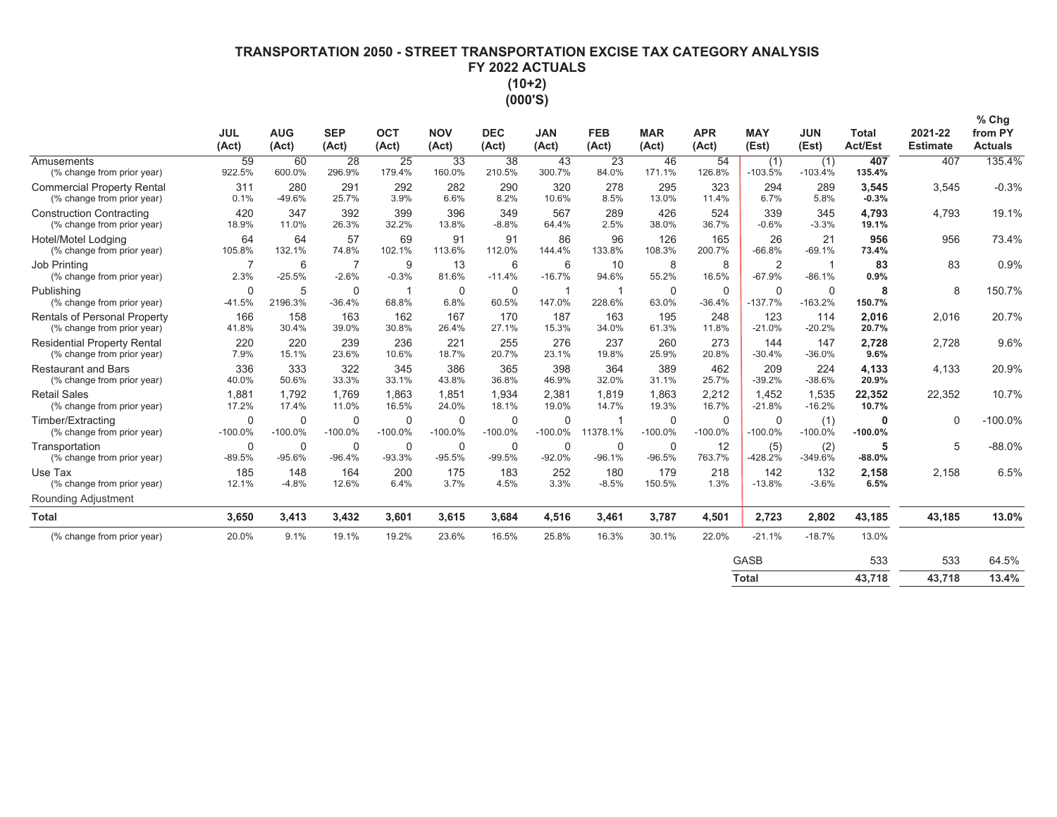# TRANSPORTATION 2050 - STREET TRANSPORTATION EXCISE TAX CATEGORY ANALYSIS
## FY 2022 ACTUALS
## (10+2)
## (000'S)

| | JUL (Act) | AUG (Act) | SEP (Act) | OCT (Act) | NOV (Act) | DEC (Act) | JAN (Act) | FEB (Act) | MAR (Act) | APR (Act) | MAY (Est) | JUN (Est) | Total Act/Est | 2021-22 Estimate | % Chg from PY Actuals |
|---|---|---|---|---|---|---|---|---|---|---|---|---|---|---|---|
| Amusements | 59 | 60 | 28 | 25 | 33 | 38 | 43 | 23 | 46 | 54 | (1) | (1) | **407** | 407 | 135.4% |
| (% change from prior year) | 922.5% | 600.0% | 296.9% | 179.4% | 160.0% | 210.5% | 300.7% | 84.0% | 171.1% | 126.8% | -103.5% | -103.4% | **135.4%** | | |
| Commercial Property Rental | 311 | 280 | 291 | 292 | 282 | 290 | 320 | 278 | 295 | 323 | 294 | 289 | **3,545** | 3,545 | -0.3% |
| (% change from prior year) | 0.1% | -49.6% | 25.7% | 3.9% | 6.6% | 8.2% | 10.6% | 8.5% | 13.0% | 11.4% | 6.7% | 5.8% | **-0.3%** | | |
| Construction Contracting | 420 | 347 | 392 | 399 | 396 | 349 | 567 | 289 | 426 | 524 | 339 | 345 | **4,793** | 4,793 | 19.1% |
| (% change from prior year) | 18.9% | 11.0% | 26.3% | 32.2% | 13.8% | -8.8% | 64.4% | 2.5% | 38.0% | 36.7% | -0.6% | -3.3% | **19.1%** | | |
| Hotel/Motel Lodging | 64 | 64 | 57 | 69 | 91 | 91 | 86 | 96 | 126 | 165 | 26 | 21 | **956** | 956 | 73.4% |
| (% change from prior year) | 105.8% | 132.1% | 74.8% | 102.1% | 113.6% | 112.0% | 144.4% | 133.8% | 108.3% | 200.7% | -66.8% | -69.1% | **73.4%** | | |
| Job Printing | 7 | 6 | 7 | 9 | 13 | 6 | 6 | 10 | 8 | 8 | 2 | 1 | **83** | 83 | 0.9% |
| (% change from prior year) | 2.3% | -25.5% | -2.6% | -0.3% | 81.6% | -11.4% | -16.7% | 94.6% | 55.2% | 16.5% | -67.9% | -86.1% | **0.9%** | | |
| Publishing | 0 | 5 | 0 | 1 | 0 | 0 | 1 | 1 | 0 | 0 | 0 | 0 | **8** | 8 | 150.7% |
| (% change from prior year) | -41.5% | 2196.3% | -36.4% | 68.8% | 6.8% | 60.5% | 147.0% | 228.6% | 63.0% | -36.4% | -137.7% | -163.2% | **150.7%** | | |
| Rentals of Personal Property | 166 | 158 | 163 | 162 | 167 | 170 | 187 | 163 | 195 | 248 | 123 | 114 | **2,016** | 2,016 | 20.7% |
| (% change from prior year) | 41.8% | 30.4% | 39.0% | 30.8% | 26.4% | 27.1% | 15.3% | 34.0% | 61.3% | 11.8% | -21.0% | -20.2% | **20.7%** | | |
| Residential Property Rental | 220 | 220 | 239 | 236 | 221 | 255 | 276 | 237 | 260 | 273 | 144 | 147 | **2,728** | 2,728 | 9.6% |
| (% change from prior year) | 7.9% | 15.1% | 23.6% | 10.6% | 18.7% | 20.7% | 23.1% | 19.8% | 25.9% | 20.8% | -30.4% | -36.0% | **9.6%** | | |
| Restaurant and Bars | 336 | 333 | 322 | 345 | 386 | 365 | 398 | 364 | 389 | 462 | 209 | 224 | **4,133** | 4,133 | 20.9% |
| (% change from prior year) | 40.0% | 50.6% | 33.3% | 33.1% | 43.8% | 36.8% | 46.9% | 32.0% | 31.1% | 25.7% | -39.2% | -38.6% | **20.9%** | | |
| Retail Sales | 1,881 | 1,792 | 1,769 | 1,863 | 1,851 | 1,934 | 2,381 | 1,819 | 1,863 | 2,212 | 1,452 | 1,535 | **22,352** | 22,352 | 10.7% |
| (% change from prior year) | 17.2% | 17.4% | 11.0% | 16.5% | 24.0% | 18.1% | 19.0% | 14.7% | 19.3% | 16.7% | -21.8% | -16.2% | **10.7%** | | |
| Timber/Extracting | 0 | 0 | 0 | 0 | 0 | 0 | 0 | 1 | 0 | 0 | 0 | (1) | **0** | 0 | -100.0% |
| (% change from prior year) | -100.0% | -100.0% | -100.0% | -100.0% | -100.0% | -100.0% | -100.0% | 11378.1% | -100.0% | -100.0% | -100.0% | -100.0% | **-100.0%** | | |
| Transportation | 0 | 0 | 0 | 0 | 0 | 0 | 0 | 0 | 0 | 12 | (5) | (2) | **5** | 5 | -88.0% |
| (% change from prior year) | -89.5% | -95.6% | -96.4% | -93.3% | -95.5% | -99.5% | -92.0% | -96.1% | -96.5% | 763.7% | -428.2% | -349.6% | **-88.0%** | | |
| Use Tax | 185 | 148 | 164 | 200 | 175 | 183 | 252 | 180 | 179 | 218 | 142 | 132 | **2,158** | 2,158 | 6.5% |
| (% change from prior year) | 12.1% | -4.8% | 12.6% | 6.4% | 3.7% | 4.5% | 3.3% | -8.5% | 150.5% | 1.3% | -13.8% | -3.6% | **6.5%** | | |
| Rounding Adjustment | | | | | | | | | | | | | | | |
| **Total** | **3,650** | **3,413** | **3,432** | **3,601** | **3,615** | **3,684** | **4,516** | **3,461** | **3,787** | **4,501** | **2,723** | **2,802** | **43,185** | **43,185** | **13.0%** |
| (% change from prior year) | 20.0% | 9.1% | 19.1% | 19.2% | 23.6% | 16.5% | 25.8% | 16.3% | 30.1% | 22.0% | -21.1% | -18.7% | 13.0% | | |
| | | | | | | | | | | | GASB | | 533 | 533 | 64.5% |
| | | | | | | | | | | | **Total** | | **43,718** | **43,718** | **13.4%** |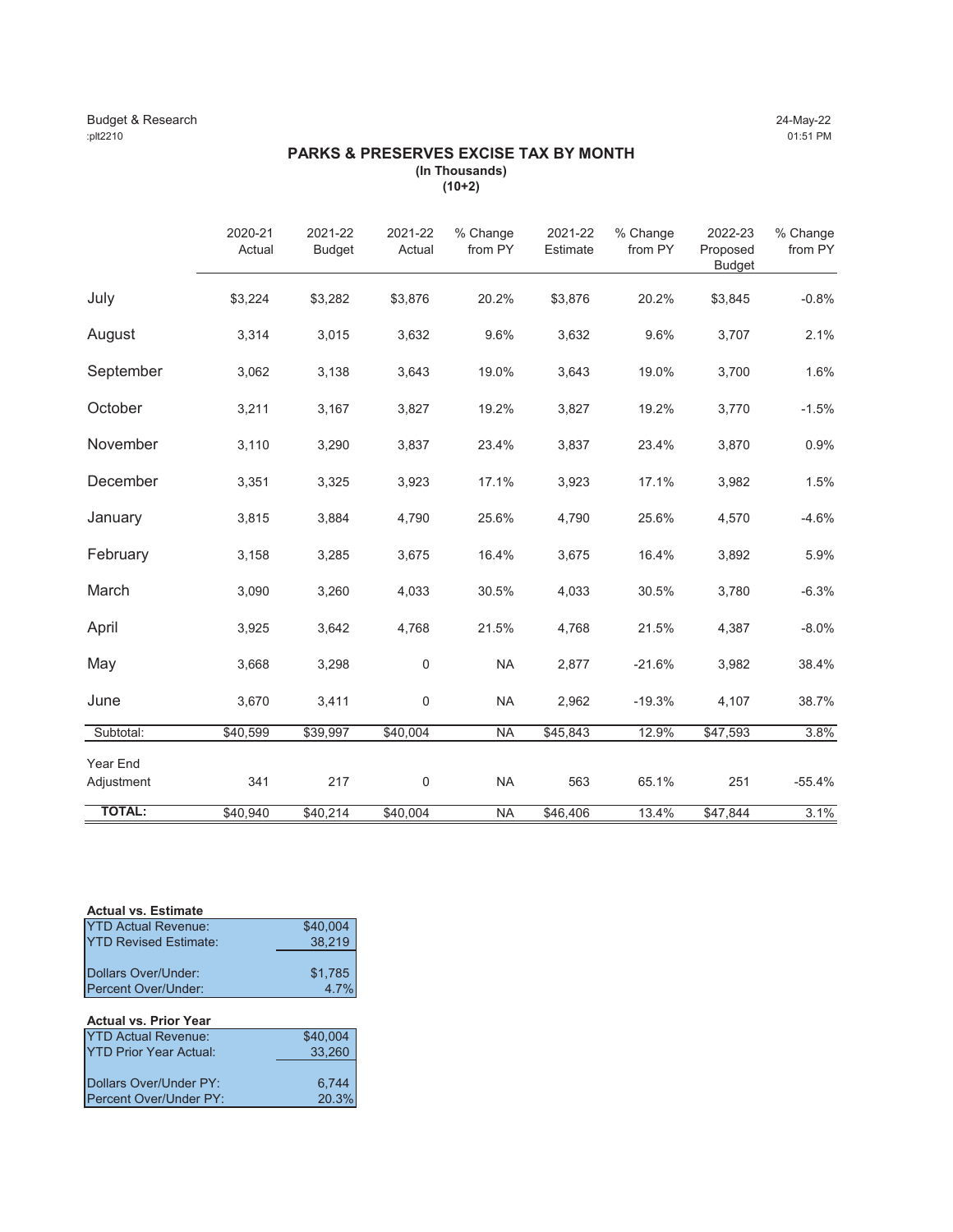Budget & Research
:plt2210

24-May-22
01:51 PM

## PARKS & PRESERVES EXCISE TAX BY MONTH

**(In Thousands)**
**(10+2)**

| | 2020-21 Actual | 2021-22 Budget | 2021-22 Actual | % Change from PY | 2021-22 Estimate | % Change from PY | 2022-23 Proposed Budget | % Change from PY |
|---|---|---|---|---|---|---|---|---|
| July | $3,224 | $3,282 | $3,876 | 20.2% | $3,876 | 20.2% | $3,845 | -0.8% |
| August | 3,314 | 3,015 | 3,632 | 9.6% | 3,632 | 9.6% | 3,707 | 2.1% |
| September | 3,062 | 3,138 | 3,643 | 19.0% | 3,643 | 19.0% | 3,700 | 1.6% |
| October | 3,211 | 3,167 | 3,827 | 19.2% | 3,827 | 19.2% | 3,770 | -1.5% |
| November | 3,110 | 3,290 | 3,837 | 23.4% | 3,837 | 23.4% | 3,870 | 0.9% |
| December | 3,351 | 3,325 | 3,923 | 17.1% | 3,923 | 17.1% | 3,982 | 1.5% |
| January | 3,815 | 3,884 | 4,790 | 25.6% | 4,790 | 25.6% | 4,570 | -4.6% |
| February | 3,158 | 3,285 | 3,675 | 16.4% | 3,675 | 16.4% | 3,892 | 5.9% |
| March | 3,090 | 3,260 | 4,033 | 30.5% | 4,033 | 30.5% | 3,780 | -6.3% |
| April | 3,925 | 3,642 | 4,768 | 21.5% | 4,768 | 21.5% | 4,387 | -8.0% |
| May | 3,668 | 3,298 | 0 | NA | 2,877 | -21.6% | 3,982 | 38.4% |
| June | 3,670 | 3,411 | 0 | NA | 2,962 | -19.3% | 4,107 | 38.7% |
| Subtotal: | $40,599 | $39,997 | $40,004 | NA | $45,843 | 12.9% | $47,593 | 3.8% |
| Year End Adjustment | 341 | 217 | 0 | NA | 563 | 65.1% | 251 | -55.4% |
| **TOTAL:** | $40,940 | $40,214 | $40,004 | NA | $46,406 | 13.4% | $47,844 | 3.1% |

**Actual vs. Estimate**

| | |
|---|---|
| YTD Actual Revenue: | $40,004 |
| YTD Revised Estimate: | 38,219 |
| Dollars Over/Under: | $1,785 |
| Percent Over/Under: | 4.7% |

**Actual vs. Prior Year**

| | |
|---|---|
| YTD Actual Revenue: | $40,004 |
| YTD Prior Year Actual: | 33,260 |
| Dollars Over/Under PY: | 6,744 |
| Percent Over/Under PY: | 20.3% |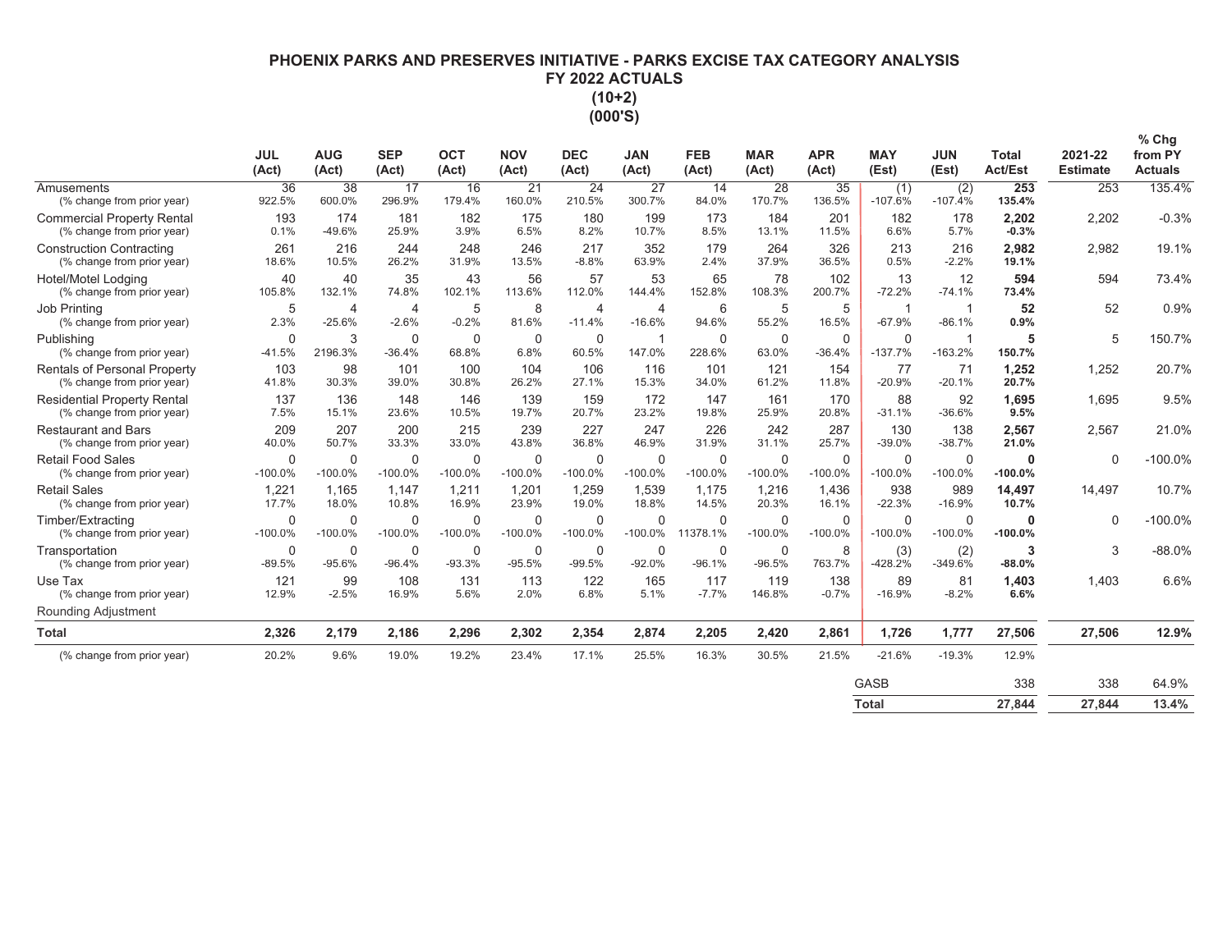# PHOENIX PARKS AND PRESERVES INITIATIVE - PARKS EXCISE TAX CATEGORY ANALYSIS
## FY 2022 ACTUALS
## (10+2)
## (000'S)

| | JUL (Act) | AUG (Act) | SEP (Act) | OCT (Act) | NOV (Act) | DEC (Act) | JAN (Act) | FEB (Act) | MAR (Act) | APR (Act) | MAY (Est) | JUN (Est) | Total Act/Est | 2021-22 Estimate | % Chg from PY Actuals |
|---|---|---|---|---|---|---|---|---|---|---|---|---|---|---|---|
| Amusements | 36 | 38 | 17 | 16 | 21 | 24 | 27 | 14 | 28 | 35 | (1) | (2) | **253** | 253 | 135.4% |
| (% change from prior year) | 922.5% | 600.0% | 296.9% | 179.4% | 160.0% | 210.5% | 300.7% | 84.0% | 170.7% | 136.5% | -107.6% | -107.4% | **135.4%** | | |
| Commercial Property Rental | 193 | 174 | 181 | 182 | 175 | 180 | 199 | 173 | 184 | 201 | 182 | 178 | **2,202** | 2,202 | -0.3% |
| (% change from prior year) | 0.1% | -49.6% | 25.9% | 3.9% | 6.5% | 8.2% | 10.7% | 8.5% | 13.1% | 11.5% | 6.6% | 5.7% | **-0.3%** | | |
| Construction Contracting | 261 | 216 | 244 | 248 | 246 | 217 | 352 | 179 | 264 | 326 | 213 | 216 | **2,982** | 2,982 | 19.1% |
| (% change from prior year) | 18.6% | 10.5% | 26.2% | 31.9% | 13.5% | -8.8% | 63.9% | 2.4% | 37.9% | 36.5% | 0.5% | -2.2% | **19.1%** | | |
| Hotel/Motel Lodging | 40 | 40 | 35 | 43 | 56 | 57 | 53 | 65 | 78 | 102 | 13 | 12 | **594** | 594 | 73.4% |
| (% change from prior year) | 105.8% | 132.1% | 74.8% | 102.1% | 113.6% | 112.0% | 144.4% | 152.8% | 108.3% | 200.7% | -72.2% | -74.1% | **73.4%** | | |
| Job Printing | 5 | 4 | 4 | 5 | 8 | 4 | 4 | 6 | 5 | 5 | 1 | 1 | **52** | 52 | 0.9% |
| (% change from prior year) | 2.3% | -25.6% | -2.6% | -0.2% | 81.6% | -11.4% | -16.6% | 94.6% | 55.2% | 16.5% | -67.9% | -86.1% | **0.9%** | | |
| Publishing | 0 | 3 | 0 | 0 | 0 | 0 | 1 | 0 | 0 | 0 | 0 | 1 | **5** | 5 | 150.7% |
| (% change from prior year) | -41.5% | 2196.3% | -36.4% | 68.8% | 6.8% | 60.5% | 147.0% | 228.6% | 63.0% | -36.4% | -137.7% | -163.2% | **150.7%** | | |
| Rentals of Personal Property | 103 | 98 | 101 | 100 | 104 | 106 | 116 | 101 | 121 | 154 | 77 | 71 | **1,252** | 1,252 | 20.7% |
| (% change from prior year) | 41.8% | 30.3% | 39.0% | 30.8% | 26.2% | 27.1% | 15.3% | 34.0% | 61.2% | 11.8% | -20.9% | -20.1% | **20.7%** | | |
| Residential Property Rental | 137 | 136 | 148 | 146 | 139 | 159 | 172 | 147 | 161 | 170 | 88 | 92 | **1,695** | 1,695 | 9.5% |
| (% change from prior year) | 7.5% | 15.1% | 23.6% | 10.5% | 19.7% | 20.7% | 23.2% | 19.8% | 25.9% | 20.8% | -31.1% | -36.6% | **9.5%** | | |
| Restaurant and Bars | 209 | 207 | 200 | 215 | 239 | 227 | 247 | 226 | 242 | 287 | 130 | 138 | **2,567** | 2,567 | 21.0% |
| (% change from prior year) | 40.0% | 50.7% | 33.3% | 33.0% | 43.8% | 36.8% | 46.9% | 31.9% | 31.1% | 25.7% | -39.0% | -38.7% | **21.0%** | | |
| Retail Food Sales | 0 | 0 | 0 | 0 | 0 | 0 | 0 | 0 | 0 | 0 | 0 | 0 | **0** | 0 | -100.0% |
| (% change from prior year) | -100.0% | -100.0% | -100.0% | -100.0% | -100.0% | -100.0% | -100.0% | -100.0% | -100.0% | -100.0% | -100.0% | -100.0% | **-100.0%** | | |
| Retail Sales | 1,221 | 1,165 | 1,147 | 1,211 | 1,201 | 1,259 | 1,539 | 1,175 | 1,216 | 1,436 | 938 | 989 | **14,497** | 14,497 | 10.7% |
| (% change from prior year) | 17.7% | 18.0% | 10.8% | 16.9% | 23.9% | 19.0% | 18.8% | 14.5% | 20.3% | 16.1% | -22.3% | -16.9% | **10.7%** | | |
| Timber/Extracting | 0 | 0 | 0 | 0 | 0 | 0 | 0 | 0 | 0 | 0 | 0 | 0 | **0** | 0 | -100.0% |
| (% change from prior year) | -100.0% | -100.0% | -100.0% | -100.0% | -100.0% | -100.0% | -100.0% | 11378.1% | -100.0% | -100.0% | -100.0% | -100.0% | **-100.0%** | | |
| Transportation | 0 | 0 | 0 | 0 | 0 | 0 | 0 | 0 | 0 | 8 | (3) | (2) | **3** | 3 | -88.0% |
| (% change from prior year) | -89.5% | -95.6% | -96.4% | -93.3% | -95.5% | -99.5% | -92.0% | -96.1% | -96.5% | 763.7% | -428.2% | -349.6% | **-88.0%** | | |
| Use Tax | 121 | 99 | 108 | 131 | 113 | 122 | 165 | 117 | 119 | 138 | 89 | 81 | **1,403** | 1,403 | 6.6% |
| (% change from prior year) | 12.9% | -2.5% | 16.9% | 5.6% | 2.0% | 6.8% | 5.1% | -7.7% | 146.8% | -0.7% | -16.9% | -8.2% | **6.6%** | | |
| Rounding Adjustment | | | | | | | | | | | | | | | |
| **Total** | **2,326** | **2,179** | **2,186** | **2,296** | **2,302** | **2,354** | **2,874** | **2,205** | **2,420** | **2,861** | **1,726** | **1,777** | **27,506** | **27,506** | **12.9%** |
| (% change from prior year) | 20.2% | 9.6% | 19.0% | 19.2% | 23.4% | 17.1% | 25.5% | 16.3% | 30.5% | 21.5% | -21.6% | -19.3% | 12.9% | | |
| | | | | | | | | | | | GASB | | 338 | 338 | 64.9% |
| | | | | | | | | | | | **Total** | | **27,844** | **27,844** | **13.4%** |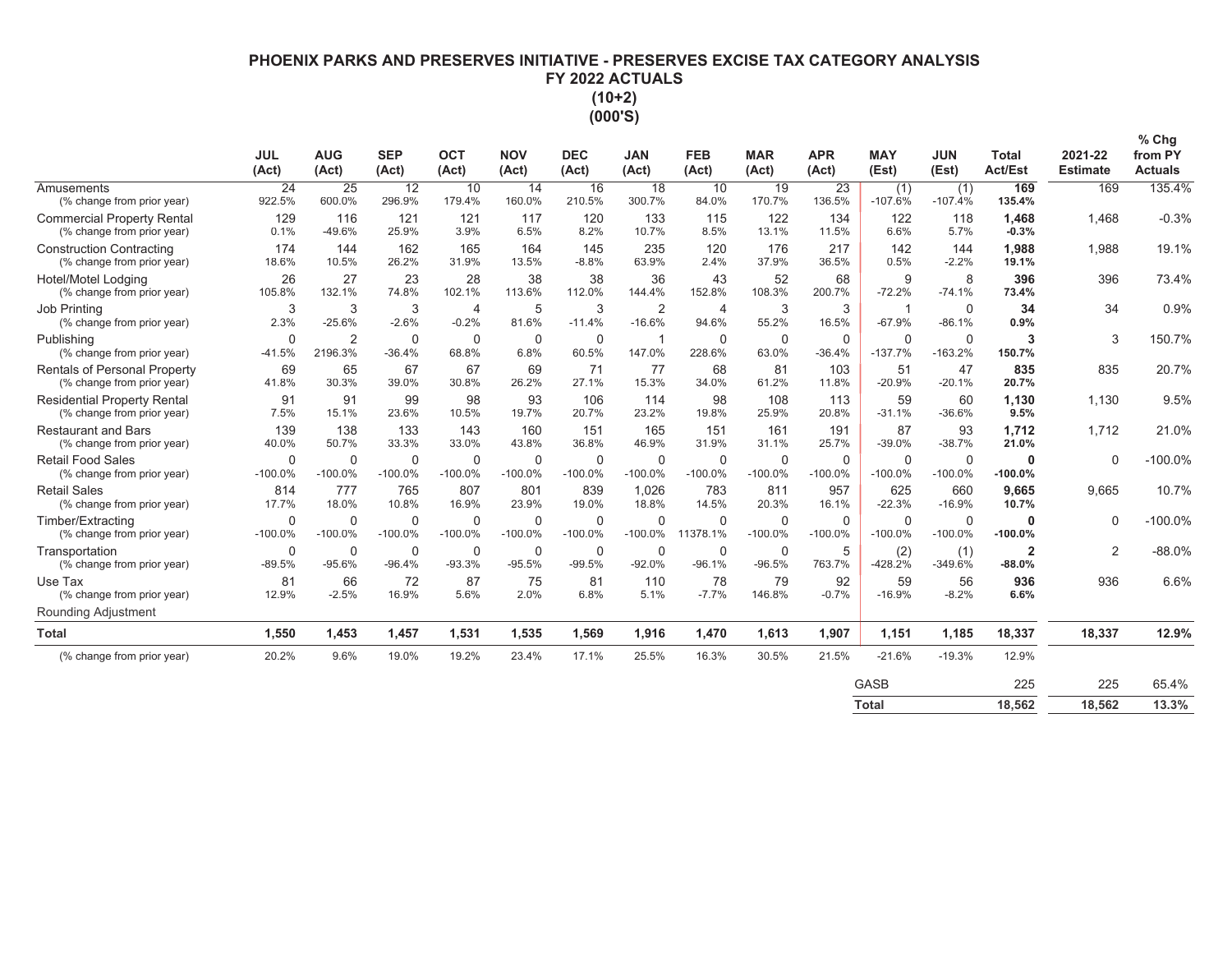# PHOENIX PARKS AND PRESERVES INITIATIVE - PRESERVES EXCISE TAX CATEGORY ANALYSIS
## FY 2022 ACTUALS
## (10+2)
## (000'S)

| | JUL (Act) | AUG (Act) | SEP (Act) | OCT (Act) | NOV (Act) | DEC (Act) | JAN (Act) | FEB (Act) | MAR (Act) | APR (Act) | MAY (Est) | JUN (Est) | Total Act/Est | 2021-22 Estimate | % Chg from PY Actuals |
|---|---|---|---|---|---|---|---|---|---|---|---|---|---|---|---|
| Amusements | 24 | 25 | 12 | 10 | 14 | 16 | 18 | 10 | 19 | 23 | (1) | (1) | **169** | 169 | 135.4% |
| (% change from prior year) | 922.5% | 600.0% | 296.9% | 179.4% | 160.0% | 210.5% | 300.7% | 84.0% | 170.7% | 136.5% | -107.6% | -107.4% | **135.4%** | | |
| Commercial Property Rental | 129 | 116 | 121 | 121 | 117 | 120 | 133 | 115 | 122 | 134 | 122 | 118 | **1,468** | 1,468 | -0.3% |
| (% change from prior year) | 0.1% | -49.6% | 25.9% | 3.9% | 6.5% | 8.2% | 10.7% | 8.5% | 13.1% | 11.5% | 6.6% | 5.7% | **-0.3%** | | |
| Construction Contracting | 174 | 144 | 162 | 165 | 164 | 145 | 235 | 120 | 176 | 217 | 142 | 144 | **1,988** | 1,988 | 19.1% |
| (% change from prior year) | 18.6% | 10.5% | 26.2% | 31.9% | 13.5% | -8.8% | 63.9% | 2.4% | 37.9% | 36.5% | 0.5% | -2.2% | **19.1%** | | |
| Hotel/Motel Lodging | 26 | 27 | 23 | 28 | 38 | 38 | 36 | 43 | 52 | 68 | 9 | 8 | **396** | 396 | 73.4% |
| (% change from prior year) | 105.8% | 132.1% | 74.8% | 102.1% | 113.6% | 112.0% | 144.4% | 152.8% | 108.3% | 200.7% | -72.2% | -74.1% | **73.4%** | | |
| Job Printing | 3 | 3 | 3 | 4 | 5 | 3 | 2 | 4 | 3 | 3 | 1 | 0 | **34** | 34 | 0.9% |
| (% change from prior year) | 2.3% | -25.6% | -2.6% | -0.2% | 81.6% | -11.4% | -16.6% | 94.6% | 55.2% | 16.5% | -67.9% | -86.1% | **0.9%** | | |
| Publishing | 0 | 2 | 0 | 0 | 0 | 0 | 1 | 0 | 0 | 0 | 0 | 0 | **3** | 3 | 150.7% |
| (% change from prior year) | -41.5% | 2196.3% | -36.4% | 68.8% | 6.8% | 60.5% | 147.0% | 228.6% | 63.0% | -36.4% | -137.7% | -163.2% | **150.7%** | | |
| Rentals of Personal Property | 69 | 65 | 67 | 67 | 69 | 71 | 77 | 68 | 81 | 103 | 51 | 47 | **835** | 835 | 20.7% |
| (% change from prior year) | 41.8% | 30.3% | 39.0% | 30.8% | 26.2% | 27.1% | 15.3% | 34.0% | 61.2% | 11.8% | -20.9% | -20.1% | **20.7%** | | |
| Residential Property Rental | 91 | 91 | 99 | 98 | 93 | 106 | 114 | 98 | 108 | 113 | 59 | 60 | **1,130** | 1,130 | 9.5% |
| (% change from prior year) | 7.5% | 15.1% | 23.6% | 10.5% | 19.7% | 20.7% | 23.2% | 19.8% | 25.9% | 20.8% | -31.1% | -36.6% | **9.5%** | | |
| Restaurant and Bars | 139 | 138 | 133 | 143 | 160 | 151 | 165 | 151 | 161 | 191 | 87 | 93 | **1,712** | 1,712 | 21.0% |
| (% change from prior year) | 40.0% | 50.7% | 33.3% | 33.0% | 43.8% | 36.8% | 46.9% | 31.9% | 31.1% | 25.7% | -39.0% | -38.7% | **21.0%** | | |
| Retail Food Sales | 0 | 0 | 0 | 0 | 0 | 0 | 0 | 0 | 0 | 0 | 0 | 0 | **0** | 0 | -100.0% |
| (% change from prior year) | -100.0% | -100.0% | -100.0% | -100.0% | -100.0% | -100.0% | -100.0% | -100.0% | -100.0% | -100.0% | -100.0% | -100.0% | **-100.0%** | | |
| Retail Sales | 814 | 777 | 765 | 807 | 801 | 839 | 1,026 | 783 | 811 | 957 | 625 | 660 | **9,665** | 9,665 | 10.7% |
| (% change from prior year) | 17.7% | 18.0% | 10.8% | 16.9% | 23.9% | 19.0% | 18.8% | 14.5% | 20.3% | 16.1% | -22.3% | -16.9% | **10.7%** | | |
| Timber/Extracting | 0 | 0 | 0 | 0 | 0 | 0 | 0 | 0 | 0 | 0 | 0 | 0 | **0** | 0 | -100.0% |
| (% change from prior year) | -100.0% | -100.0% | -100.0% | -100.0% | -100.0% | -100.0% | -100.0% | 11378.1% | -100.0% | -100.0% | -100.0% | -100.0% | **-100.0%** | | |
| Transportation | 0 | 0 | 0 | 0 | 0 | 0 | 0 | 0 | 0 | 5 | (2) | (1) | **2** | 2 | -88.0% |
| (% change from prior year) | -89.5% | -95.6% | -96.4% | -93.3% | -95.5% | -99.5% | -92.0% | -96.1% | -96.5% | 763.7% | -428.2% | -349.6% | **-88.0%** | | |
| Use Tax | 81 | 66 | 72 | 87 | 75 | 81 | 110 | 78 | 79 | 92 | 59 | 56 | **936** | 936 | 6.6% |
| (% change from prior year) | 12.9% | -2.5% | 16.9% | 5.6% | 2.0% | 6.8% | 5.1% | -7.7% | 146.8% | -0.7% | -16.9% | -8.2% | **6.6%** | | |
| Rounding Adjustment | | | | | | | | | | | | | | | |
| **Total** | **1,550** | **1,453** | **1,457** | **1,531** | **1,535** | **1,569** | **1,916** | **1,470** | **1,613** | **1,907** | **1,151** | **1,185** | **18,337** | **18,337** | **12.9%** |
| (% change from prior year) | 20.2% | 9.6% | 19.0% | 19.2% | 23.4% | 17.1% | 25.5% | 16.3% | 30.5% | 21.5% | -21.6% | -19.3% | 12.9% | | |
| | | | | | | | | | | | GASB | | 225 | 225 | 65.4% |
| | | | | | | | | | | | **Total** | | **18,562** | **18,562** | **13.3%** |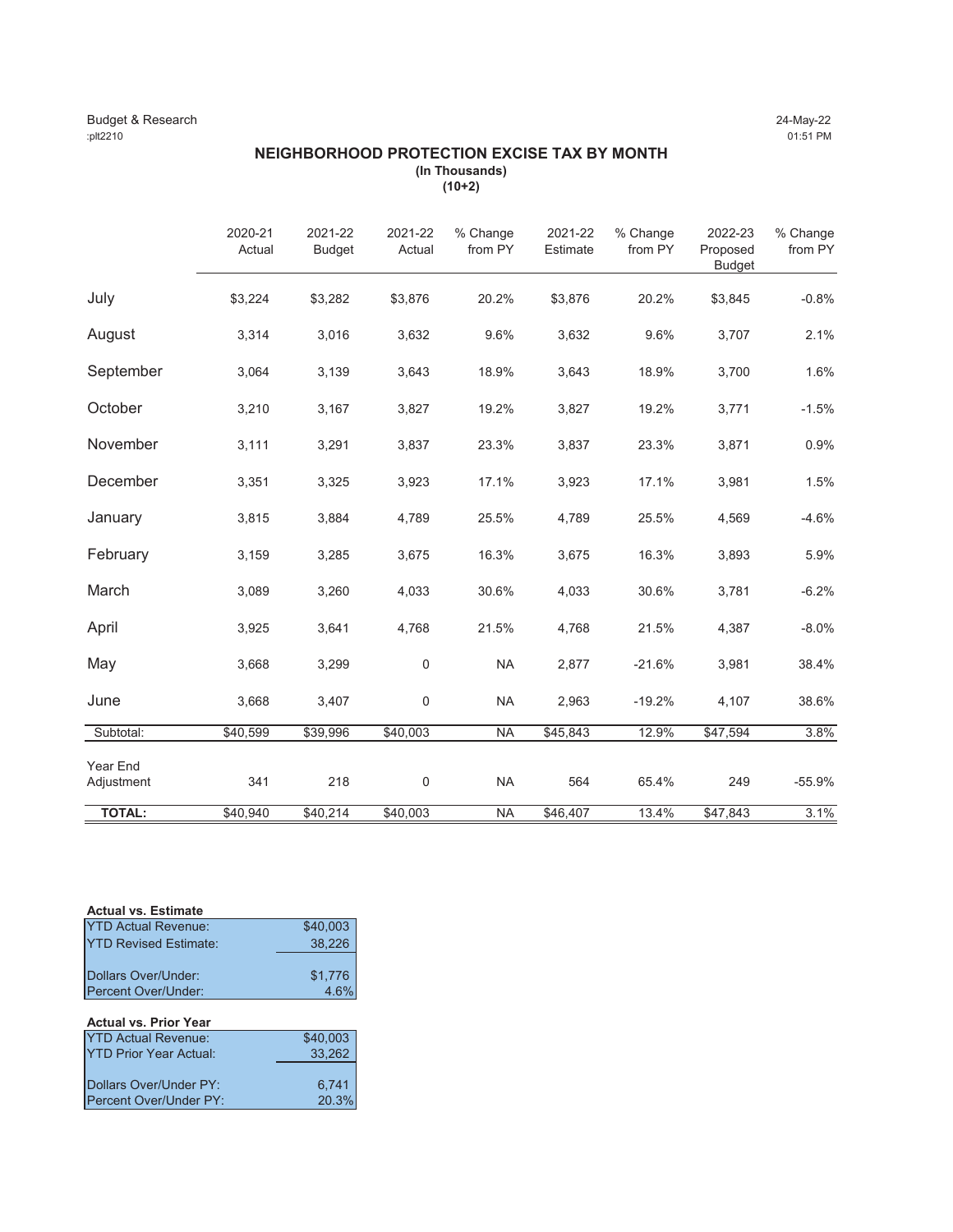Budget & Research
:plt2210

24-May-22
01:51 PM

## NEIGHBORHOOD PROTECTION EXCISE TAX BY MONTH

**(In Thousands)**
**(10+2)**

| | 2020-21 Actual | 2021-22 Budget | 2021-22 Actual | % Change from PY | 2021-22 Estimate | % Change from PY | 2022-23 Proposed Budget | % Change from PY |
|---|---|---|---|---|---|---|---|---|
| July | $3,224 | $3,282 | $3,876 | 20.2% | $3,876 | 20.2% | $3,845 | -0.8% |
| August | 3,314 | 3,016 | 3,632 | 9.6% | 3,632 | 9.6% | 3,707 | 2.1% |
| September | 3,064 | 3,139 | 3,643 | 18.9% | 3,643 | 18.9% | 3,700 | 1.6% |
| October | 3,210 | 3,167 | 3,827 | 19.2% | 3,827 | 19.2% | 3,771 | -1.5% |
| November | 3,111 | 3,291 | 3,837 | 23.3% | 3,837 | 23.3% | 3,871 | 0.9% |
| December | 3,351 | 3,325 | 3,923 | 17.1% | 3,923 | 17.1% | 3,981 | 1.5% |
| January | 3,815 | 3,884 | 4,789 | 25.5% | 4,789 | 25.5% | 4,569 | -4.6% |
| February | 3,159 | 3,285 | 3,675 | 16.3% | 3,675 | 16.3% | 3,893 | 5.9% |
| March | 3,089 | 3,260 | 4,033 | 30.6% | 4,033 | 30.6% | 3,781 | -6.2% |
| April | 3,925 | 3,641 | 4,768 | 21.5% | 4,768 | 21.5% | 4,387 | -8.0% |
| May | 3,668 | 3,299 | 0 | NA | 2,877 | -21.6% | 3,981 | 38.4% |
| June | 3,668 | 3,407 | 0 | NA | 2,963 | -19.2% | 4,107 | 38.6% |
| Subtotal: | $40,599 | $39,996 | $40,003 | NA | $45,843 | 12.9% | $47,594 | 3.8% |
| Year End Adjustment | 341 | 218 | 0 | NA | 564 | 65.4% | 249 | -55.9% |
| **TOTAL:** | $40,940 | $40,214 | $40,003 | NA | $46,407 | 13.4% | $47,843 | 3.1% |

**Actual vs. Estimate**

| | |
|---|---|
| YTD Actual Revenue: | $40,003 |
| YTD Revised Estimate: | 38,226 |
| Dollars Over/Under: | $1,776 |
| Percent Over/Under: | 4.6% |

**Actual vs. Prior Year**

| | |
|---|---|
| YTD Actual Revenue: | $40,003 |
| YTD Prior Year Actual: | 33,262 |
| Dollars Over/Under PY: | 6,741 |
| Percent Over/Under PY: | 20.3% |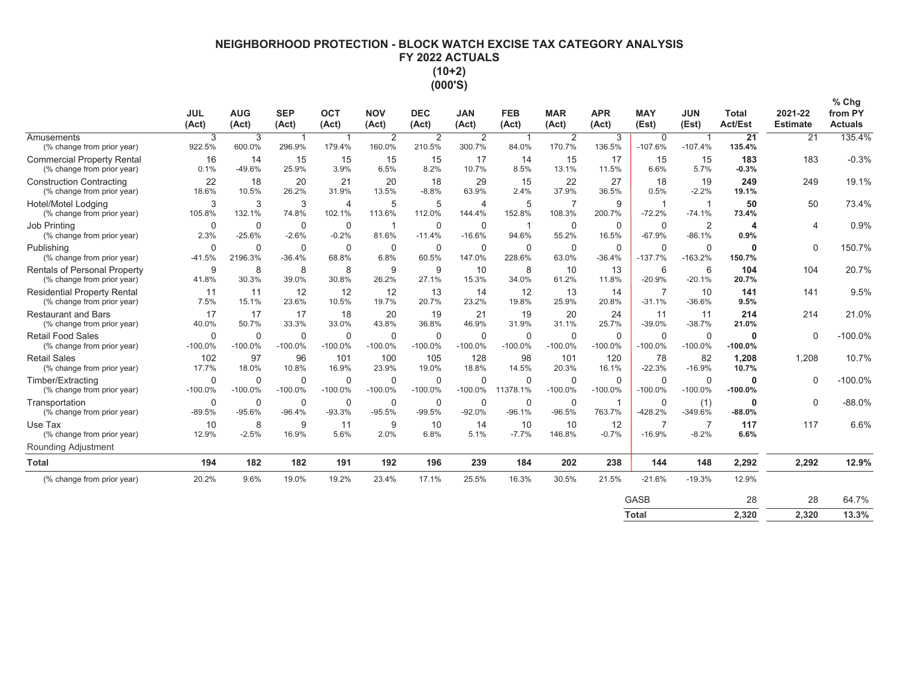# NEIGHBORHOOD PROTECTION - BLOCK WATCH EXCISE TAX CATEGORY ANALYSIS
## FY 2022 ACTUALS
## (10+2)
## (000'S)

| | JUL (Act) | AUG (Act) | SEP (Act) | OCT (Act) | NOV (Act) | DEC (Act) | JAN (Act) | FEB (Act) | MAR (Act) | APR (Act) | MAY (Est) | JUN (Est) | Total Act/Est | 2021-22 Estimate | % Chg from PY Actuals |
|---|---|---|---|---|---|---|---|---|---|---|---|---|---|---|---|
| Amusements | 3 | 3 | 1 | 1 | 2 | 2 | 2 | 1 | 2 | 3 | 0 | 1 | **21** | 21 | 135.4% |
| (% change from prior year) | 922.5% | 600.0% | 296.9% | 179.4% | 160.0% | 210.5% | 300.7% | 84.0% | 170.7% | 136.5% | -107.6% | -107.4% | **135.4%** | | |
| Commercial Property Rental | 16 | 14 | 15 | 15 | 15 | 15 | 17 | 14 | 15 | 17 | 15 | 15 | **183** | 183 | -0.3% |
| (% change from prior year) | 0.1% | -49.6% | 25.9% | 3.9% | 6.5% | 8.2% | 10.7% | 8.5% | 13.1% | 11.5% | 6.6% | 5.7% | **-0.3%** | | |
| Construction Contracting | 22 | 18 | 20 | 21 | 20 | 18 | 29 | 15 | 22 | 27 | 18 | 19 | **249** | 249 | 19.1% |
| (% change from prior year) | 18.6% | 10.5% | 26.2% | 31.9% | 13.5% | -8.8% | 63.9% | 2.4% | 37.9% | 36.5% | 0.5% | -2.2% | **19.1%** | | |
| Hotel/Motel Lodging | 3 | 3 | 3 | 4 | 5 | 5 | 4 | 5 | 7 | 9 | 1 | 1 | **50** | 50 | 73.4% |
| (% change from prior year) | 105.8% | 132.1% | 74.8% | 102.1% | 113.6% | 112.0% | 144.4% | 152.8% | 108.3% | 200.7% | -72.2% | -74.1% | **73.4%** | | |
| Job Printing | 0 | 0 | 0 | 0 | 1 | 0 | 0 | 1 | 0 | 0 | 0 | 2 | **4** | 4 | 0.9% |
| (% change from prior year) | 2.3% | -25.6% | -2.6% | -0.2% | 81.6% | -11.4% | -16.6% | 94.6% | 55.2% | 16.5% | -67.9% | -86.1% | **0.9%** | | |
| Publishing | 0 | 0 | 0 | 0 | 0 | 0 | 0 | 0 | 0 | 0 | 0 | 0 | **0** | 0 | 150.7% |
| (% change from prior year) | -41.5% | 2196.3% | -36.4% | 68.8% | 6.8% | 60.5% | 147.0% | 228.6% | 63.0% | -36.4% | -137.7% | -163.2% | **150.7%** | | |
| Rentals of Personal Property | 9 | 8 | 8 | 8 | 9 | 9 | 10 | 8 | 10 | 13 | 6 | 6 | **104** | 104 | 20.7% |
| (% change from prior year) | 41.8% | 30.3% | 39.0% | 30.8% | 26.2% | 27.1% | 15.3% | 34.0% | 61.2% | 11.8% | -20.9% | -20.1% | **20.7%** | | |
| Residential Property Rental | 11 | 11 | 12 | 12 | 12 | 13 | 14 | 12 | 13 | 14 | 7 | 10 | **141** | 141 | 9.5% |
| (% change from prior year) | 7.5% | 15.1% | 23.6% | 10.5% | 19.7% | 20.7% | 23.2% | 19.8% | 25.9% | 20.8% | -31.1% | -36.6% | **9.5%** | | |
| Restaurant and Bars | 17 | 17 | 17 | 18 | 20 | 19 | 21 | 19 | 20 | 24 | 11 | 11 | **214** | 214 | 21.0% |
| (% change from prior year) | 40.0% | 50.7% | 33.3% | 33.0% | 43.8% | 36.8% | 46.9% | 31.9% | 31.1% | 25.7% | -39.0% | -38.7% | **21.0%** | | |
| Retail Food Sales | 0 | 0 | 0 | 0 | 0 | 0 | 0 | 0 | 0 | 0 | 0 | 0 | **0** | 0 | -100.0% |
| (% change from prior year) | -100.0% | -100.0% | -100.0% | -100.0% | -100.0% | -100.0% | -100.0% | -100.0% | -100.0% | -100.0% | -100.0% | -100.0% | **-100.0%** | | |
| Retail Sales | 102 | 97 | 96 | 101 | 100 | 105 | 128 | 98 | 101 | 120 | 78 | 82 | **1,208** | 1,208 | 10.7% |
| (% change from prior year) | 17.7% | 18.0% | 10.8% | 16.9% | 23.9% | 19.0% | 18.8% | 14.5% | 20.3% | 16.1% | -22.3% | -16.9% | **10.7%** | | |
| Timber/Extracting | 0 | 0 | 0 | 0 | 0 | 0 | 0 | 0 | 0 | 0 | 0 | 0 | **0** | 0 | -100.0% |
| (% change from prior year) | -100.0% | -100.0% | -100.0% | -100.0% | -100.0% | -100.0% | -100.0% | 11378.1% | -100.0% | -100.0% | -100.0% | -100.0% | **-100.0%** | | |
| Transportation | 0 | 0 | 0 | 0 | 0 | 0 | 0 | 0 | 0 | 1 | 0 | (1) | **0** | 0 | -88.0% |
| (% change from prior year) | -89.5% | -95.6% | -96.4% | -93.3% | -95.5% | -99.5% | -92.0% | -96.1% | -96.5% | 763.7% | -428.2% | -349.6% | **-88.0%** | | |
| Use Tax | 10 | 8 | 9 | 11 | 9 | 10 | 14 | 10 | 10 | 12 | 7 | 7 | **117** | 117 | 6.6% |
| (% change from prior year) | 12.9% | -2.5% | 16.9% | 5.6% | 2.0% | 6.8% | 5.1% | -7.7% | 146.8% | -0.7% | -16.9% | -8.2% | **6.6%** | | |
| Rounding Adjustment | | | | | | | | | | | | | | | |
| **Total** | **194** | **182** | **182** | **191** | **192** | **196** | **239** | **184** | **202** | **238** | **144** | **148** | **2,292** | **2,292** | **12.9%** |
| (% change from prior year) | 20.2% | 9.6% | 19.0% | 19.2% | 23.4% | 17.1% | 25.5% | 16.3% | 30.5% | 21.5% | -21.6% | -19.3% | 12.9% | | |
| | | | | | | | | | | | GASB | | 28 | 28 | 64.7% |
| | | | | | | | | | | | **Total** | | **2,320** | **2,320** | **13.3%** |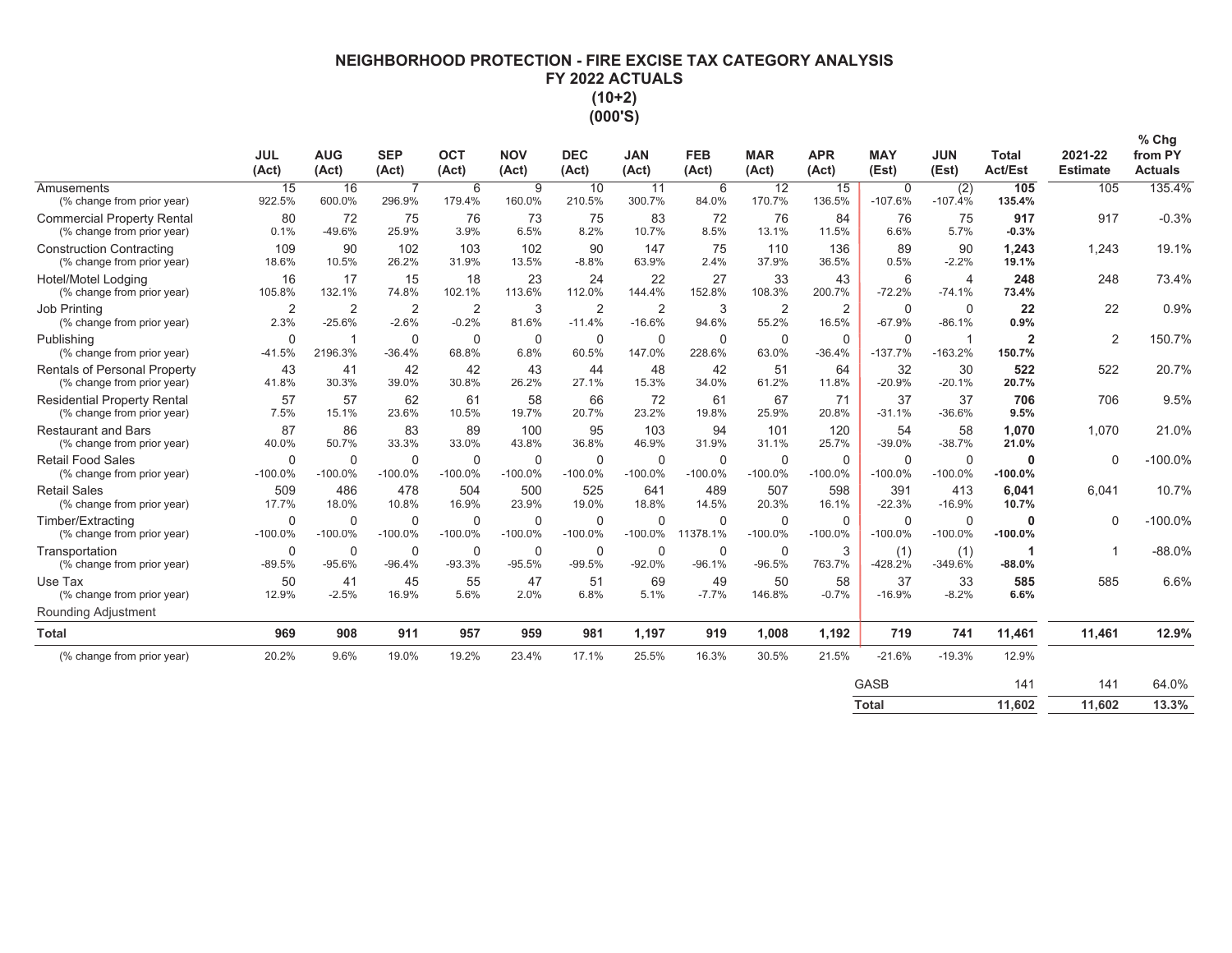# NEIGHBORHOOD PROTECTION - FIRE EXCISE TAX CATEGORY ANALYSIS
## FY 2022 ACTUALS
## (10+2)
## (000'S)

| | JUL (Act) | AUG (Act) | SEP (Act) | OCT (Act) | NOV (Act) | DEC (Act) | JAN (Act) | FEB (Act) | MAR (Act) | APR (Act) | MAY (Est) | JUN (Est) | Total Act/Est | 2021-22 Estimate | % Chg from PY Actuals |
|---|---|---|---|---|---|---|---|---|---|---|---|---|---|---|---|
| Amusements | 15 | 16 | 7 | 6 | 9 | 10 | 11 | 6 | 12 | 15 | 0 | (2) | **105** | 105 | 135.4% |
| (% change from prior year) | 922.5% | 600.0% | 296.9% | 179.4% | 160.0% | 210.5% | 300.7% | 84.0% | 170.7% | 136.5% | -107.6% | -107.4% | **135.4%** | | |
| Commercial Property Rental | 80 | 72 | 75 | 76 | 73 | 75 | 83 | 72 | 76 | 84 | 76 | 75 | **917** | 917 | -0.3% |
| (% change from prior year) | 0.1% | -49.6% | 25.9% | 3.9% | 6.5% | 8.2% | 10.7% | 8.5% | 13.1% | 11.5% | 6.6% | 5.7% | **-0.3%** | | |
| Construction Contracting | 109 | 90 | 102 | 103 | 102 | 90 | 147 | 75 | 110 | 136 | 89 | 90 | **1,243** | 1,243 | 19.1% |
| (% change from prior year) | 18.6% | 10.5% | 26.2% | 31.9% | 13.5% | -8.8% | 63.9% | 2.4% | 37.9% | 36.5% | 0.5% | -2.2% | **19.1%** | | |
| Hotel/Motel Lodging | 16 | 17 | 15 | 18 | 23 | 24 | 22 | 27 | 33 | 43 | 6 | 4 | **248** | 248 | 73.4% |
| (% change from prior year) | 105.8% | 132.1% | 74.8% | 102.1% | 113.6% | 112.0% | 144.4% | 152.8% | 108.3% | 200.7% | -72.2% | -74.1% | **73.4%** | | |
| Job Printing | 2 | 2 | 2 | 2 | 3 | 2 | 2 | 3 | 2 | 2 | 0 | 0 | **22** | 22 | 0.9% |
| (% change from prior year) | 2.3% | -25.6% | -2.6% | -0.2% | 81.6% | -11.4% | -16.6% | 94.6% | 55.2% | 16.5% | -67.9% | -86.1% | **0.9%** | | |
| Publishing | 0 | 1 | 0 | 0 | 0 | 0 | 0 | 0 | 0 | 0 | 0 | 1 | **2** | 2 | 150.7% |
| (% change from prior year) | -41.5% | 2196.3% | -36.4% | 68.8% | 6.8% | 60.5% | 147.0% | 228.6% | 63.0% | -36.4% | -137.7% | -163.2% | **150.7%** | | |
| Rentals of Personal Property | 43 | 41 | 42 | 42 | 43 | 44 | 48 | 42 | 51 | 64 | 32 | 30 | **522** | 522 | 20.7% |
| (% change from prior year) | 41.8% | 30.3% | 39.0% | 30.8% | 26.2% | 27.1% | 15.3% | 34.0% | 61.2% | 11.8% | -20.9% | -20.1% | **20.7%** | | |
| Residential Property Rental | 57 | 57 | 62 | 61 | 58 | 66 | 72 | 61 | 67 | 71 | 37 | 37 | **706** | 706 | 9.5% |
| (% change from prior year) | 7.5% | 15.1% | 23.6% | 10.5% | 19.7% | 20.7% | 23.2% | 19.8% | 25.9% | 20.8% | -31.1% | -36.6% | **9.5%** | | |
| Restaurant and Bars | 87 | 86 | 83 | 89 | 100 | 95 | 103 | 94 | 101 | 120 | 54 | 58 | **1,070** | 1,070 | 21.0% |
| (% change from prior year) | 40.0% | 50.7% | 33.3% | 33.0% | 43.8% | 36.8% | 46.9% | 31.9% | 31.1% | 25.7% | -39.0% | -38.7% | **21.0%** | | |
| Retail Food Sales | 0 | 0 | 0 | 0 | 0 | 0 | 0 | 0 | 0 | 0 | 0 | 0 | **0** | 0 | -100.0% |
| (% change from prior year) | -100.0% | -100.0% | -100.0% | -100.0% | -100.0% | -100.0% | -100.0% | -100.0% | -100.0% | -100.0% | -100.0% | -100.0% | **-100.0%** | | |
| Retail Sales | 509 | 486 | 478 | 504 | 500 | 525 | 641 | 489 | 507 | 598 | 391 | 413 | **6,041** | 6,041 | 10.7% |
| (% change from prior year) | 17.7% | 18.0% | 10.8% | 16.9% | 23.9% | 19.0% | 18.8% | 14.5% | 20.3% | 16.1% | -22.3% | -16.9% | **10.7%** | | |
| Timber/Extracting | 0 | 0 | 0 | 0 | 0 | 0 | 0 | 0 | 0 | 0 | 0 | 0 | **0** | 0 | -100.0% |
| (% change from prior year) | -100.0% | -100.0% | -100.0% | -100.0% | -100.0% | -100.0% | -100.0% | 11378.1% | -100.0% | -100.0% | -100.0% | -100.0% | **-100.0%** | | |
| Transportation | 0 | 0 | 0 | 0 | 0 | 0 | 0 | 0 | 0 | 3 | (1) | (1) | **1** | 1 | -88.0% |
| (% change from prior year) | -89.5% | -95.6% | -96.4% | -93.3% | -95.5% | -99.5% | -92.0% | -96.1% | -96.5% | 763.7% | -428.2% | -349.6% | **-88.0%** | | |
| Use Tax | 50 | 41 | 45 | 55 | 47 | 51 | 69 | 49 | 50 | 58 | 37 | 33 | **585** | 585 | 6.6% |
| (% change from prior year) | 12.9% | -2.5% | 16.9% | 5.6% | 2.0% | 6.8% | 5.1% | -7.7% | 146.8% | -0.7% | -16.9% | -8.2% | **6.6%** | | |
| Rounding Adjustment | | | | | | | | | | | | | | | |
| **Total** | **969** | **908** | **911** | **957** | **959** | **981** | **1,197** | **919** | **1,008** | **1,192** | **719** | **741** | **11,461** | **11,461** | **12.9%** |
| (% change from prior year) | 20.2% | 9.6% | 19.0% | 19.2% | 23.4% | 17.1% | 25.5% | 16.3% | 30.5% | 21.5% | -21.6% | -19.3% | 12.9% | | |
| | | | | | | | | | | | GASB | | 141 | 141 | 64.0% |
| | | | | | | | | | | | **Total** | | **11,602** | **11,602** | **13.3%** |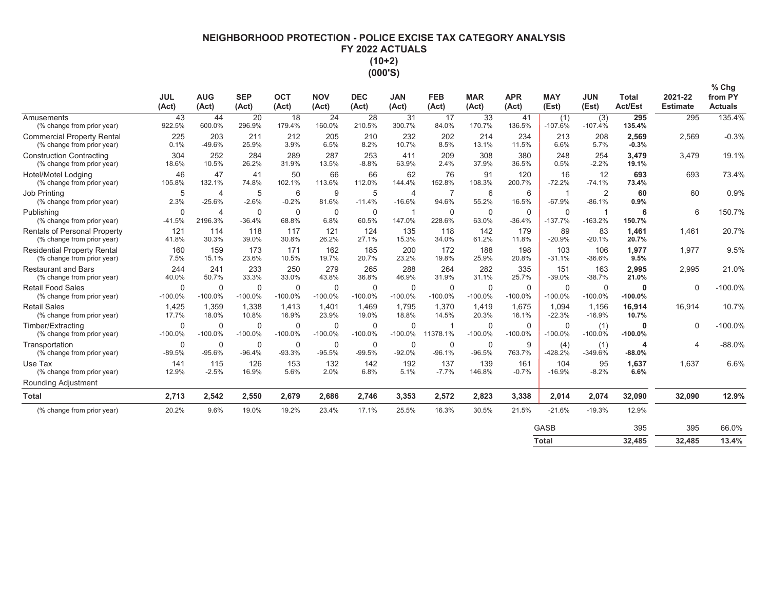# NEIGHBORHOOD PROTECTION - POLICE EXCISE TAX CATEGORY ANALYSIS
## FY 2022 ACTUALS
## (10+2)
## (000'S)

| | JUL (Act) | AUG (Act) | SEP (Act) | OCT (Act) | NOV (Act) | DEC (Act) | JAN (Act) | FEB (Act) | MAR (Act) | APR (Act) | MAY (Est) | JUN (Est) | Total Act/Est | 2021-22 Estimate | % Chg from PY Actuals |
|---|---|---|---|---|---|---|---|---|---|---|---|---|---|---|---|
| Amusements | 43 | 44 | 20 | 18 | 24 | 28 | 31 | 17 | 33 | 41 | (1) | (3) | **295** | 295 | 135.4% |
| (% change from prior year) | 922.5% | 600.0% | 296.9% | 179.4% | 160.0% | 210.5% | 300.7% | 84.0% | 170.7% | 136.5% | -107.6% | -107.4% | **135.4%** | | |
| Commercial Property Rental | 225 | 203 | 211 | 212 | 205 | 210 | 232 | 202 | 214 | 234 | 213 | 208 | **2,569** | 2,569 | -0.3% |
| (% change from prior year) | 0.1% | -49.6% | 25.9% | 3.9% | 6.5% | 8.2% | 10.7% | 8.5% | 13.1% | 11.5% | 6.6% | 5.7% | **-0.3%** | | |
| Construction Contracting | 304 | 252 | 284 | 289 | 287 | 253 | 411 | 209 | 308 | 380 | 248 | 254 | **3,479** | 3,479 | 19.1% |
| (% change from prior year) | 18.6% | 10.5% | 26.2% | 31.9% | 13.5% | -8.8% | 63.9% | 2.4% | 37.9% | 36.5% | 0.5% | -2.2% | **19.1%** | | |
| Hotel/Motel Lodging | 46 | 47 | 41 | 50 | 66 | 66 | 62 | 76 | 91 | 120 | 16 | 12 | **693** | 693 | 73.4% |
| (% change from prior year) | 105.8% | 132.1% | 74.8% | 102.1% | 113.6% | 112.0% | 144.4% | 152.8% | 108.3% | 200.7% | -72.2% | -74.1% | **73.4%** | | |
| Job Printing | 5 | 4 | 5 | 6 | 9 | 5 | 4 | 7 | 6 | 6 | 1 | 2 | **60** | 60 | 0.9% |
| (% change from prior year) | 2.3% | -25.6% | -2.6% | -0.2% | 81.6% | -11.4% | -16.6% | 94.6% | 55.2% | 16.5% | -67.9% | -86.1% | **0.9%** | | |
| Publishing | 0 | 4 | 0 | 0 | 0 | 0 | 1 | 0 | 0 | 0 | 0 | 1 | **6** | 6 | 150.7% |
| (% change from prior year) | -41.5% | 2196.3% | -36.4% | 68.8% | 6.8% | 60.5% | 147.0% | 228.6% | 63.0% | -36.4% | -137.7% | -163.2% | **150.7%** | | |
| Rentals of Personal Property | 121 | 114 | 118 | 117 | 121 | 124 | 135 | 118 | 142 | 179 | 89 | 83 | **1,461** | 1,461 | 20.7% |
| (% change from prior year) | 41.8% | 30.3% | 39.0% | 30.8% | 26.2% | 27.1% | 15.3% | 34.0% | 61.2% | 11.8% | -20.9% | -20.1% | **20.7%** | | |
| Residential Property Rental | 160 | 159 | 173 | 171 | 162 | 185 | 200 | 172 | 188 | 198 | 103 | 106 | **1,977** | 1,977 | 9.5% |
| (% change from prior year) | 7.5% | 15.1% | 23.6% | 10.5% | 19.7% | 20.7% | 23.2% | 19.8% | 25.9% | 20.8% | -31.1% | -36.6% | **9.5%** | | |
| Restaurant and Bars | 244 | 241 | 233 | 250 | 279 | 265 | 288 | 264 | 282 | 335 | 151 | 163 | **2,995** | 2,995 | 21.0% |
| (% change from prior year) | 40.0% | 50.7% | 33.3% | 33.0% | 43.8% | 36.8% | 46.9% | 31.9% | 31.1% | 25.7% | -39.0% | -38.7% | **21.0%** | | |
| Retail Food Sales | 0 | 0 | 0 | 0 | 0 | 0 | 0 | 0 | 0 | 0 | 0 | 0 | **0** | 0 | -100.0% |
| (% change from prior year) | -100.0% | -100.0% | -100.0% | -100.0% | -100.0% | -100.0% | -100.0% | -100.0% | -100.0% | -100.0% | -100.0% | -100.0% | **-100.0%** | | |
| Retail Sales | 1,425 | 1,359 | 1,338 | 1,413 | 1,401 | 1,469 | 1,795 | 1,370 | 1,419 | 1,675 | 1,094 | 1,156 | **16,914** | 16,914 | 10.7% |
| (% change from prior year) | 17.7% | 18.0% | 10.8% | 16.9% | 23.9% | 19.0% | 18.8% | 14.5% | 20.3% | 16.1% | -22.3% | -16.9% | **10.7%** | | |
| Timber/Extracting | 0 | 0 | 0 | 0 | 0 | 0 | 0 | 1 | 0 | 0 | 0 | (1) | **0** | 0 | -100.0% |
| (% change from prior year) | -100.0% | -100.0% | -100.0% | -100.0% | -100.0% | -100.0% | -100.0% | 11378.1% | -100.0% | -100.0% | -100.0% | -100.0% | **-100.0%** | | |
| Transportation | 0 | 0 | 0 | 0 | 0 | 0 | 0 | 0 | 0 | 9 | (4) | (1) | **4** | 4 | -88.0% |
| (% change from prior year) | -89.5% | -95.6% | -96.4% | -93.3% | -95.5% | -99.5% | -92.0% | -96.1% | -96.5% | 763.7% | -428.2% | -349.6% | **-88.0%** | | |
| Use Tax | 141 | 115 | 126 | 153 | 132 | 142 | 192 | 137 | 139 | 161 | 104 | 95 | **1,637** | 1,637 | 6.6% |
| (% change from prior year) | 12.9% | -2.5% | 16.9% | 5.6% | 2.0% | 6.8% | 5.1% | -7.7% | 146.8% | -0.7% | -16.9% | -8.2% | **6.6%** | | |
| Rounding Adjustment | | | | | | | | | | | | | | | |
| **Total** | **2,713** | **2,542** | **2,550** | **2,679** | **2,686** | **2,746** | **3,353** | **2,572** | **2,823** | **3,338** | **2,014** | **2,074** | **32,090** | **32,090** | **12.9%** |
| (% change from prior year) | 20.2% | 9.6% | 19.0% | 19.2% | 23.4% | 17.1% | 25.5% | 16.3% | 30.5% | 21.5% | -21.6% | -19.3% | 12.9% | | |
| | | | | | | | | | | | GASB | | 395 | 395 | 66.0% |
| | | | | | | | | | | | **Total** | | **32,485** | **32,485** | **13.4%** |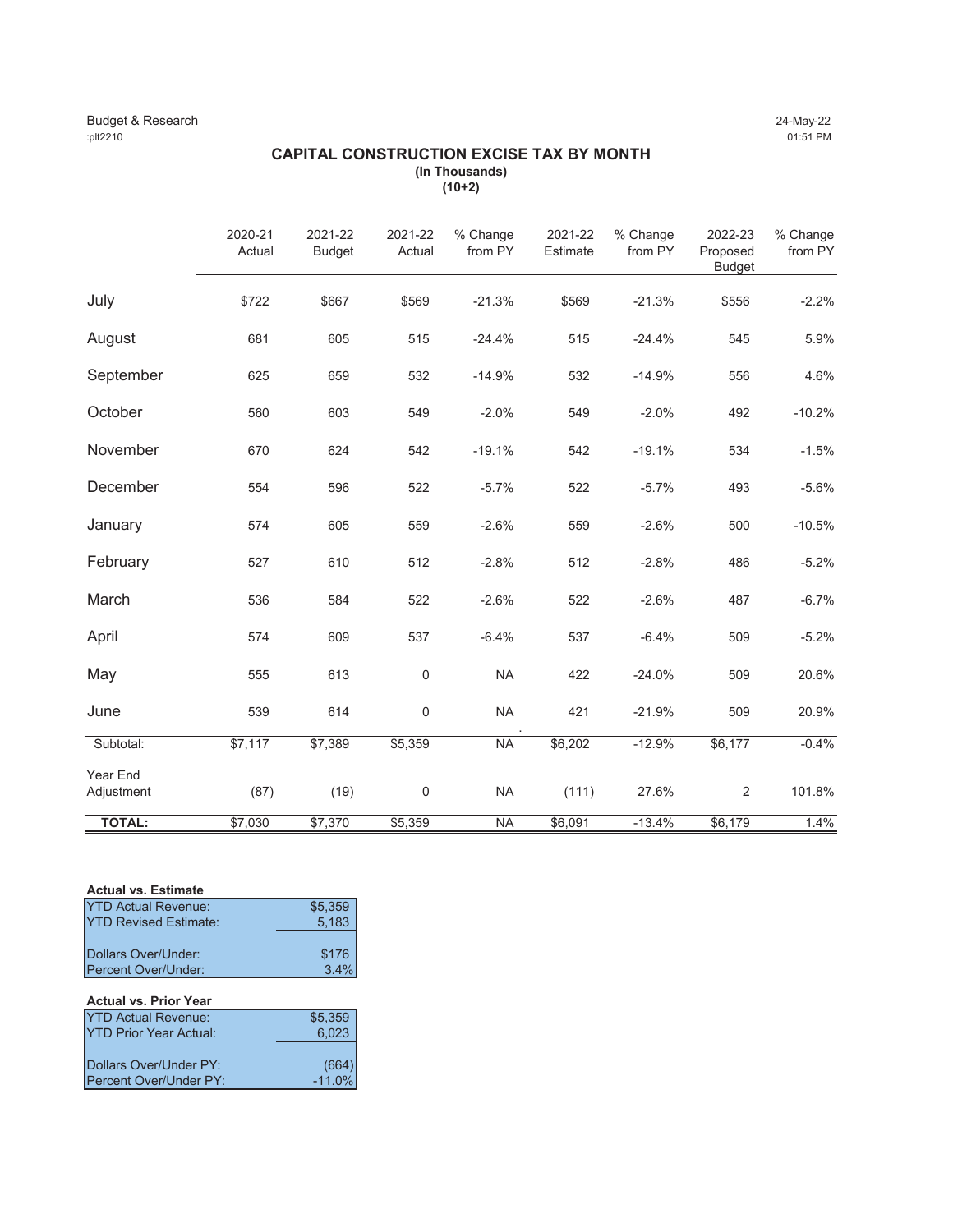Budget & Research
:plt2210

24-May-22
01:51 PM

# CAPITAL CONSTRUCTION EXCISE TAX BY MONTH

**(In Thousands)**
**(10+2)**

| | 2020-21 Actual | 2021-22 Budget | 2021-22 Actual | % Change from PY | 2021-22 Estimate | % Change from PY | 2022-23 Proposed Budget | % Change from PY |
|---|---|---|---|---|---|---|---|---|
| July | $722 | $667 | $569 | -21.3% | $569 | -21.3% | $556 | -2.2% |
| August | 681 | 605 | 515 | -24.4% | 515 | -24.4% | 545 | 5.9% |
| September | 625 | 659 | 532 | -14.9% | 532 | -14.9% | 556 | 4.6% |
| October | 560 | 603 | 549 | -2.0% | 549 | -2.0% | 492 | -10.2% |
| November | 670 | 624 | 542 | -19.1% | 542 | -19.1% | 534 | -1.5% |
| December | 554 | 596 | 522 | -5.7% | 522 | -5.7% | 493 | -5.6% |
| January | 574 | 605 | 559 | -2.6% | 559 | -2.6% | 500 | -10.5% |
| February | 527 | 610 | 512 | -2.8% | 512 | -2.8% | 486 | -5.2% |
| March | 536 | 584 | 522 | -2.6% | 522 | -2.6% | 487 | -6.7% |
| April | 574 | 609 | 537 | -6.4% | 537 | -6.4% | 509 | -5.2% |
| May | 555 | 613 | 0 | NA | 422 | -24.0% | 509 | 20.6% |
| June | 539 | 614 | 0 | NA | 421 | -21.9% | 509 | 20.9% |
| Subtotal: | $7,117 | $7,389 | $5,359 | NA | $6,202 | -12.9% | $6,177 | -0.4% |
| Year End Adjustment | (87) | (19) | 0 | NA | (111) | 27.6% | 2 | 101.8% |
| **TOTAL:** | $7,030 | $7,370 | $5,359 | NA | $6,091 | -13.4% | $6,179 | 1.4% |

**Actual vs. Estimate**

| | |
|---|---|
| YTD Actual Revenue: | $5,359 |
| YTD Revised Estimate: | 5,183 |
| Dollars Over/Under: | $176 |
| Percent Over/Under: | 3.4% |

**Actual vs. Prior Year**

| | |
|---|---|
| YTD Actual Revenue: | $5,359 |
| YTD Prior Year Actual: | 6,023 |
| Dollars Over/Under PY: | (664) |
| Percent Over/Under PY: | -11.0% |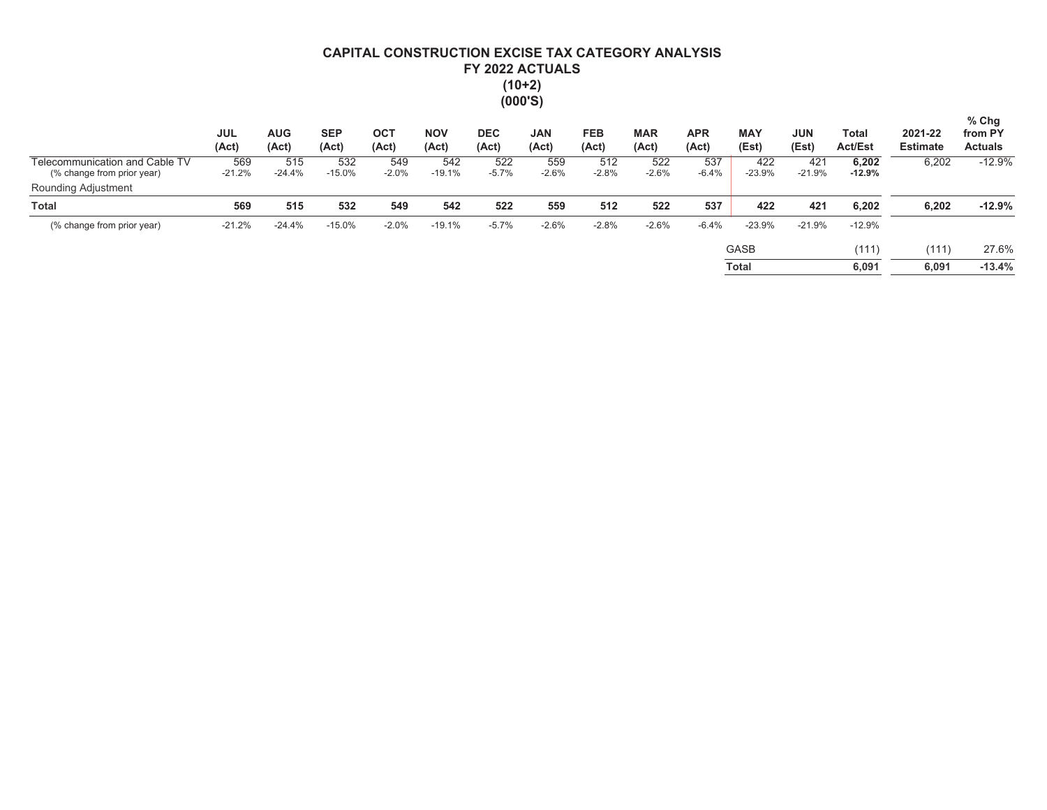# CAPITAL CONSTRUCTION EXCISE TAX CATEGORY ANALYSIS
## FY 2022 ACTUALS
## (10+2)
## (000'S)

| | JUL (Act) | AUG (Act) | SEP (Act) | OCT (Act) | NOV (Act) | DEC (Act) | JAN (Act) | FEB (Act) | MAR (Act) | APR (Act) | MAY (Est) | JUN (Est) | Total Act/Est | 2021-22 Estimate | % Chg from PY Actuals |
|---|---|---|---|---|---|---|---|---|---|---|---|---|---|---|---|
| Telecommunication and Cable TV | 569 | 515 | 532 | 549 | 542 | 522 | 559 | 512 | 522 | 537 | 422 | 421 | **6,202** | 6,202 | -12.9% |
| (% change from prior year) | -21.2% | -24.4% | -15.0% | -2.0% | -19.1% | -5.7% | -2.6% | -2.8% | -2.6% | -6.4% | -23.9% | -21.9% | **-12.9%** | | |
| Rounding Adjustment | | | | | | | | | | | | | | | |
| **Total** | **569** | **515** | **532** | **549** | **542** | **522** | **559** | **512** | **522** | **537** | **422** | **421** | **6,202** | **6,202** | **-12.9%** |
| (% change from prior year) | -21.2% | -24.4% | -15.0% | -2.0% | -19.1% | -5.7% | -2.6% | -2.8% | -2.6% | -6.4% | -23.9% | -21.9% | -12.9% | | |
| | | | | | | | | | | | GASB | | (111) | (111) | 27.6% |
| | | | | | | | | | | | **Total** | | **6,091** | **6,091** | **-13.4%** |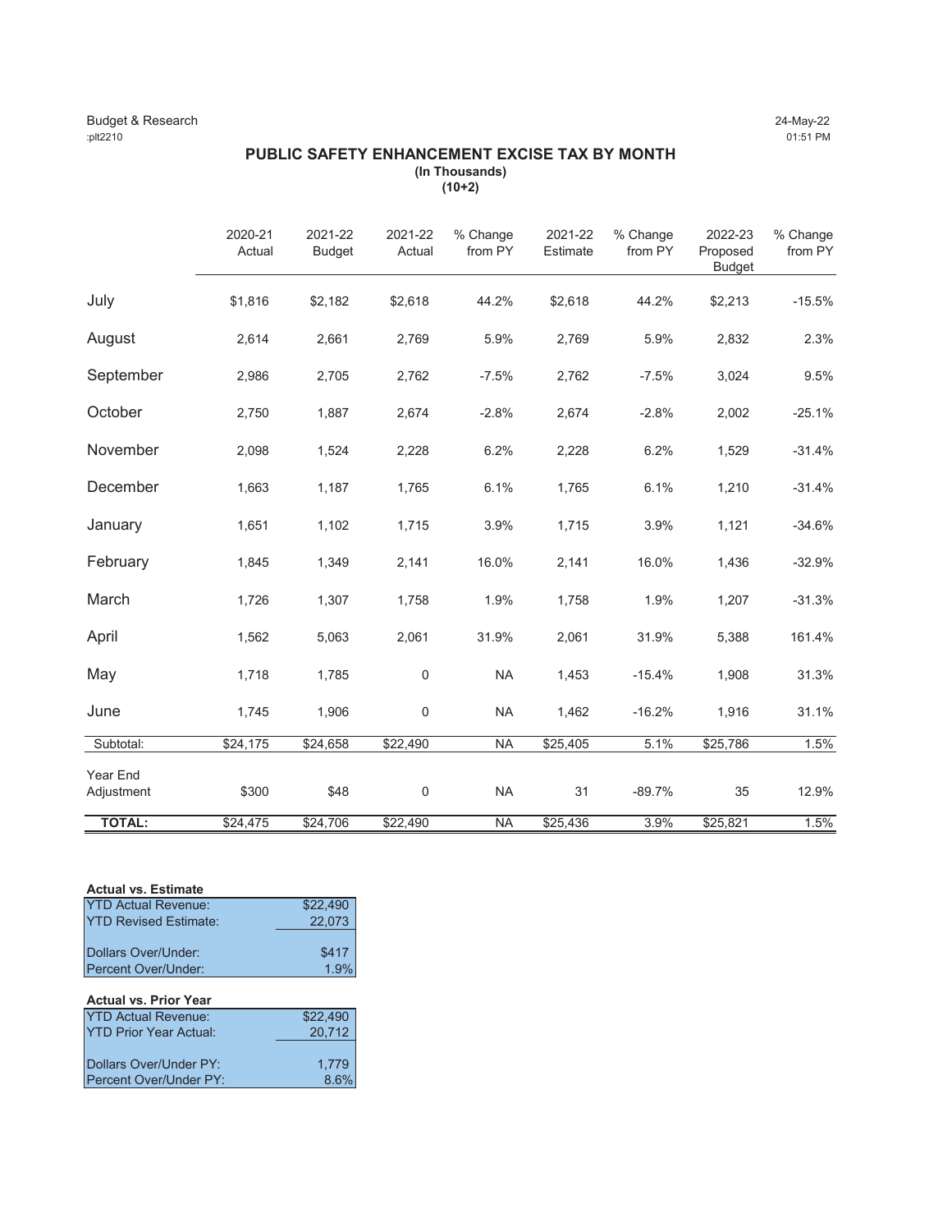Budget & Research
:plt2210

24-May-22
01:51 PM

## PUBLIC SAFETY ENHANCEMENT EXCISE TAX BY MONTH

**(In Thousands)**
**(10+2)**

| | 2020-21 Actual | 2021-22 Budget | 2021-22 Actual | % Change from PY | 2021-22 Estimate | % Change from PY | 2022-23 Proposed Budget | % Change from PY |
|---|---|---|---|---|---|---|---|---|
| July | $1,816 | $2,182 | $2,618 | 44.2% | $2,618 | 44.2% | $2,213 | -15.5% |
| August | 2,614 | 2,661 | 2,769 | 5.9% | 2,769 | 5.9% | 2,832 | 2.3% |
| September | 2,986 | 2,705 | 2,762 | -7.5% | 2,762 | -7.5% | 3,024 | 9.5% |
| October | 2,750 | 1,887 | 2,674 | -2.8% | 2,674 | -2.8% | 2,002 | -25.1% |
| November | 2,098 | 1,524 | 2,228 | 6.2% | 2,228 | 6.2% | 1,529 | -31.4% |
| December | 1,663 | 1,187 | 1,765 | 6.1% | 1,765 | 6.1% | 1,210 | -31.4% |
| January | 1,651 | 1,102 | 1,715 | 3.9% | 1,715 | 3.9% | 1,121 | -34.6% |
| February | 1,845 | 1,349 | 2,141 | 16.0% | 2,141 | 16.0% | 1,436 | -32.9% |
| March | 1,726 | 1,307 | 1,758 | 1.9% | 1,758 | 1.9% | 1,207 | -31.3% |
| April | 1,562 | 5,063 | 2,061 | 31.9% | 2,061 | 31.9% | 5,388 | 161.4% |
| May | 1,718 | 1,785 | 0 | NA | 1,453 | -15.4% | 1,908 | 31.3% |
| June | 1,745 | 1,906 | 0 | NA | 1,462 | -16.2% | 1,916 | 31.1% |
| Subtotal: | $24,175 | $24,658 | $22,490 | NA | $25,405 | 5.1% | $25,786 | 1.5% |
| Year End Adjustment | $300 | $48 | 0 | NA | 31 | -89.7% | 35 | 12.9% |
| **TOTAL:** | $24,475 | $24,706 | $22,490 | NA | $25,436 | 3.9% | $25,821 | 1.5% |

**Actual vs. Estimate**

| | |
|---|---|
| YTD Actual Revenue: | $22,490 |
| YTD Revised Estimate: | 22,073 |
| Dollars Over/Under: | $417 |
| Percent Over/Under: | 1.9% |

**Actual vs. Prior Year**

| | |
|---|---|
| YTD Actual Revenue: | $22,490 |
| YTD Prior Year Actual: | 20,712 |
| Dollars Over/Under PY: | 1,779 |
| Percent Over/Under PY: | 8.6% |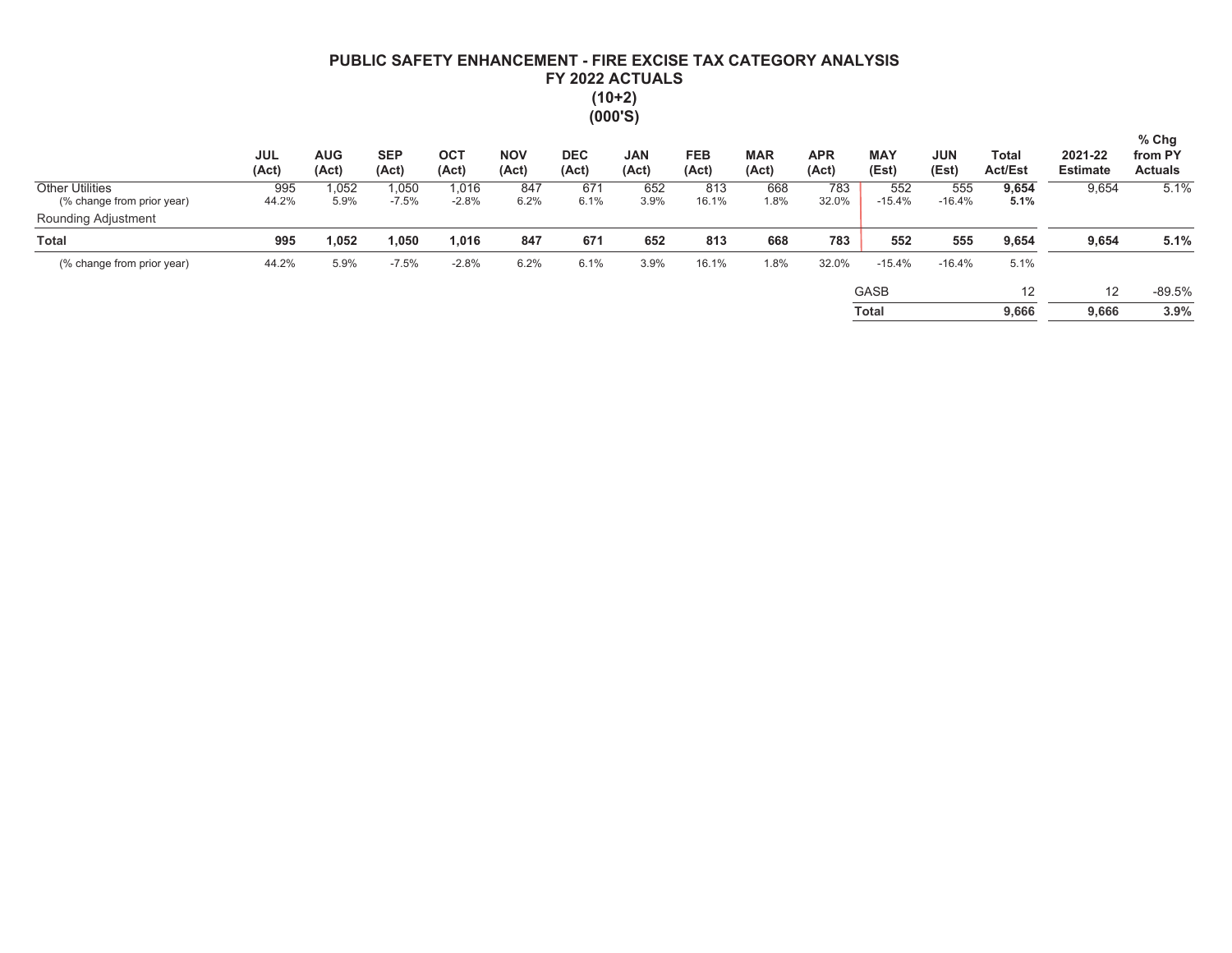# PUBLIC SAFETY ENHANCEMENT - FIRE EXCISE TAX CATEGORY ANALYSIS
## FY 2022 ACTUALS
## (10+2)
## (000'S)

| | JUL (Act) | AUG (Act) | SEP (Act) | OCT (Act) | NOV (Act) | DEC (Act) | JAN (Act) | FEB (Act) | MAR (Act) | APR (Act) | MAY (Est) | JUN (Est) | Total Act/Est | 2021-22 Estimate | % Chg from PY Actuals |
|---|---|---|---|---|---|---|---|---|---|---|---|---|---|---|---|
| Other Utilities | 995 | 1,052 | 1,050 | 1,016 | 847 | 671 | 652 | 813 | 668 | 783 | 552 | 555 | **9,654** | 9,654 | 5.1% |
| (% change from prior year) | 44.2% | 5.9% | -7.5% | -2.8% | 6.2% | 6.1% | 3.9% | 16.1% | 1.8% | 32.0% | -15.4% | -16.4% | **5.1%** | | |
| Rounding Adjustment | | | | | | | | | | | | | | | |
| **Total** | **995** | **1,052** | **1,050** | **1,016** | **847** | **671** | **652** | **813** | **668** | **783** | **552** | **555** | **9,654** | **9,654** | **5.1%** |
| (% change from prior year) | 44.2% | 5.9% | -7.5% | -2.8% | 6.2% | 6.1% | 3.9% | 16.1% | 1.8% | 32.0% | -15.4% | -16.4% | 5.1% | | |
| | | | | | | | | | | | GASB | | 12 | 12 | -89.5% |
| | | | | | | | | | | | **Total** | | **9,666** | **9,666** | **3.9%** |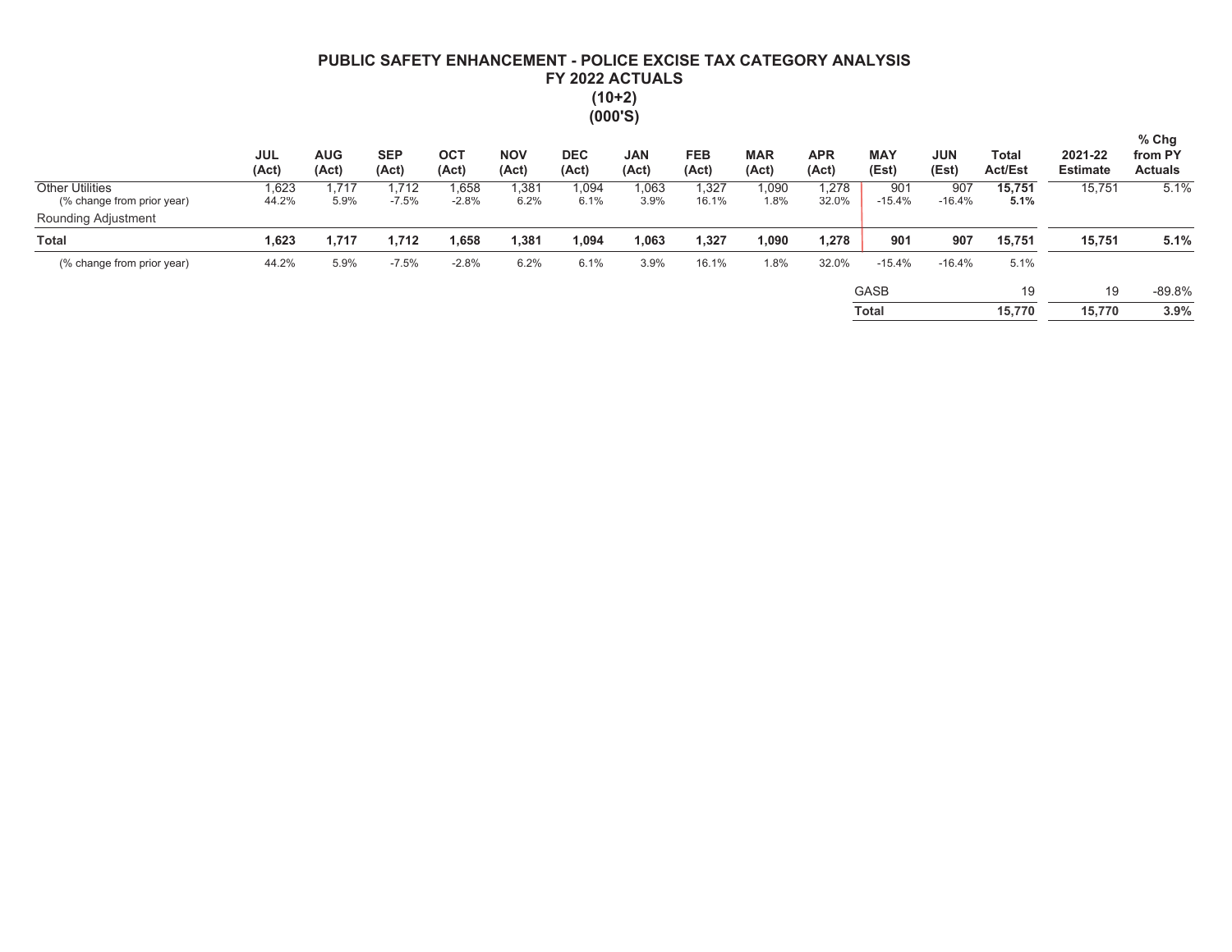# PUBLIC SAFETY ENHANCEMENT - POLICE EXCISE TAX CATEGORY ANALYSIS
## FY 2022 ACTUALS
## (10+2)
## (000'S)

| | JUL (Act) | AUG (Act) | SEP (Act) | OCT (Act) | NOV (Act) | DEC (Act) | JAN (Act) | FEB (Act) | MAR (Act) | APR (Act) | MAY (Est) | JUN (Est) | Total Act/Est | 2021-22 Estimate | % Chg from PY Actuals |
|---|---|---|---|---|---|---|---|---|---|---|---|---|---|---|---|
| Other Utilities | 1,623 | 1,717 | 1,712 | 1,658 | 1,381 | 1,094 | 1,063 | 1,327 | 1,090 | 1,278 | 901 | 907 | **15,751** | 15,751 | 5.1% |
| (% change from prior year) | 44.2% | 5.9% | -7.5% | -2.8% | 6.2% | 6.1% | 3.9% | 16.1% | 1.8% | 32.0% | -15.4% | -16.4% | **5.1%** | | |
| Rounding Adjustment | | | | | | | | | | | | | | | |
| **Total** | **1,623** | **1,717** | **1,712** | **1,658** | **1,381** | **1,094** | **1,063** | **1,327** | **1,090** | **1,278** | **901** | **907** | **15,751** | **15,751** | **5.1%** |
| (% change from prior year) | 44.2% | 5.9% | -7.5% | -2.8% | 6.2% | 6.1% | 3.9% | 16.1% | 1.8% | 32.0% | -15.4% | -16.4% | 5.1% | | |
| | | | | | | | | | | | GASB | | 19 | 19 | -89.8% |
| | | | | | | | | | | | **Total** | | **15,770** | **15,770** | **3.9%** |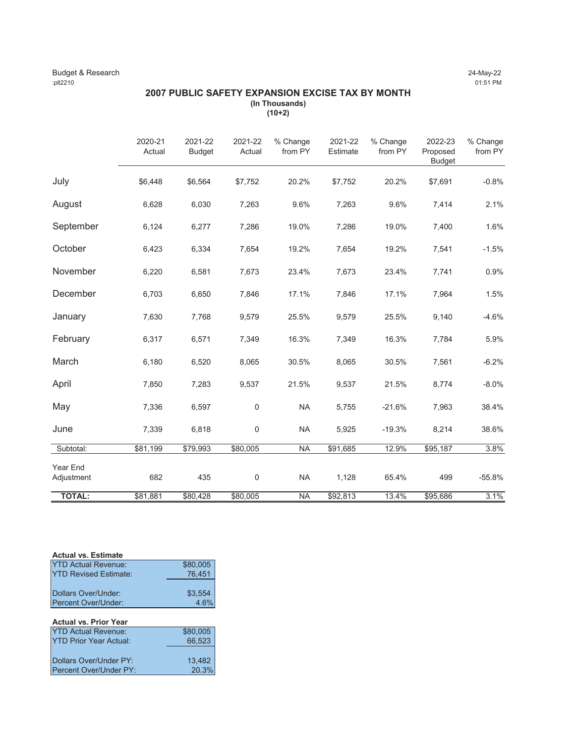Budget & Research
:plt2210

24-May-22
01:51 PM

## 2007 PUBLIC SAFETY EXPANSION EXCISE TAX BY MONTH

**(In Thousands)**
**(10+2)**

| | 2020-21 Actual | 2021-22 Budget | 2021-22 Actual | % Change from PY | 2021-22 Estimate | % Change from PY | 2022-23 Proposed Budget | % Change from PY |
|---|---|---|---|---|---|---|---|---|
| July | $6,448 | $6,564 | $7,752 | 20.2% | $7,752 | 20.2% | $7,691 | -0.8% |
| August | 6,628 | 6,030 | 7,263 | 9.6% | 7,263 | 9.6% | 7,414 | 2.1% |
| September | 6,124 | 6,277 | 7,286 | 19.0% | 7,286 | 19.0% | 7,400 | 1.6% |
| October | 6,423 | 6,334 | 7,654 | 19.2% | 7,654 | 19.2% | 7,541 | -1.5% |
| November | 6,220 | 6,581 | 7,673 | 23.4% | 7,673 | 23.4% | 7,741 | 0.9% |
| December | 6,703 | 6,650 | 7,846 | 17.1% | 7,846 | 17.1% | 7,964 | 1.5% |
| January | 7,630 | 7,768 | 9,579 | 25.5% | 9,579 | 25.5% | 9,140 | -4.6% |
| February | 6,317 | 6,571 | 7,349 | 16.3% | 7,349 | 16.3% | 7,784 | 5.9% |
| March | 6,180 | 6,520 | 8,065 | 30.5% | 8,065 | 30.5% | 7,561 | -6.2% |
| April | 7,850 | 7,283 | 9,537 | 21.5% | 9,537 | 21.5% | 8,774 | -8.0% |
| May | 7,336 | 6,597 | 0 | NA | 5,755 | -21.6% | 7,963 | 38.4% |
| June | 7,339 | 6,818 | 0 | NA | 5,925 | -19.3% | 8,214 | 38.6% |
| Subtotal: | $81,199 | $79,993 | $80,005 | NA | $91,685 | 12.9% | $95,187 | 3.8% |
| Year End Adjustment | 682 | 435 | 0 | NA | 1,128 | 65.4% | 499 | -55.8% |
| **TOTAL:** | $81,881 | $80,428 | $80,005 | NA | $92,813 | 13.4% | $95,686 | 3.1% |

**Actual vs. Estimate**

| | |
|---|---|
| YTD Actual Revenue: | $80,005 |
| YTD Revised Estimate: | 76,451 |
| Dollars Over/Under: | $3,554 |
| Percent Over/Under: | 4.6% |

**Actual vs. Prior Year**

| | |
|---|---|
| YTD Actual Revenue: | $80,005 |
| YTD Prior Year Actual: | 66,523 |
| Dollars Over/Under PY: | 13,482 |
| Percent Over/Under PY: | 20.3% |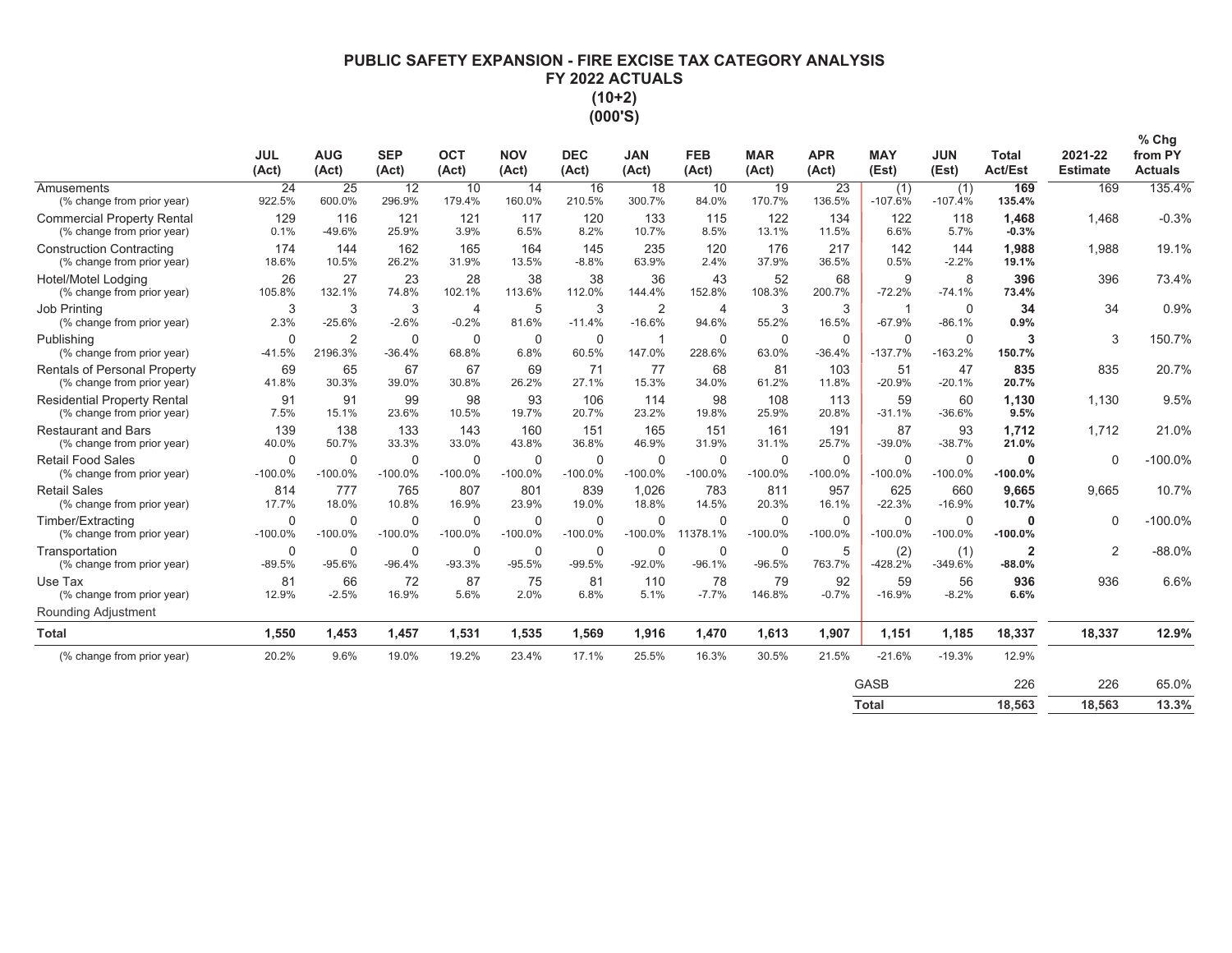# PUBLIC SAFETY EXPANSION - FIRE EXCISE TAX CATEGORY ANALYSIS
## FY 2022 ACTUALS
## (10+2)
## (000'S)

| | JUL (Act) | AUG (Act) | SEP (Act) | OCT (Act) | NOV (Act) | DEC (Act) | JAN (Act) | FEB (Act) | MAR (Act) | APR (Act) | MAY (Est) | JUN (Est) | Total Act/Est | 2021-22 Estimate | % Chg from PY Actuals |
|---|---|---|---|---|---|---|---|---|---|---|---|---|---|---|---|
| Amusements | 24 | 25 | 12 | 10 | 14 | 16 | 18 | 10 | 19 | 23 | (1) | (1) | **169** | 169 | 135.4% |
| (% change from prior year) | 922.5% | 600.0% | 296.9% | 179.4% | 160.0% | 210.5% | 300.7% | 84.0% | 170.7% | 136.5% | -107.6% | -107.4% | **135.4%** | | |
| Commercial Property Rental | 129 | 116 | 121 | 121 | 117 | 120 | 133 | 115 | 122 | 134 | 122 | 118 | **1,468** | 1,468 | -0.3% |
| (% change from prior year) | 0.1% | -49.6% | 25.9% | 3.9% | 6.5% | 8.2% | 10.7% | 8.5% | 13.1% | 11.5% | 6.6% | 5.7% | **-0.3%** | | |
| Construction Contracting | 174 | 144 | 162 | 165 | 164 | 145 | 235 | 120 | 176 | 217 | 142 | 144 | **1,988** | 1,988 | 19.1% |
| (% change from prior year) | 18.6% | 10.5% | 26.2% | 31.9% | 13.5% | -8.8% | 63.9% | 2.4% | 37.9% | 36.5% | 0.5% | -2.2% | **19.1%** | | |
| Hotel/Motel Lodging | 26 | 27 | 23 | 28 | 38 | 38 | 36 | 43 | 52 | 68 | 9 | 8 | **396** | 396 | 73.4% |
| (% change from prior year) | 105.8% | 132.1% | 74.8% | 102.1% | 113.6% | 112.0% | 144.4% | 152.8% | 108.3% | 200.7% | -72.2% | -74.1% | **73.4%** | | |
| Job Printing | 3 | 3 | 3 | 4 | 5 | 3 | 2 | 4 | 3 | 3 | 1 | 0 | **34** | 34 | 0.9% |
| (% change from prior year) | 2.3% | -25.6% | -2.6% | -0.2% | 81.6% | -11.4% | -16.6% | 94.6% | 55.2% | 16.5% | -67.9% | -86.1% | **0.9%** | | |
| Publishing | 0 | 2 | 0 | 0 | 0 | 0 | 1 | 0 | 0 | 0 | 0 | 0 | **3** | 3 | 150.7% |
| (% change from prior year) | -41.5% | 2196.3% | -36.4% | 68.8% | 6.8% | 60.5% | 147.0% | 228.6% | 63.0% | -36.4% | -137.7% | -163.2% | **150.7%** | | |
| Rentals of Personal Property | 69 | 65 | 67 | 67 | 69 | 71 | 77 | 68 | 81 | 103 | 51 | 47 | **835** | 835 | 20.7% |
| (% change from prior year) | 41.8% | 30.3% | 39.0% | 30.8% | 26.2% | 27.1% | 15.3% | 34.0% | 61.2% | 11.8% | -20.9% | -20.1% | **20.7%** | | |
| Residential Property Rental | 91 | 91 | 99 | 98 | 93 | 106 | 114 | 98 | 108 | 113 | 59 | 60 | **1,130** | 1,130 | 9.5% |
| (% change from prior year) | 7.5% | 15.1% | 23.6% | 10.5% | 19.7% | 20.7% | 23.2% | 19.8% | 25.9% | 20.8% | -31.1% | -36.6% | **9.5%** | | |
| Restaurant and Bars | 139 | 138 | 133 | 143 | 160 | 151 | 165 | 151 | 161 | 191 | 87 | 93 | **1,712** | 1,712 | 21.0% |
| (% change from prior year) | 40.0% | 50.7% | 33.3% | 33.0% | 43.8% | 36.8% | 46.9% | 31.9% | 31.1% | 25.7% | -39.0% | -38.7% | **21.0%** | | |
| Retail Food Sales | 0 | 0 | 0 | 0 | 0 | 0 | 0 | 0 | 0 | 0 | 0 | 0 | **0** | 0 | -100.0% |
| (% change from prior year) | -100.0% | -100.0% | -100.0% | -100.0% | -100.0% | -100.0% | -100.0% | -100.0% | -100.0% | -100.0% | -100.0% | -100.0% | **-100.0%** | | |
| Retail Sales | 814 | 777 | 765 | 807 | 801 | 839 | 1,026 | 783 | 811 | 957 | 625 | 660 | **9,665** | 9,665 | 10.7% |
| (% change from prior year) | 17.7% | 18.0% | 10.8% | 16.9% | 23.9% | 19.0% | 18.8% | 14.5% | 20.3% | 16.1% | -22.3% | -16.9% | **10.7%** | | |
| Timber/Extracting | 0 | 0 | 0 | 0 | 0 | 0 | 0 | 0 | 0 | 0 | 0 | 0 | **0** | 0 | -100.0% |
| (% change from prior year) | -100.0% | -100.0% | -100.0% | -100.0% | -100.0% | -100.0% | -100.0% | 11378.1% | -100.0% | -100.0% | -100.0% | -100.0% | **-100.0%** | | |
| Transportation | 0 | 0 | 0 | 0 | 0 | 0 | 0 | 0 | 0 | 5 | (2) | (1) | **2** | 2 | -88.0% |
| (% change from prior year) | -89.5% | -95.6% | -96.4% | -93.3% | -95.5% | -99.5% | -92.0% | -96.1% | -96.5% | 763.7% | -428.2% | -349.6% | **-88.0%** | | |
| Use Tax | 81 | 66 | 72 | 87 | 75 | 81 | 110 | 78 | 79 | 92 | 59 | 56 | **936** | 936 | 6.6% |
| (% change from prior year) | 12.9% | -2.5% | 16.9% | 5.6% | 2.0% | 6.8% | 5.1% | -7.7% | 146.8% | -0.7% | -16.9% | -8.2% | **6.6%** | | |
| Rounding Adjustment | | | | | | | | | | | | | | | |
| **Total** | **1,550** | **1,453** | **1,457** | **1,531** | **1,535** | **1,569** | **1,916** | **1,470** | **1,613** | **1,907** | **1,151** | **1,185** | **18,337** | **18,337** | **12.9%** |
| (% change from prior year) | 20.2% | 9.6% | 19.0% | 19.2% | 23.4% | 17.1% | 25.5% | 16.3% | 30.5% | 21.5% | -21.6% | -19.3% | 12.9% | | |
| | | | | | | | | | | | GASB | | 226 | 226 | 65.0% |
| | | | | | | | | | | | **Total** | | **18,563** | **18,563** | **13.3%** |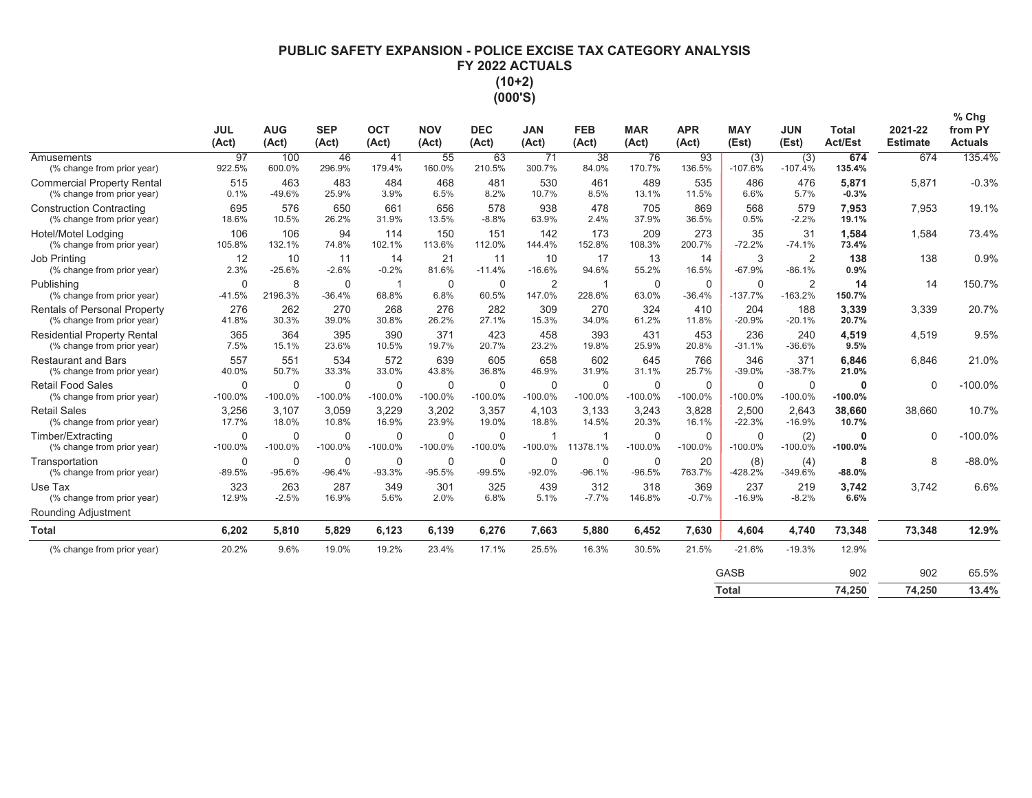# PUBLIC SAFETY EXPANSION - POLICE EXCISE TAX CATEGORY ANALYSIS
## FY 2022 ACTUALS
## (10+2)
## (000'S)

| | JUL (Act) | AUG (Act) | SEP (Act) | OCT (Act) | NOV (Act) | DEC (Act) | JAN (Act) | FEB (Act) | MAR (Act) | APR (Act) | MAY (Est) | JUN (Est) | Total Act/Est | 2021-22 Estimate | % Chg from PY Actuals |
|---|---|---|---|---|---|---|---|---|---|---|---|---|---|---|---|
| Amusements | 97 | 100 | 46 | 41 | 55 | 63 | 71 | 38 | 76 | 93 | (3) | (3) | **674** | 674 | 135.4% |
| (% change from prior year) | 922.5% | 600.0% | 296.9% | 179.4% | 160.0% | 210.5% | 300.7% | 84.0% | 170.7% | 136.5% | -107.6% | -107.4% | **135.4%** | | |
| Commercial Property Rental | 515 | 463 | 483 | 484 | 468 | 481 | 530 | 461 | 489 | 535 | 486 | 476 | **5,871** | 5,871 | -0.3% |
| (% change from prior year) | 0.1% | -49.6% | 25.9% | 3.9% | 6.5% | 8.2% | 10.7% | 8.5% | 13.1% | 11.5% | 6.6% | 5.7% | **-0.3%** | | |
| Construction Contracting | 695 | 576 | 650 | 661 | 656 | 578 | 938 | 478 | 705 | 869 | 568 | 579 | **7,953** | 7,953 | 19.1% |
| (% change from prior year) | 18.6% | 10.5% | 26.2% | 31.9% | 13.5% | -8.8% | 63.9% | 2.4% | 37.9% | 36.5% | 0.5% | -2.2% | **19.1%** | | |
| Hotel/Motel Lodging | 106 | 106 | 94 | 114 | 150 | 151 | 142 | 173 | 209 | 273 | 35 | 31 | **1,584** | 1,584 | 73.4% |
| (% change from prior year) | 105.8% | 132.1% | 74.8% | 102.1% | 113.6% | 112.0% | 144.4% | 152.8% | 108.3% | 200.7% | -72.2% | -74.1% | **73.4%** | | |
| Job Printing | 12 | 10 | 11 | 14 | 21 | 11 | 10 | 17 | 13 | 14 | 3 | 2 | **138** | 138 | 0.9% |
| (% change from prior year) | 2.3% | -25.6% | -2.6% | -0.2% | 81.6% | -11.4% | -16.6% | 94.6% | 55.2% | 16.5% | -67.9% | -86.1% | **0.9%** | | |
| Publishing | 0 | 8 | 0 | 1 | 0 | 0 | 2 | 1 | 0 | 0 | 0 | 2 | **14** | 14 | 150.7% |
| (% change from prior year) | -41.5% | 2196.3% | -36.4% | 68.8% | 6.8% | 60.5% | 147.0% | 228.6% | 63.0% | -36.4% | -137.7% | -163.2% | **150.7%** | | |
| Rentals of Personal Property | 276 | 262 | 270 | 268 | 276 | 282 | 309 | 270 | 324 | 410 | 204 | 188 | **3,339** | 3,339 | 20.7% |
| (% change from prior year) | 41.8% | 30.3% | 39.0% | 30.8% | 26.2% | 27.1% | 15.3% | 34.0% | 61.2% | 11.8% | -20.9% | -20.1% | **20.7%** | | |
| Residential Property Rental | 365 | 364 | 395 | 390 | 371 | 423 | 458 | 393 | 431 | 453 | 236 | 240 | **4,519** | 4,519 | 9.5% |
| (% change from prior year) | 7.5% | 15.1% | 23.6% | 10.5% | 19.7% | 20.7% | 23.2% | 19.8% | 25.9% | 20.8% | -31.1% | -36.6% | **9.5%** | | |
| Restaurant and Bars | 557 | 551 | 534 | 572 | 639 | 605 | 658 | 602 | 645 | 766 | 346 | 371 | **6,846** | 6,846 | 21.0% |
| (% change from prior year) | 40.0% | 50.7% | 33.3% | 33.0% | 43.8% | 36.8% | 46.9% | 31.9% | 31.1% | 25.7% | -39.0% | -38.7% | **21.0%** | | |
| Retail Food Sales | 0 | 0 | 0 | 0 | 0 | 0 | 0 | 0 | 0 | 0 | 0 | 0 | **0** | 0 | -100.0% |
| (% change from prior year) | -100.0% | -100.0% | -100.0% | -100.0% | -100.0% | -100.0% | -100.0% | -100.0% | -100.0% | -100.0% | -100.0% | -100.0% | **-100.0%** | | |
| Retail Sales | 3,256 | 3,107 | 3,059 | 3,229 | 3,202 | 3,357 | 4,103 | 3,133 | 3,243 | 3,828 | 2,500 | 2,643 | **38,660** | 38,660 | 10.7% |
| (% change from prior year) | 17.7% | 18.0% | 10.8% | 16.9% | 23.9% | 19.0% | 18.8% | 14.5% | 20.3% | 16.1% | -22.3% | -16.9% | **10.7%** | | |
| Timber/Extracting | 0 | 0 | 0 | 0 | 0 | 0 | 1 | 1 | 0 | 0 | 0 | (2) | **0** | 0 | -100.0% |
| (% change from prior year) | -100.0% | -100.0% | -100.0% | -100.0% | -100.0% | -100.0% | -100.0% | 11378.1% | -100.0% | -100.0% | -100.0% | -100.0% | **-100.0%** | | |
| Transportation | 0 | 0 | 0 | 0 | 0 | 0 | 0 | 0 | 0 | 20 | (8) | (4) | **8** | 8 | -88.0% |
| (% change from prior year) | -89.5% | -95.6% | -96.4% | -93.3% | -95.5% | -99.5% | -92.0% | -96.1% | -96.5% | 763.7% | -428.2% | -349.6% | **-88.0%** | | |
| Use Tax | 323 | 263 | 287 | 349 | 301 | 325 | 439 | 312 | 318 | 369 | 237 | 219 | **3,742** | 3,742 | 6.6% |
| (% change from prior year) | 12.9% | -2.5% | 16.9% | 5.6% | 2.0% | 6.8% | 5.1% | -7.7% | 146.8% | -0.7% | -16.9% | -8.2% | **6.6%** | | |
| Rounding Adjustment | | | | | | | | | | | | | | | |
| **Total** | **6,202** | **5,810** | **5,829** | **6,123** | **6,139** | **6,276** | **7,663** | **5,880** | **6,452** | **7,630** | **4,604** | **4,740** | **73,348** | **73,348** | **12.9%** |
| (% change from prior year) | 20.2% | 9.6% | 19.0% | 19.2% | 23.4% | 17.1% | 25.5% | 16.3% | 30.5% | 21.5% | -21.6% | -19.3% | 12.9% | | |
| | | | | | | | | | | | GASB | | 902 | 902 | 65.5% |
| | | | | | | | | | | | **Total** | | **74,250** | **74,250** | **13.4%** |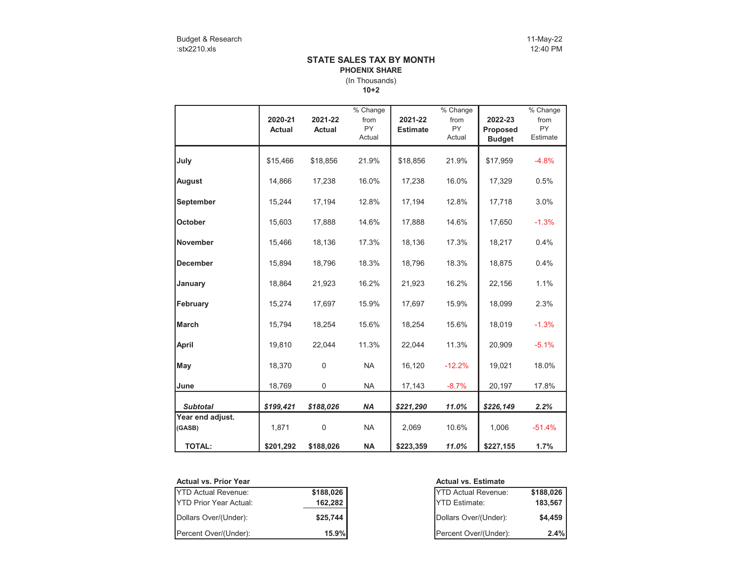Budget & Research
:stx2210.xls

11-May-22
12:40 PM

# STATE SALES TAX BY MONTH

## PHOENIX SHARE

(In Thousands)

**10+2**

| | 2020-21 Actual | 2021-22 Actual | % Change from PY Actual | 2021-22 Estimate | % Change from PY Actual | 2022-23 Proposed Budget | % Change from PY Estimate |
|---|---|---|---|---|---|---|---|
| **July** | $15,466 | $18,856 | 21.9% | $18,856 | 21.9% | $17,959 | -4.8% |
| **August** | 14,866 | 17,238 | 16.0% | 17,238 | 16.0% | 17,329 | 0.5% |
| **September** | 15,244 | 17,194 | 12.8% | 17,194 | 12.8% | 17,718 | 3.0% |
| **October** | 15,603 | 17,888 | 14.6% | 17,888 | 14.6% | 17,650 | -1.3% |
| **November** | 15,466 | 18,136 | 17.3% | 18,136 | 17.3% | 18,217 | 0.4% |
| **December** | 15,894 | 18,796 | 18.3% | 18,796 | 18.3% | 18,875 | 0.4% |
| **January** | 18,864 | 21,923 | 16.2% | 21,923 | 16.2% | 22,156 | 1.1% |
| **February** | 15,274 | 17,697 | 15.9% | 17,697 | 15.9% | 18,099 | 2.3% |
| **March** | 15,794 | 18,254 | 15.6% | 18,254 | 15.6% | 18,019 | -1.3% |
| **April** | 19,810 | 22,044 | 11.3% | 22,044 | 11.3% | 20,909 | -5.1% |
| **May** | 18,370 | 0 | NA | 16,120 | -12.2% | 19,021 | 18.0% |
| **June** | 18,769 | 0 | NA | 17,143 | -8.7% | 20,197 | 17.8% |
| ***Subtotal*** | ***$199,421*** | ***$188,026*** | ***NA*** | ***$221,290*** | ***11.0%*** | ***$226,149*** | ***2.2%*** |
| **Year end adjust. (GASB)** | 1,871 | 0 | NA | 2,069 | 10.6% | 1,006 | -51.4% |
| **TOTAL:** | **$201,292** | **$188,026** | **NA** | **$223,359** | ***11.0%*** | **$227,155** | **1.7%** |

**Actual vs. Prior Year**

| | |
|---|---|
| YTD Actual Revenue: | **$188,026** |
| YTD Prior Year Actual: | **162,282** |
| Dollars Over/(Under): | **$25,744** |
| Percent Over/(Under): | **15.9%** |

**Actual vs. Estimate**

| | |
|---|---|
| YTD Actual Revenue: | **$188,026** |
| YTD Estimate: | **183,567** |
| Dollars Over/(Under): | **$4,459** |
| Percent Over/(Under): | **2.4%** |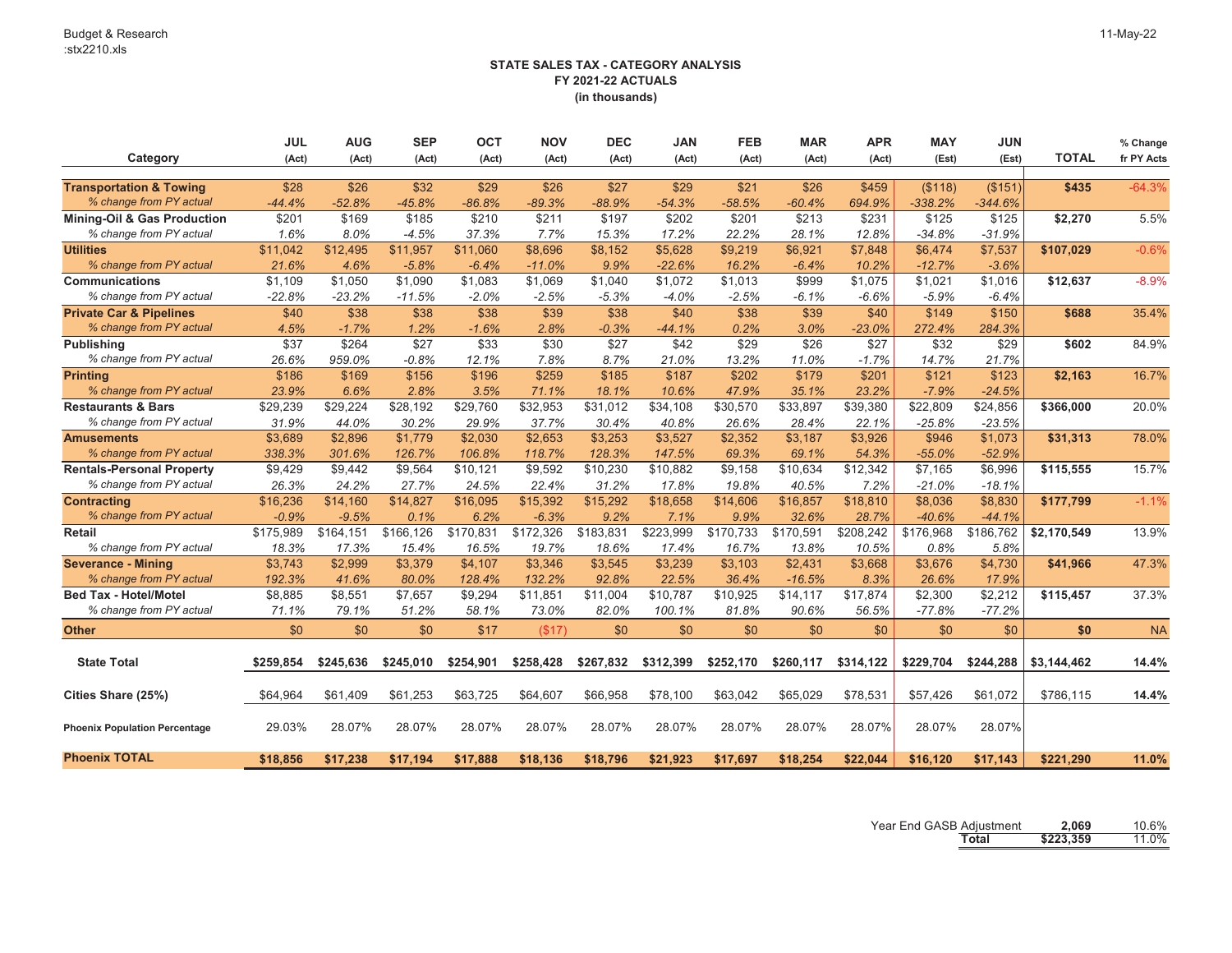Budget & Research
:stx2210.xls

11-May-22

**STATE SALES TAX - CATEGORY ANALYSIS**
**FY 2021-22 ACTUALS**
**(in thousands)**

| Category | JUL (Act) | AUG (Act) | SEP (Act) | OCT (Act) | NOV (Act) | DEC (Act) | JAN (Act) | FEB (Act) | MAR (Act) | APR (Act) | MAY (Est) | JUN (Est) | TOTAL | % Change fr PY Acts |
|---|---|---|---|---|---|---|---|---|---|---|---|---|---|---|
| **Transportation & Towing** | $28 | $26 | $32 | $29 | $26 | $27 | $29 | $21 | $26 | $459 | ($118) | ($151) | **$435** | -64.3% |
| *% change from PY actual* | *-44.4%* | *-52.8%* | *-45.8%* | *-86.8%* | *-89.3%* | *-88.9%* | *-54.3%* | *-58.5%* | *-60.4%* | *694.9%* | *-338.2%* | *-344.6%* | | |
| **Mining-Oil & Gas Production** | $201 | $169 | $185 | $210 | $211 | $197 | $202 | $201 | $213 | $231 | $125 | $125 | **$2,270** | 5.5% |
| *% change from PY actual* | *1.6%* | *8.0%* | *-4.5%* | *37.3%* | *7.7%* | *15.3%* | *17.2%* | *22.2%* | *28.1%* | *12.8%* | *-34.8%* | *-31.9%* | | |
| **Utilities** | $11,042 | $12,495 | $11,957 | $11,060 | $8,696 | $8,152 | $5,628 | $9,219 | $6,921 | $7,848 | $6,474 | $7,537 | **$107,029** | -0.6% |
| *% change from PY actual* | *21.6%* | *4.6%* | *-5.8%* | *-6.4%* | *-11.0%* | *9.9%* | *-22.6%* | *16.2%* | *-6.4%* | *10.2%* | *-12.7%* | *-3.6%* | | |
| **Communications** | $1,109 | $1,050 | $1,090 | $1,083 | $1,069 | $1,040 | $1,072 | $1,013 | $999 | $1,075 | $1,021 | $1,016 | **$12,637** | -8.9% |
| *% change from PY actual* | *-22.8%* | *-23.2%* | *-11.5%* | *-2.0%* | *-2.5%* | *-5.3%* | *-4.0%* | *-2.5%* | *-6.1%* | *-6.6%* | *-5.9%* | *-6.4%* | | |
| **Private Car & Pipelines** | $40 | $38 | $38 | $38 | $39 | $38 | $40 | $38 | $39 | $40 | $149 | $150 | **$688** | 35.4% |
| *% change from PY actual* | *4.5%* | *-1.7%* | *1.2%* | *-1.6%* | *2.8%* | *-0.3%* | *-44.1%* | *0.2%* | *3.0%* | *-23.0%* | *272.4%* | *284.3%* | | |
| **Publishing** | $37 | $264 | $27 | $33 | $30 | $27 | $42 | $29 | $26 | $27 | $32 | $29 | **$602** | 84.9% |
| *% change from PY actual* | *26.6%* | *959.0%* | *-0.8%* | *12.1%* | *7.8%* | *8.7%* | *21.0%* | *13.2%* | *11.0%* | *-1.7%* | *14.7%* | *21.7%* | | |
| **Printing** | $186 | $169 | $156 | $196 | $259 | $185 | $187 | $202 | $179 | $201 | $121 | $123 | **$2,163** | 16.7% |
| *% change from PY actual* | *23.9%* | *6.6%* | *2.8%* | *3.5%* | *71.1%* | *18.1%* | *10.6%* | *47.9%* | *35.1%* | *23.2%* | *-7.9%* | *-24.5%* | | |
| **Restaurants & Bars** | $29,239 | $29,224 | $28,192 | $29,760 | $32,953 | $31,012 | $34,108 | $30,570 | $33,897 | $39,380 | $22,809 | $24,856 | **$366,000** | 20.0% |
| *% change from PY actual* | *31.9%* | *44.0%* | *30.2%* | *29.9%* | *37.7%* | *30.4%* | *40.8%* | *26.6%* | *28.4%* | *22.1%* | *-25.8%* | *-23.5%* | | |
| **Amusements** | $3,689 | $2,896 | $1,779 | $2,030 | $2,653 | $3,253 | $3,527 | $2,352 | $3,187 | $3,926 | $946 | $1,073 | **$31,313** | 78.0% |
| *% change from PY actual* | *338.3%* | *301.6%* | *126.7%* | *106.8%* | *118.7%* | *128.3%* | *147.5%* | *69.3%* | *69.1%* | *54.3%* | *-55.0%* | *-52.9%* | | |
| **Rentals-Personal Property** | $9,429 | $9,442 | $9,564 | $10,121 | $9,592 | $10,230 | $10,882 | $9,158 | $10,634 | $12,342 | $7,165 | $6,996 | **$115,555** | 15.7% |
| *% change from PY actual* | *26.3%* | *24.2%* | *27.7%* | *24.5%* | *22.4%* | *31.2%* | *17.8%* | *19.8%* | *40.5%* | *7.2%* | *-21.0%* | *-18.1%* | | |
| **Contracting** | $16,236 | $14,160 | $14,827 | $16,095 | $15,392 | $15,292 | $18,658 | $14,606 | $16,857 | $18,810 | $8,036 | $8,830 | **$177,799** | -1.1% |
| *% change from PY actual* | *-0.9%* | *-9.5%* | *0.1%* | *6.2%* | *-6.3%* | *9.2%* | *7.1%* | *9.9%* | *32.6%* | *28.7%* | *-40.6%* | *-44.1%* | | |
| **Retail** | $175,989 | $164,151 | $166,126 | $170,831 | $172,326 | $183,831 | $223,999 | $170,733 | $170,591 | $208,242 | $176,968 | $186,762 | **$2,170,549** | 13.9% |
| *% change from PY actual* | *18.3%* | *17.3%* | *15.4%* | *16.5%* | *19.7%* | *18.6%* | *17.4%* | *16.7%* | *13.8%* | *10.5%* | *0.8%* | *5.8%* | | |
| **Severance - Mining** | $3,743 | $2,999 | $3,379 | $4,107 | $3,346 | $3,545 | $3,239 | $3,103 | $2,431 | $3,668 | $3,676 | $4,730 | **$41,966** | 47.3% |
| *% change from PY actual* | *192.3%* | *41.6%* | *80.0%* | *128.4%* | *132.2%* | *92.8%* | *22.5%* | *36.4%* | *-16.5%* | *8.3%* | *26.6%* | *17.9%* | | |
| **Bed Tax - Hotel/Motel** | $8,885 | $8,551 | $7,657 | $9,294 | $11,851 | $11,004 | $10,787 | $10,925 | $14,117 | $17,874 | $2,300 | $2,212 | **$115,457** | 37.3% |
| *% change from PY actual* | *71.1%* | *79.1%* | *51.2%* | *58.1%* | *73.0%* | *82.0%* | *100.1%* | *81.8%* | *90.6%* | *56.5%* | *-77.8%* | *-77.2%* | | |
| **Other** | $0 | $0 | $0 | $17 | ($17) | $0 | $0 | $0 | $0 | $0 | $0 | $0 | **$0** | NA |
| **State Total** | **$259,854** | **$245,636** | **$245,010** | **$254,901** | **$258,428** | **$267,832** | **$312,399** | **$252,170** | **$260,117** | **$314,122** | **$229,704** | **$244,288** | **$3,144,462** | **14.4%** |
| **Cities Share (25%)** | $64,964 | $61,409 | $61,253 | $63,725 | $64,607 | $66,958 | $78,100 | $63,042 | $65,029 | $78,531 | $57,426 | $61,072 | $786,115 | **14.4%** |
| **Phoenix Population Percentage** | 29.03% | 28.07% | 28.07% | 28.07% | 28.07% | 28.07% | 28.07% | 28.07% | 28.07% | 28.07% | 28.07% | 28.07% | | |
| **Phoenix TOTAL** | **$18,856** | **$17,238** | **$17,194** | **$17,888** | **$18,136** | **$18,796** | **$21,923** | **$17,697** | **$18,254** | **$22,044** | **$16,120** | **$17,143** | **$221,290** | **11.0%** |

| | | |
|---|---|---|
| Year End GASB Adjustment | **2,069** | 10.6% |
| **Total** | **$223,359** | 11.0% |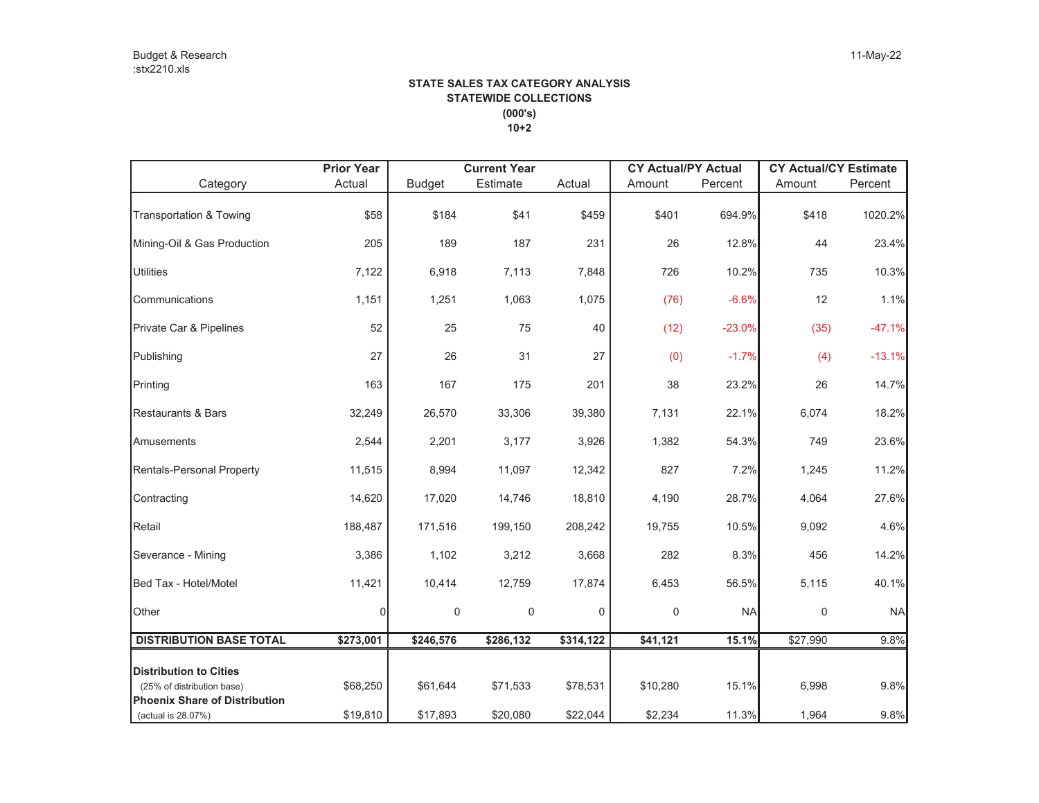Budget & Research
:stx2210.xls

11-May-22

**STATE SALES TAX CATEGORY ANALYSIS**
**STATEWIDE COLLECTIONS**
**(000's)**
**10+2**

| Category | Prior Year Actual | Current Year Budget | Current Year Estimate | Current Year Actual | CY Actual/PY Actual Amount | CY Actual/PY Actual Percent | CY Actual/CY Estimate Amount | CY Actual/CY Estimate Percent |
|---|---|---|---|---|---|---|---|---|
| Transportation & Towing | $58 | $184 | $41 | $459 | $401 | 694.9% | $418 | 1020.2% |
| Mining-Oil & Gas Production | 205 | 189 | 187 | 231 | 26 | 12.8% | 44 | 23.4% |
| Utilities | 7,122 | 6,918 | 7,113 | 7,848 | 726 | 10.2% | 735 | 10.3% |
| Communications | 1,151 | 1,251 | 1,063 | 1,075 | (76) | -6.6% | 12 | 1.1% |
| Private Car & Pipelines | 52 | 25 | 75 | 40 | (12) | -23.0% | (35) | -47.1% |
| Publishing | 27 | 26 | 31 | 27 | (0) | -1.7% | (4) | -13.1% |
| Printing | 163 | 167 | 175 | 201 | 38 | 23.2% | 26 | 14.7% |
| Restaurants & Bars | 32,249 | 26,570 | 33,306 | 39,380 | 7,131 | 22.1% | 6,074 | 18.2% |
| Amusements | 2,544 | 2,201 | 3,177 | 3,926 | 1,382 | 54.3% | 749 | 23.6% |
| Rentals-Personal Property | 11,515 | 8,994 | 11,097 | 12,342 | 827 | 7.2% | 1,245 | 11.2% |
| Contracting | 14,620 | 17,020 | 14,746 | 18,810 | 4,190 | 28.7% | 4,064 | 27.6% |
| Retail | 188,487 | 171,516 | 199,150 | 208,242 | 19,755 | 10.5% | 9,092 | 4.6% |
| Severance - Mining | 3,386 | 1,102 | 3,212 | 3,668 | 282 | 8.3% | 456 | 14.2% |
| Bed Tax - Hotel/Motel | 11,421 | 10,414 | 12,759 | 17,874 | 6,453 | 56.5% | 5,115 | 40.1% |
| Other | 0 | 0 | 0 | 0 | 0 | NA | 0 | NA |
| **DISTRIBUTION BASE TOTAL** | **$273,001** | **$246,576** | **$286,132** | **$314,122** | **$41,121** | **15.1%** | $27,990 | 9.8% |
| **Distribution to Cities** (25% of distribution base) | $68,250 | $61,644 | $71,533 | $78,531 | $10,280 | 15.1% | 6,998 | 9.8% |
| **Phoenix Share of Distribution** (actual is 28.07%) | $19,810 | $17,893 | $20,080 | $22,044 | $2,234 | 11.3% | 1,964 | 9.8% |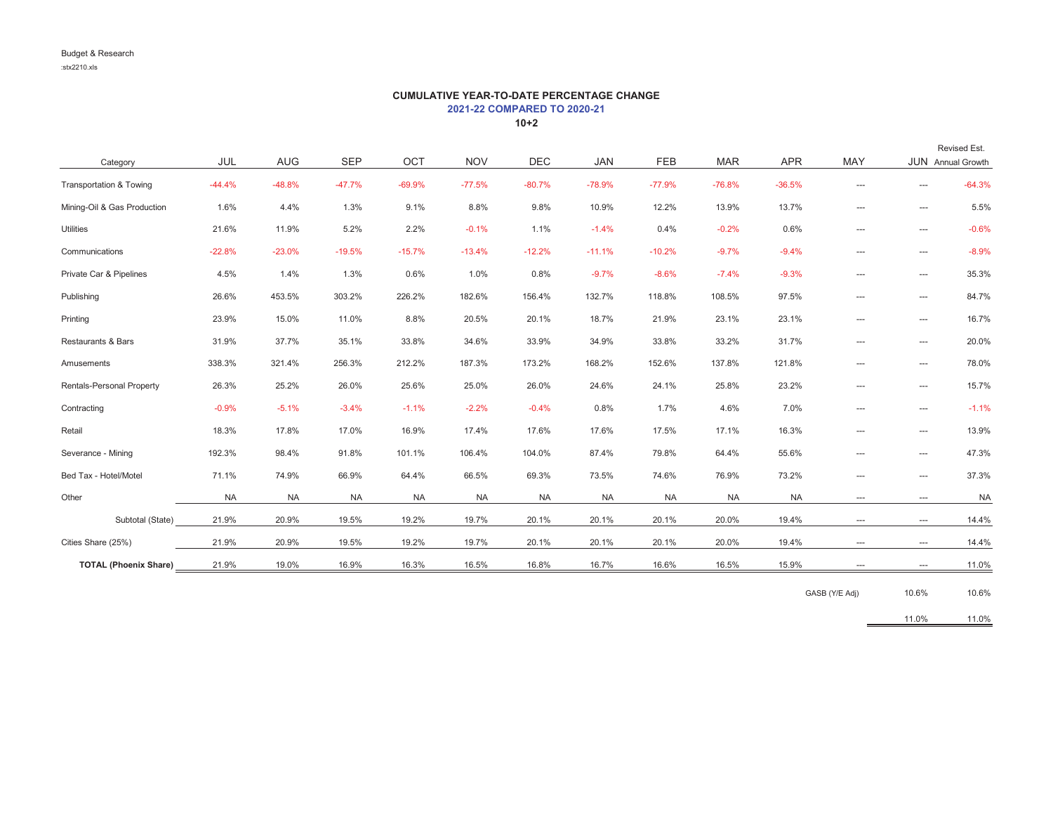Budget & Research

:stx2210.xls

**CUMULATIVE YEAR-TO-DATE PERCENTAGE CHANGE**

**2021-22 COMPARED TO 2020-21**

**10+2**

| Category | JUL | AUG | SEP | OCT | NOV | DEC | JAN | FEB | MAR | APR | MAY | JUN | Revised Est. Annual Growth |
|---|---|---|---|---|---|---|---|---|---|---|---|---|---|
| Transportation & Towing | -44.4% | -48.8% | -47.7% | -69.9% | -77.5% | -80.7% | -78.9% | -77.9% | -76.8% | -36.5% | --- | --- | -64.3% |
| Mining-Oil & Gas Production | 1.6% | 4.4% | 1.3% | 9.1% | 8.8% | 9.8% | 10.9% | 12.2% | 13.9% | 13.7% | --- | --- | 5.5% |
| Utilities | 21.6% | 11.9% | 5.2% | 2.2% | -0.1% | 1.1% | -1.4% | 0.4% | -0.2% | 0.6% | --- | --- | -0.6% |
| Communications | -22.8% | -23.0% | -19.5% | -15.7% | -13.4% | -12.2% | -11.1% | -10.2% | -9.7% | -9.4% | --- | --- | -8.9% |
| Private Car & Pipelines | 4.5% | 1.4% | 1.3% | 0.6% | 1.0% | 0.8% | -9.7% | -8.6% | -7.4% | -9.3% | --- | --- | 35.3% |
| Publishing | 26.6% | 453.5% | 303.2% | 226.2% | 182.6% | 156.4% | 132.7% | 118.8% | 108.5% | 97.5% | --- | --- | 84.7% |
| Printing | 23.9% | 15.0% | 11.0% | 8.8% | 20.5% | 20.1% | 18.7% | 21.9% | 23.1% | 23.1% | --- | --- | 16.7% |
| Restaurants & Bars | 31.9% | 37.7% | 35.1% | 33.8% | 34.6% | 33.9% | 34.9% | 33.8% | 33.2% | 31.7% | --- | --- | 20.0% |
| Amusements | 338.3% | 321.4% | 256.3% | 212.2% | 187.3% | 173.2% | 168.2% | 152.6% | 137.8% | 121.8% | --- | --- | 78.0% |
| Rentals-Personal Property | 26.3% | 25.2% | 26.0% | 25.6% | 25.0% | 26.0% | 24.6% | 24.1% | 25.8% | 23.2% | --- | --- | 15.7% |
| Contracting | -0.9% | -5.1% | -3.4% | -1.1% | -2.2% | -0.4% | 0.8% | 1.7% | 4.6% | 7.0% | --- | --- | -1.1% |
| Retail | 18.3% | 17.8% | 17.0% | 16.9% | 17.4% | 17.6% | 17.6% | 17.5% | 17.1% | 16.3% | --- | --- | 13.9% |
| Severance - Mining | 192.3% | 98.4% | 91.8% | 101.1% | 106.4% | 104.0% | 87.4% | 79.8% | 64.4% | 55.6% | --- | --- | 47.3% |
| Bed Tax - Hotel/Motel | 71.1% | 74.9% | 66.9% | 64.4% | 66.5% | 69.3% | 73.5% | 74.6% | 76.9% | 73.2% | --- | --- | 37.3% |
| Other | NA | NA | NA | NA | NA | NA | NA | NA | NA | NA | --- | --- | NA |
| Subtotal (State) | 21.9% | 20.9% | 19.5% | 19.2% | 19.7% | 20.1% | 20.1% | 20.1% | 20.0% | 19.4% | --- | --- | 14.4% |
| Cities Share (25%) | 21.9% | 20.9% | 19.5% | 19.2% | 19.7% | 20.1% | 20.1% | 20.1% | 20.0% | 19.4% | --- | --- | 14.4% |
| **TOTAL (Phoenix Share)** | 21.9% | 19.0% | 16.9% | 16.3% | 16.5% | 16.8% | 16.7% | 16.6% | 16.5% | 15.9% | --- | --- | 11.0% |
| | | | | | | | | | | | GASB (Y/E Adj) | 10.6% | 10.6% |
| | | | | | | | | | | | | 11.0% | 11.0% |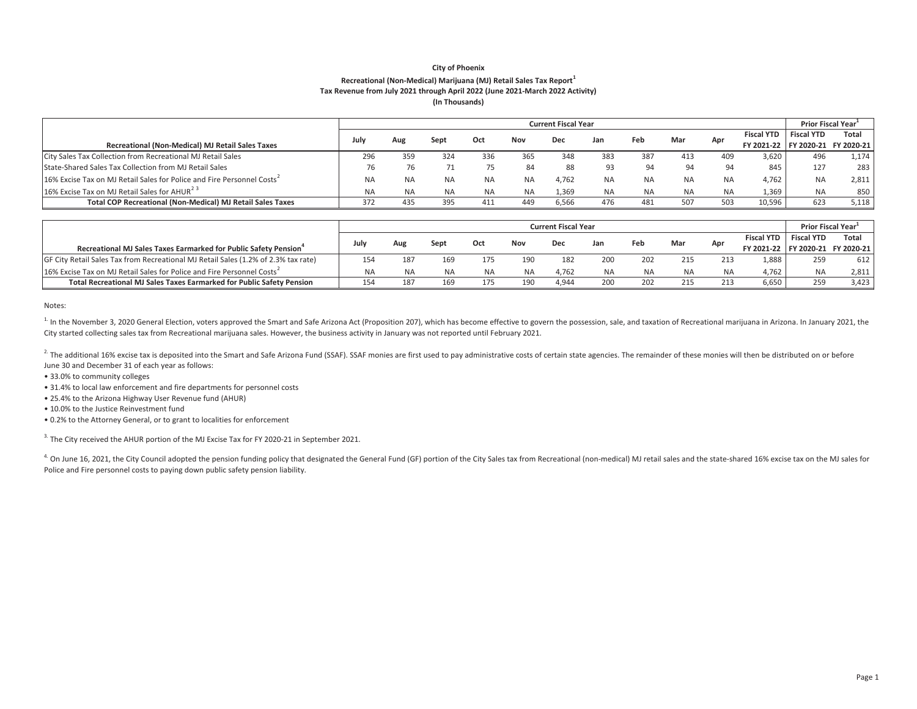**City of Phoenix**

**Recreational (Non-Medical) Marijuana (MJ) Retail Sales Tax Report[1]**

**Tax Revenue from July 2021 through April 2022 (June 2021-March 2022 Activity)**

**(In Thousands)**

| | Current Fiscal Year | | | | | | | | | | | Prior Fiscal Year[1] | |
|---|---|---|---|---|---|---|---|---|---|---|---|---|---|
| **Recreational (Non-Medical) MJ Retail Sales Taxes** | **July** | **Aug** | **Sept** | **Oct** | **Nov** | **Dec** | **Jan** | **Feb** | **Mar** | **Apr** | **Fiscal YTD FY 2021-22** | **Fiscal YTD FY 2020-21** | **Total FY 2020-21** |
| City Sales Tax Collection from Recreational MJ Retail Sales | 296 | 359 | 324 | 336 | 365 | 348 | 383 | 387 | 413 | 409 | 3,620 | 496 | 1,174 |
| State-Shared Sales Tax Collection from MJ Retail Sales | 76 | 76 | 71 | 75 | 84 | 88 | 93 | 94 | 94 | 94 | 845 | 127 | 283 |
| 16% Excise Tax on MJ Retail Sales for Police and Fire Personnel Costs[2] | NA | NA | NA | NA | NA | 4,762 | NA | NA | NA | NA | 4,762 | NA | 2,811 |
| 16% Excise Tax on MJ Retail Sales for AHUR[2 3] | NA | NA | NA | NA | NA | 1,369 | NA | NA | NA | NA | 1,369 | NA | 850 |
| **Total COP Recreational (Non-Medical) MJ Retail Sales Taxes** | 372 | 435 | 395 | 411 | 449 | 6,566 | 476 | 481 | 507 | 503 | 10,596 | 623 | 5,118 |

| | Current Fiscal Year | | | | | | | | | | | Prior Fiscal Year[1] | |
|---|---|---|---|---|---|---|---|---|---|---|---|---|---|
| **Recreational MJ Sales Taxes Earmarked for Public Safety Pension[4]** | **July** | **Aug** | **Sept** | **Oct** | **Nov** | **Dec** | **Jan** | **Feb** | **Mar** | **Apr** | **Fiscal YTD FY 2021-22** | **Fiscal YTD FY 2020-21** | **Total FY 2020-21** |
| GF City Retail Sales Tax from Recreational MJ Retail Sales (1.2% of 2.3% tax rate) | 154 | 187 | 169 | 175 | 190 | 182 | 200 | 202 | 215 | 213 | 1,888 | 259 | 612 |
| 16% Excise Tax on MJ Retail Sales for Police and Fire Personnel Costs[2] | NA | NA | NA | NA | NA | 4,762 | NA | NA | NA | NA | 4,762 | NA | 2,811 |
| **Total Recreational MJ Sales Taxes Earmarked for Public Safety Pension** | 154 | 187 | 169 | 175 | 190 | 4,944 | 200 | 202 | 215 | 213 | 6,650 | 259 | 3,423 |

Notes:

[1] In the November 3, 2020 General Election, voters approved the Smart and Safe Arizona Act (Proposition 207), which has become effective to govern the possession, sale, and taxation of Recreational marijuana in Arizona. In January 2021, the City started collecting sales tax from Recreational marijuana sales. However, the business activity in January was not reported until February 2021.

[2] The additional 16% excise tax is deposited into the Smart and Safe Arizona Fund (SSAF). SSAF monies are first used to pay administrative costs of certain state agencies. The remainder of these monies will then be distributed on or before June 30 and December 31 of each year as follows:

- 33.0% to community colleges
- 31.4% to local law enforcement and fire departments for personnel costs
- 25.4% to the Arizona Highway User Revenue fund (AHUR)
- 10.0% to the Justice Reinvestment fund
- 0.2% to the Attorney General, or to grant to localities for enforcement

[3] The City received the AHUR portion of the MJ Excise Tax for FY 2020-21 in September 2021.

[4] On June 16, 2021, the City Council adopted the pension funding policy that designated the General Fund (GF) portion of the City Sales tax from Recreational (non-medical) MJ retail sales and the state-shared 16% excise tax on the MJ sales for Police and Fire personnel costs to paying down public safety pension liability.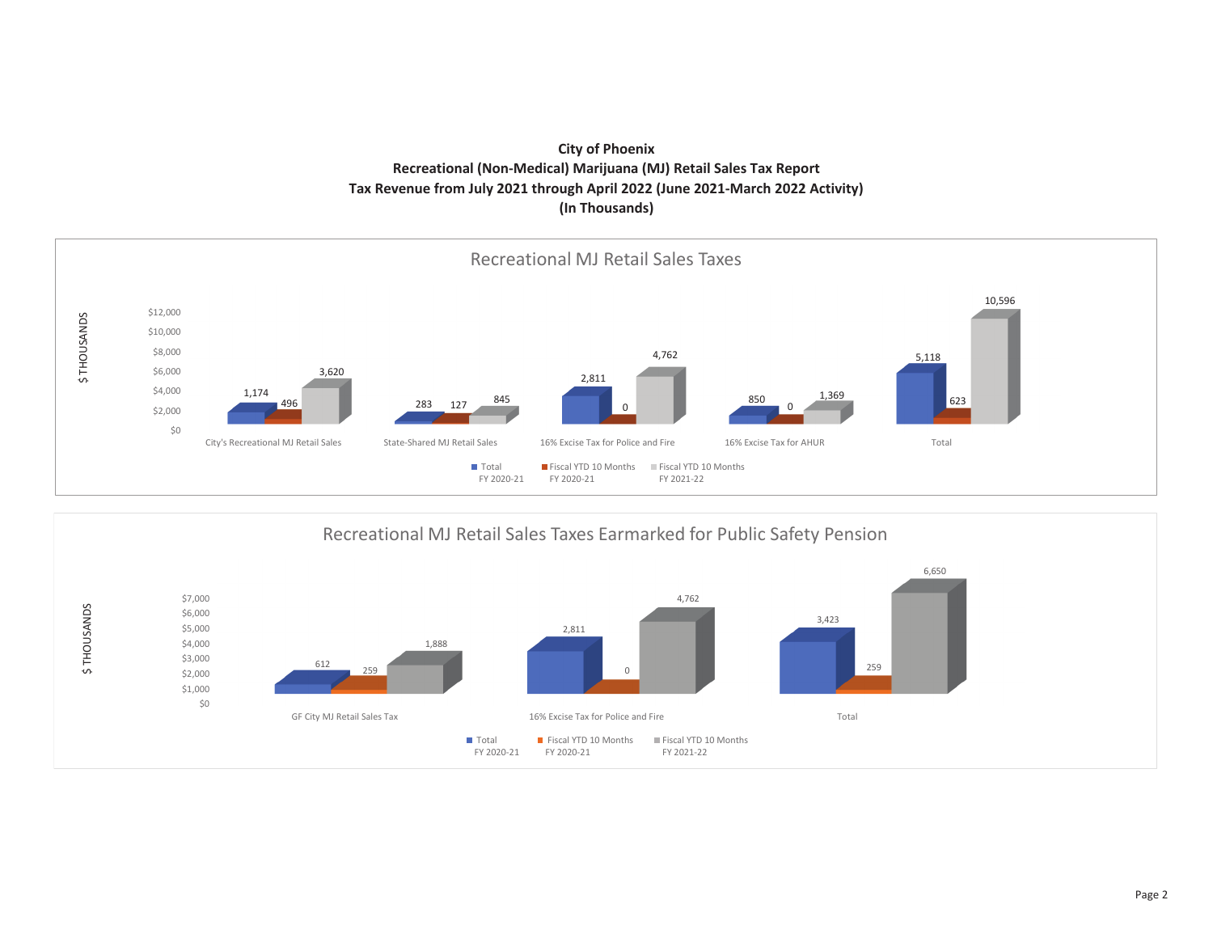**City of Phoenix**
**Recreational (Non-Medical) Marijuana (MJ) Retail Sales Tax Report**
**Tax Revenue from July 2021 through April 2022 (June 2021-March 2022 Activity)**
**(In Thousands)**

Recreational MJ Retail Sales Taxes

$ THOUSANDS

$12,000
$10,000
$8,000
$6,000
$4,000
$2,000
$0

City's Recreational MJ Retail Sales: 1,174 496 3,620
State-Shared MJ Retail Sales: 283 127 845
16% Excise Tax for Police and Fire: 2,811 0 4,762
16% Excise Tax for AHUR: 850 0 1,369
Total: 5,118 623 10,596

Total FY 2020-21
Fiscal YTD 10 Months FY 2020-21
Fiscal YTD 10 Months FY 2021-22

Recreational MJ Retail Sales Taxes Earmarked for Public Safety Pension

$ THOUSANDS

$7,000
$6,000
$5,000
$4,000
$3,000
$2,000
$1,000
$0

GF City MJ Retail Sales Tax: 612 259 1,888
16% Excise Tax for Police and Fire: 2,811 0 4,762
Total: 3,423 259 6,650

Total FY 2020-21
Fiscal YTD 10 Months FY 2020-21
Fiscal YTD 10 Months FY 2021-22